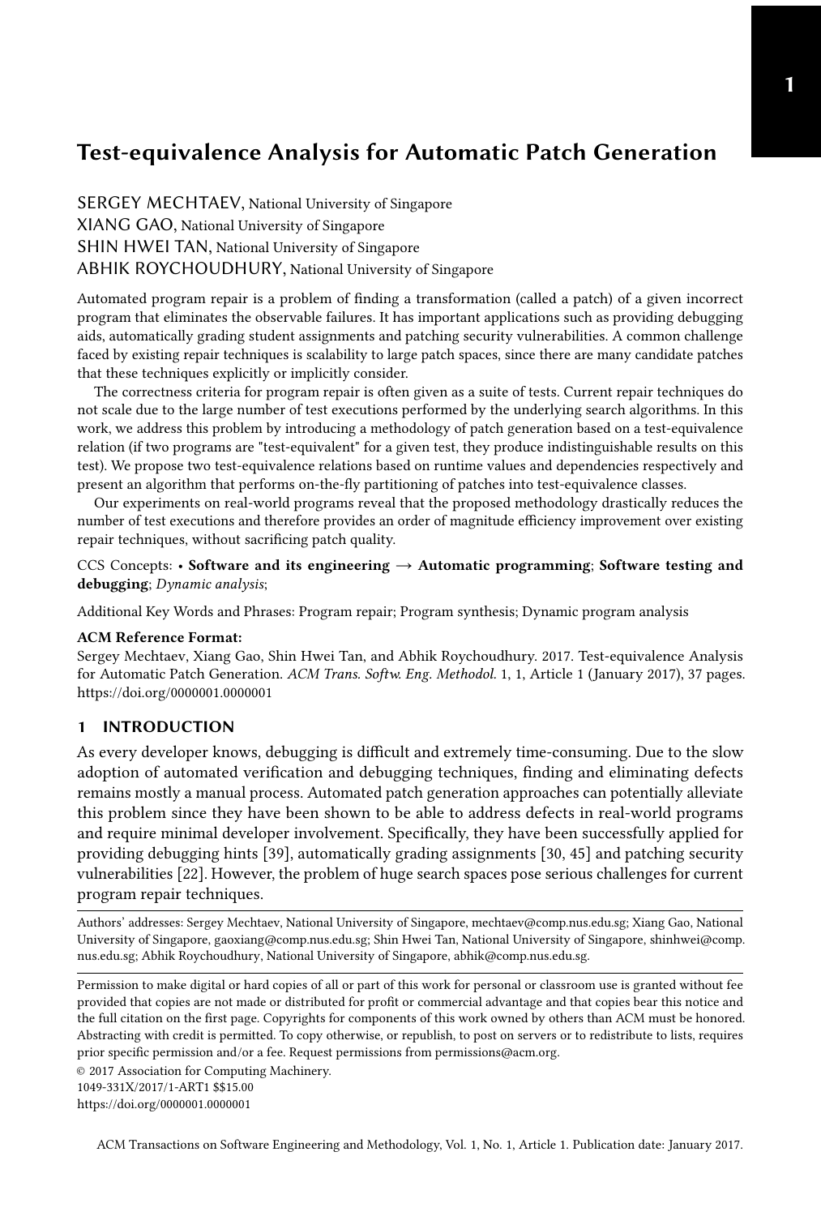# Test-equivalence Analysis for Automatic Patch Generation

SERGEY MECHTAEV, National University of Singapore
XIANG GAO, National University of Singapore
SHIN HWEI TAN, National University of Singapore
ABHIK ROYCHOUDHURY, National University of Singapore

Automated program repair is a problem of finding a transformation (called a patch) of a given incorrect program that eliminates the observable failures. It has important applications such as providing debugging aids, automatically grading student assignments and patching security vulnerabilities. A common challenge faced by existing repair techniques is scalability to large patch spaces, since there are many candidate patches that these techniques explicitly or implicitly consider.

The correctness criteria for program repair is often given as a suite of tests. Current repair techniques do not scale due to the large number of test executions performed by the underlying search algorithms. In this work, we address this problem by introducing a methodology of patch generation based on a test-equivalence relation (if two programs are "test-equivalent" for a given test, they produce indistinguishable results on this test). We propose two test-equivalence relations based on runtime values and dependencies respectively and present an algorithm that performs on-the-fly partitioning of patches into test-equivalence classes.

Our experiments on real-world programs reveal that the proposed methodology drastically reduces the number of test executions and therefore provides an order of magnitude efficiency improvement over existing repair techniques, without sacrificing patch quality.

CCS Concepts: • **Software and its engineering → Automatic programming**; **Software testing and debugging**; *Dynamic analysis*;

Additional Key Words and Phrases: Program repair; Program synthesis; Dynamic program analysis

**ACM Reference Format:**
Sergey Mechtaev, Xiang Gao, Shin Hwei Tan, and Abhik Roychoudhury. 2017. Test-equivalence Analysis for Automatic Patch Generation. *ACM Trans. Softw. Eng. Methodol.* 1, 1, Article 1 (January 2017), 37 pages. https://doi.org/0000001.0000001

## 1 INTRODUCTION

As every developer knows, debugging is difficult and extremely time-consuming. Due to the slow adoption of automated verification and debugging techniques, finding and eliminating defects remains mostly a manual process. Automated patch generation approaches can potentially alleviate this problem since they have been shown to be able to address defects in real-world programs and require minimal developer involvement. Specifically, they have been successfully applied for providing debugging hints [39], automatically grading assignments [30, 45] and patching security vulnerabilities [22]. However, the problem of huge search spaces pose serious challenges for current program repair techniques.

Authors' addresses: Sergey Mechtaev, National University of Singapore, mechtaev@comp.nus.edu.sg; Xiang Gao, National University of Singapore, gaoxiang@comp.nus.edu.sg; Shin Hwei Tan, National University of Singapore, shinhwei@comp.nus.edu.sg; Abhik Roychoudhury, National University of Singapore, abhik@comp.nus.edu.sg.

Permission to make digital or hard copies of all or part of this work for personal or classroom use is granted without fee provided that copies are not made or distributed for profit or commercial advantage and that copies bear this notice and the full citation on the first page. Copyrights for components of this work owned by others than ACM must be honored. Abstracting with credit is permitted. To copy otherwise, or republish, to post on servers or to redistribute to lists, requires prior specific permission and/or a fee. Request permissions from permissions@acm.org.

© 2017 Association for Computing Machinery.
1049-331X/2017/1-ART1 $15.00
https://doi.org/0000001.0000001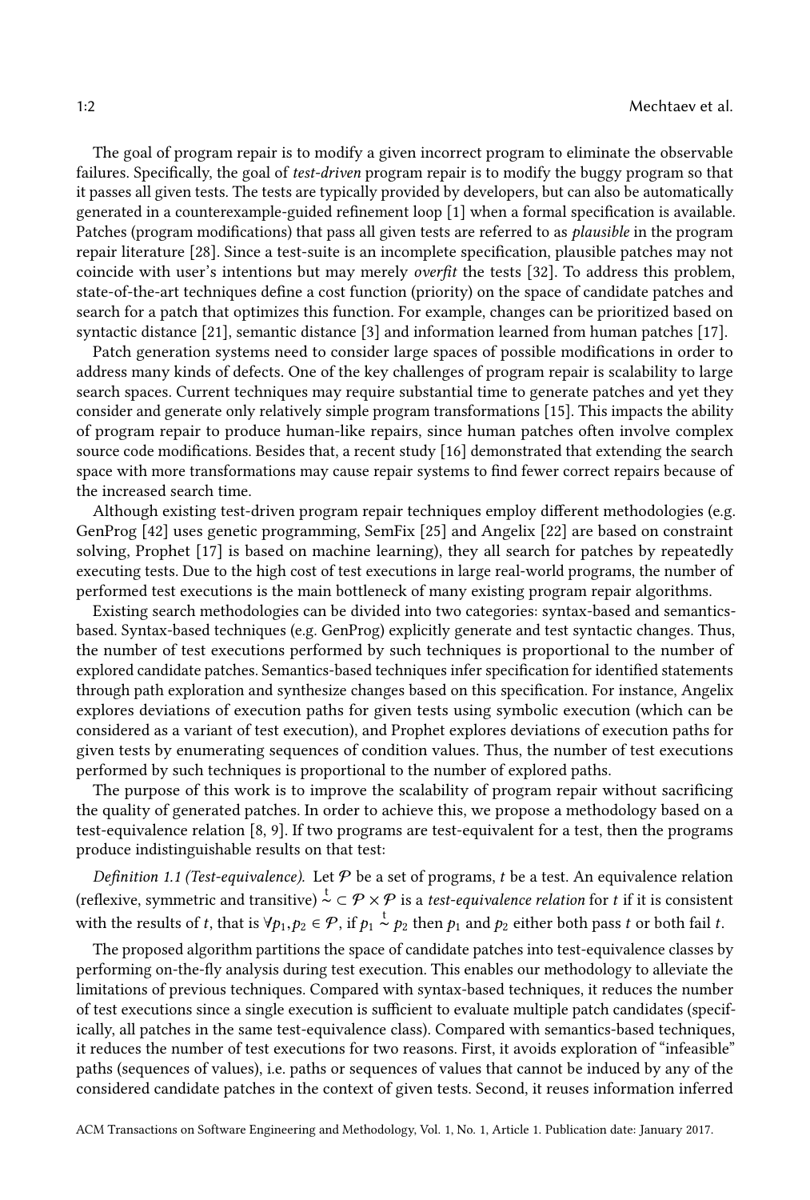The goal of program repair is to modify a given incorrect program to eliminate the observable failures. Specifically, the goal of *test-driven* program repair is to modify the buggy program so that it passes all given tests. The tests are typically provided by developers, but can also be automatically generated in a counterexample-guided refinement loop [1] when a formal specification is available. Patches (program modifications) that pass all given tests are referred to as *plausible* in the program repair literature [28]. Since a test-suite is an incomplete specification, plausible patches may not coincide with user's intentions but may merely *overfit* the tests [32]. To address this problem, state-of-the-art techniques define a cost function (priority) on the space of candidate patches and search for a patch that optimizes this function. For example, changes can be prioritized based on syntactic distance [21], semantic distance [3] and information learned from human patches [17].

Patch generation systems need to consider large spaces of possible modifications in order to address many kinds of defects. One of the key challenges of program repair is scalability to large search spaces. Current techniques may require substantial time to generate patches and yet they consider and generate only relatively simple program transformations [15]. This impacts the ability of program repair to produce human-like repairs, since human patches often involve complex source code modifications. Besides that, a recent study [16] demonstrated that extending the search space with more transformations may cause repair systems to find fewer correct repairs because of the increased search time.

Although existing test-driven program repair techniques employ different methodologies (e.g. GenProg [42] uses genetic programming, SemFix [25] and Angelix [22] are based on constraint solving, Prophet [17] is based on machine learning), they all search for patches by repeatedly executing tests. Due to the high cost of test executions in large real-world programs, the number of performed test executions is the main bottleneck of many existing program repair algorithms.

Existing search methodologies can be divided into two categories: syntax-based and semantics-based. Syntax-based techniques (e.g. GenProg) explicitly generate and test syntactic changes. Thus, the number of test executions performed by such techniques is proportional to the number of explored candidate patches. Semantics-based techniques infer specification for identified statements through path exploration and synthesize changes based on this specification. For instance, Angelix explores deviations of execution paths for given tests using symbolic execution (which can be considered as a variant of test execution), and Prophet explores deviations of execution paths for given tests by enumerating sequences of condition values. Thus, the number of test executions performed by such techniques is proportional to the number of explored paths.

The purpose of this work is to improve the scalability of program repair without sacrificing the quality of generated patches. In order to achieve this, we propose a methodology based on a test-equivalence relation [8, 9]. If two programs are test-equivalent for a test, then the programs produce indistinguishable results on that test:

*Definition 1.1 (Test-equivalence).* Let $\mathcal{P}$ be a set of programs, $t$ be a test. An equivalence relation (reflexive, symmetric and transitive) $\overset{t}{\sim} \subset \mathcal{P} \times \mathcal{P}$ is a *test-equivalence relation* for $t$ if it is consistent with the results of $t$, that is $\forall p_1, p_2 \in \mathcal{P}$, if $p_1 \overset{t}{\sim} p_2$ then $p_1$ and $p_2$ either both pass $t$ or both fail $t$.

The proposed algorithm partitions the space of candidate patches into test-equivalence classes by performing on-the-fly analysis during test execution. This enables our methodology to alleviate the limitations of previous techniques. Compared with syntax-based techniques, it reduces the number of test executions since a single execution is sufficient to evaluate multiple patch candidates (specifically, all patches in the same test-equivalence class). Compared with semantics-based techniques, it reduces the number of test executions for two reasons. First, it avoids exploration of "infeasible" paths (sequences of values), i.e. paths or sequences of values that cannot be induced by any of the considered candidate patches in the context of given tests. Second, it reuses information inferred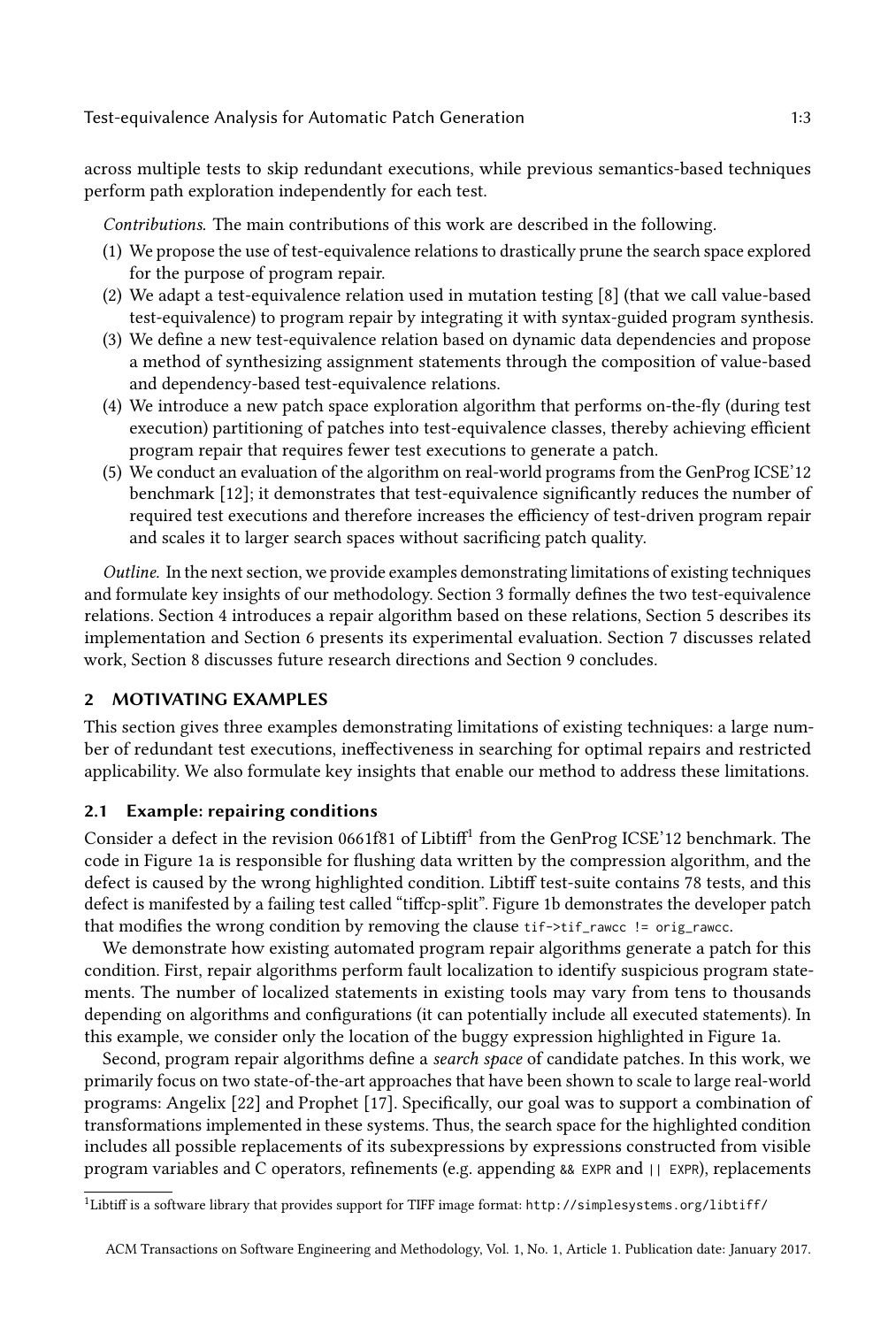across multiple tests to skip redundant executions, while previous semantics-based techniques perform path exploration independently for each test.

*Contributions.* The main contributions of this work are described in the following.

1. We propose the use of test-equivalence relations to drastically prune the search space explored for the purpose of program repair.
2. We adapt a test-equivalence relation used in mutation testing [8] (that we call value-based test-equivalence) to program repair by integrating it with syntax-guided program synthesis.
3. We define a new test-equivalence relation based on dynamic data dependencies and propose a method of synthesizing assignment statements through the composition of value-based and dependency-based test-equivalence relations.
4. We introduce a new patch space exploration algorithm that performs on-the-fly (during test execution) partitioning of patches into test-equivalence classes, thereby achieving efficient program repair that requires fewer test executions to generate a patch.
5. We conduct an evaluation of the algorithm on real-world programs from the GenProg ICSE'12 benchmark [12]; it demonstrates that test-equivalence significantly reduces the number of required test executions and therefore increases the efficiency of test-driven program repair and scales it to larger search spaces without sacrificing patch quality.

*Outline.* In the next section, we provide examples demonstrating limitations of existing techniques and formulate key insights of our methodology. Section 3 formally defines the two test-equivalence relations. Section 4 introduces a repair algorithm based on these relations, Section 5 describes its implementation and Section 6 presents its experimental evaluation. Section 7 discusses related work, Section 8 discusses future research directions and Section 9 concludes.

## 2 MOTIVATING EXAMPLES

This section gives three examples demonstrating limitations of existing techniques: a large number of redundant test executions, ineffectiveness in searching for optimal repairs and restricted applicability. We also formulate key insights that enable our method to address these limitations.

### 2.1 Example: repairing conditions

Consider a defect in the revision 0661f81 of Libtiff[1] from the GenProg ICSE'12 benchmark. The code in Figure 1a is responsible for flushing data written by the compression algorithm, and the defect is caused by the wrong highlighted condition. Libtiff test-suite contains 78 tests, and this defect is manifested by a failing test called "tiffcp-split". Figure 1b demonstrates the developer patch that modifies the wrong condition by removing the clause `tif->tif_rawcc != orig_rawcc`.

We demonstrate how existing automated program repair algorithms generate a patch for this condition. First, repair algorithms perform fault localization to identify suspicious program statements. The number of localized statements in existing tools may vary from tens to thousands depending on algorithms and configurations (it can potentially include all executed statements). In this example, we consider only the location of the buggy expression highlighted in Figure 1a.

Second, program repair algorithms define a *search space* of candidate patches. In this work, we primarily focus on two state-of-the-art approaches that have been shown to scale to large real-world programs: Angelix [22] and Prophet [17]. Specifically, our goal was to support a combination of transformations implemented in these systems. Thus, the search space for the highlighted condition includes all possible replacements of its subexpressions by expressions constructed from visible program variables and C operators, refinements (e.g. appending `&& EXPR` and `|| EXPR`), replacements

[1] Libtiff is a software library that provides support for TIFF image format: http://simplesystems.org/libtiff/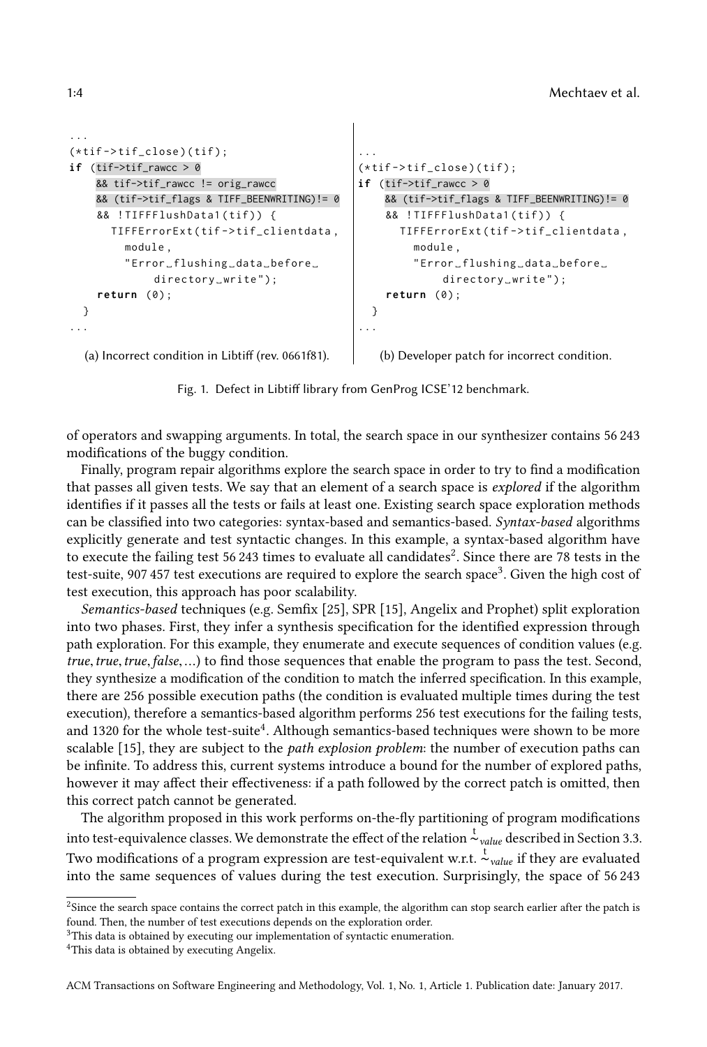```
...
(*tif->tif_close)(tif);
if (tif->tif_rawcc > 0
    && tif->tif_rawcc != orig_rawcc
    && (tif->tif_flags & TIFF_BEENWRITING)!= 0
    && !TIFFFlushData1(tif)) {
      TIFFErrorExt(tif->tif_clientdata,
        module,
        "Error flushing data before 
            directory write");
    return (0);
  }
...
```

(a) Incorrect condition in Libtiff (rev. 0661f81).

```
...
(*tif->tif_close)(tif);
if (tif->tif_rawcc > 0
    && (tif->tif_flags & TIFF_BEENWRITING)!= 0
    && !TIFFFlushData1(tif)) {
      TIFFErrorExt(tif->tif_clientdata,
        module,
        "Error flushing data before 
            directory write");
    return (0);
  }
...
```

(b) Developer patch for incorrect condition.

Fig. 1. Defect in Libtiff library from GenProg ICSE'12 benchmark.

of operators and swapping arguments. In total, the search space in our synthesizer contains 56 243 modifications of the buggy condition.

Finally, program repair algorithms explore the search space in order to try to find a modification that passes all given tests. We say that an element of a search space is *explored* if the algorithm identifies if it passes all the tests or fails at least one. Existing search space exploration methods can be classified into two categories: syntax-based and semantics-based. *Syntax-based* algorithms explicitly generate and test syntactic changes. In this example, a syntax-based algorithm have to execute the failing test 56 243 times to evaluate all candidates[2]. Since there are 78 tests in the test-suite, 907 457 test executions are required to explore the search space[3]. Given the high cost of test execution, this approach has poor scalability.

*Semantics-based* techniques (e.g. Semfix [25], SPR [15], Angelix and Prophet) split exploration into two phases. First, they infer a synthesis specification for the identified expression through path exploration. For this example, they enumerate and execute sequences of condition values (e.g. *true*, *true*, *true*, *false*, ...) to find those sequences that enable the program to pass the test. Second, they synthesize a modification of the condition to match the inferred specification. In this example, there are 256 possible execution paths (the condition is evaluated multiple times during the test execution), therefore a semantics-based algorithm performs 256 test executions for the failing tests, and 1320 for the whole test-suite[4]. Although semantics-based techniques were shown to be more scalable [15], they are subject to the *path explosion problem*: the number of execution paths can be infinite. To address this, current systems introduce a bound for the number of explored paths, however it may affect their effectiveness: if a path followed by the correct patch is omitted, then this correct patch cannot be generated.

The algorithm proposed in this work performs on-the-fly partitioning of program modifications into test-equivalence classes. We demonstrate the effect of the relation $\overset{t}{\sim}_{value}$ described in Section 3.3. Two modifications of a program expression are test-equivalent w.r.t. $\overset{t}{\sim}_{value}$ if they are evaluated into the same sequences of values during the test execution. Surprisingly, the space of 56 243

---

[2] Since the search space contains the correct patch in this example, the algorithm can stop search earlier after the patch is found. Then, the number of test executions depends on the exploration order.

[3] This data is obtained by executing our implementation of syntactic enumeration.

[4] This data is obtained by executing Angelix.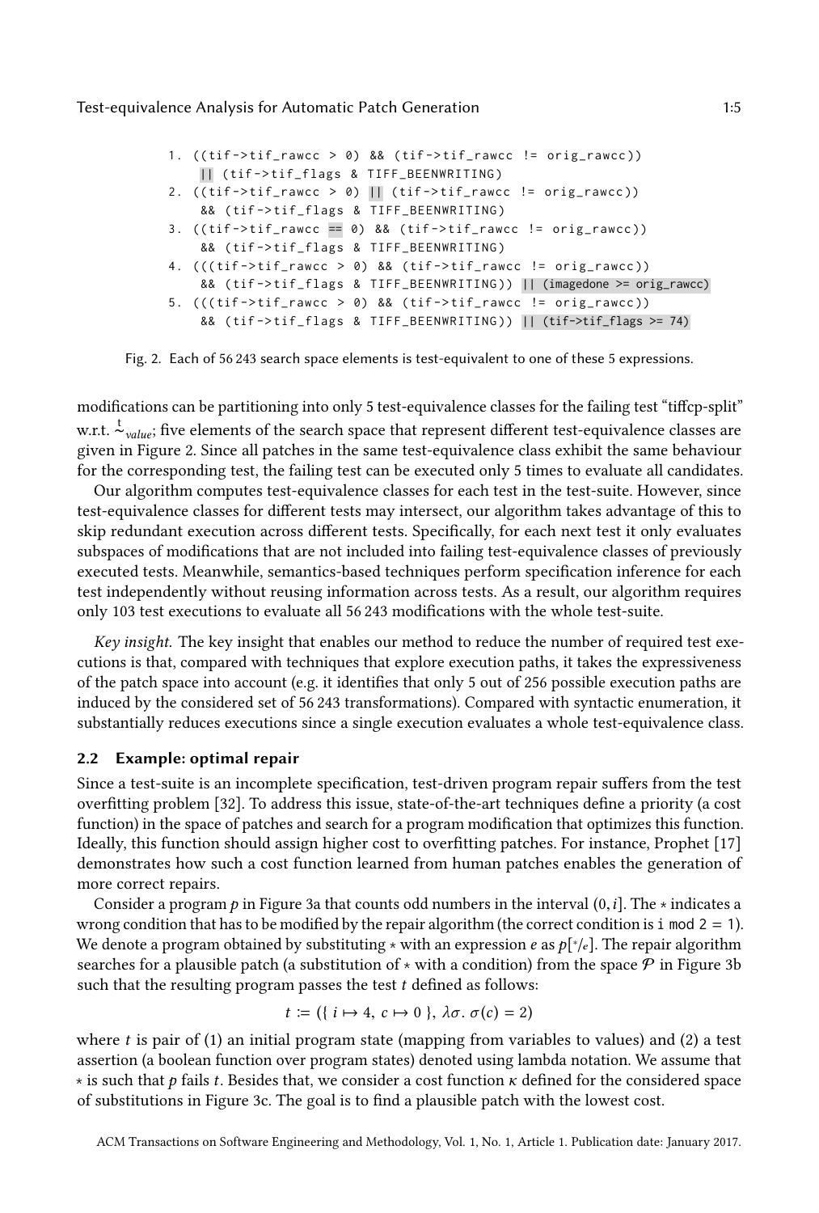```
1. ((tif->tif_rawcc > 0) && (tif->tif_rawcc != orig_rawcc))
    || (tif->tif_flags & TIFF_BEENWRITING)
2. ((tif->tif_rawcc > 0) || (tif->tif_rawcc != orig_rawcc))
    && (tif->tif_flags & TIFF_BEENWRITING)
3. ((tif->tif_rawcc == 0) && (tif->tif_rawcc != orig_rawcc))
    && (tif->tif_flags & TIFF_BEENWRITING)
4. (((tif->tif_rawcc > 0) && (tif->tif_rawcc != orig_rawcc))
    && (tif->tif_flags & TIFF_BEENWRITING)) || (imagedone >= orig_rawcc)
5. (((tif->tif_rawcc > 0) && (tif->tif_rawcc != orig_rawcc))
    && (tif->tif_flags & TIFF_BEENWRITING)) || (tif->tif_flags >= 74)
```

Fig. 2. Each of 56 243 search space elements is test-equivalent to one of these 5 expressions.

modifications can be partitioning into only 5 test-equivalence classes for the failing test "tiffcp-split" w.r.t. $\overset{t}{\sim}_{value}$; five elements of the search space that represent different test-equivalence classes are given in Figure 2. Since all patches in the same test-equivalence class exhibit the same behaviour for the corresponding test, the failing test can be executed only 5 times to evaluate all candidates.

Our algorithm computes test-equivalence classes for each test in the test-suite. However, since test-equivalence classes for different tests may intersect, our algorithm takes advantage of this to skip redundant execution across different tests. Specifically, for each next test it only evaluates subspaces of modifications that are not included into failing test-equivalence classes of previously executed tests. Meanwhile, semantics-based techniques perform specification inference for each test independently without reusing information across tests. As a result, our algorithm requires only 103 test executions to evaluate all 56 243 modifications with the whole test-suite.

*Key insight.* The key insight that enables our method to reduce the number of required test executions is that, compared with techniques that explore execution paths, it takes the expressiveness of the patch space into account (e.g. it identifies that only 5 out of 256 possible execution paths are induced by the considered set of 56 243 transformations). Compared with syntactic enumeration, it substantially reduces executions since a single execution evaluates a whole test-equivalence class.

## 2.2 Example: optimal repair

Since a test-suite is an incomplete specification, test-driven program repair suffers from the test overfitting problem [32]. To address this issue, state-of-the-art techniques define a priority (a cost function) in the space of patches and search for a program modification that optimizes this function. Ideally, this function should assign higher cost to overfitting patches. For instance, Prophet [17] demonstrates how such a cost function learned from human patches enables the generation of more correct repairs.

Consider a program $p$ in Figure 3a that counts odd numbers in the interval $(0, i]$. The $\star$ indicates a wrong condition that has to be modified by the repair algorithm (the correct condition is `i mod 2 = 1`). We denote a program obtained by substituting $\star$ with an expression $e$ as $p[^{\star}/_{e}]$. The repair algorithm searches for a plausible patch (a substitution of $\star$ with a condition) from the space $\mathcal{P}$ in Figure 3b such that the resulting program passes the test $t$ defined as follows:

$$t := (\{\ i \mapsto 4,\ c \mapsto 0\ \},\ \lambda\sigma.\ \sigma(c) = 2)$$

where $t$ is pair of (1) an initial program state (mapping from variables to values) and (2) a test assertion (a boolean function over program states) denoted using lambda notation. We assume that $\star$ is such that $p$ fails $t$. Besides that, we consider a cost function $\kappa$ defined for the considered space of substitutions in Figure 3c. The goal is to find a plausible patch with the lowest cost.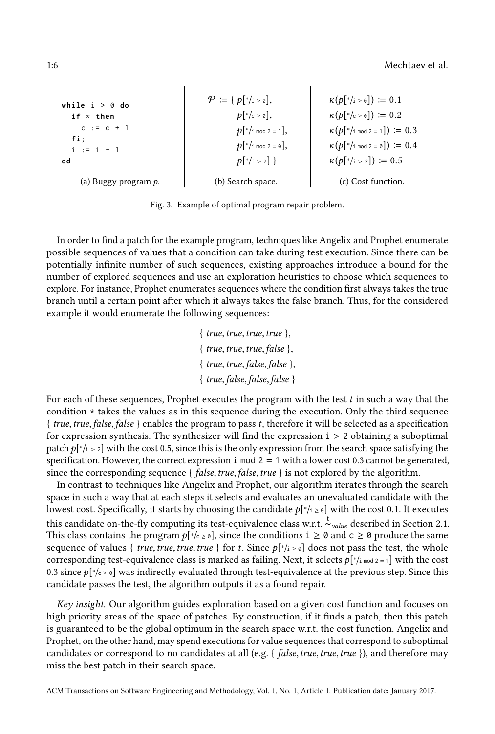```
while i > 0 do
  if * then
    c := c + 1
  fi;
  i := i - 1
od
```

(a) Buggy program $p$.

$$\begin{aligned}\mathcal{P} := \{\, & p[{*}/\texttt{i} \geq \texttt{0}], \\ & p[{*}/\texttt{c} \geq \texttt{0}], \\ & p[{*}/\texttt{i mod 2 = 1}], \\ & p[{*}/\texttt{i mod 2 = 0}], \\ & p[{*}/\texttt{i} > \texttt{2}] \,\}\end{aligned}$$

(b) Search space.

$$\begin{aligned}\kappa(p[{*}/\texttt{i} \geq \texttt{0}]) &:= 0.1 \\ \kappa(p[{*}/\texttt{c} \geq \texttt{0}]) &:= 0.2 \\ \kappa(p[{*}/\texttt{i mod 2 = 1}]) &:= 0.3 \\ \kappa(p[{*}/\texttt{i mod 2 = 0}]) &:= 0.4 \\ \kappa(p[{*}/\texttt{i} > \texttt{2}]) &:= 0.5\end{aligned}$$

(c) Cost function.

Fig. 3. Example of optimal program repair problem.

In order to find a patch for the example program, techniques like Angelix and Prophet enumerate possible sequences of values that a condition can take during test execution. Since there can be potentially infinite number of such sequences, existing approaches introduce a bound for the number of explored sequences and use an exploration heuristics to choose which sequences to explore. For instance, Prophet enumerates sequences where the condition first always takes the true branch until a certain point after which it always takes the false branch. Thus, for the considered example it would enumerate the following sequences:

$$\{\ \textit{true}, \textit{true}, \textit{true}, \textit{true}\ \},$$
$$\{\ \textit{true}, \textit{true}, \textit{true}, \textit{false}\ \},$$
$$\{\ \textit{true}, \textit{true}, \textit{false}, \textit{false}\ \},$$
$$\{\ \textit{true}, \textit{false}, \textit{false}, \textit{false}\ \}$$

For each of these sequences, Prophet executes the program with the test $t$ in such a way that the condition `*` takes the values as in this sequence during the execution. Only the third sequence $\{\ \textit{true}, \textit{true}, \textit{false}, \textit{false}\ \}$ enables the program to pass $t$, therefore it will be selected as a specification for expression synthesis. The synthesizer will find the expression `i > 2` obtaining a suboptimal patch $p[{*}/\texttt{i} > \texttt{2}]$ with the cost 0.5, since this is the only expression from the search space satisfying the specification. However, the correct expression `i mod 2 = 1` with a lower cost 0.3 cannot be generated, since the corresponding sequence $\{\ \textit{false}, \textit{true}, \textit{false}, \textit{true}\ \}$ is not explored by the algorithm.

In contrast to techniques like Angelix and Prophet, our algorithm iterates through the search space in such a way that at each steps it selects and evaluates an unevaluated candidate with the lowest cost. Specifically, it starts by choosing the candidate $p[{*}/\texttt{i} \geq \texttt{0}]$ with the cost 0.1. It executes this candidate on-the-fly computing its test-equivalence class w.r.t. $\overset{t}{\sim}_{value}$ described in Section 2.1. This class contains the program $p[{*}/\texttt{c} \geq \texttt{0}]$, since the conditions `i ≥ 0` and `c ≥ 0` produce the same sequence of values $\{\ \textit{true}, \textit{true}, \textit{true}, \textit{true}\ \}$ for $t$. Since $p[{*}/\texttt{i} \geq \texttt{0}]$ does not pass the test, the whole corresponding test-equivalence class is marked as failing. Next, it selects $p[{*}/\texttt{i mod 2 = 1}]$ with the cost 0.3 since $p[{*}/\texttt{c} \geq \texttt{0}]$ was indirectly evaluated through test-equivalence at the previous step. Since this candidate passes the test, the algorithm outputs it as a found repair.

*Key insight.* Our algorithm guides exploration based on a given cost function and focuses on high priority areas of the space of patches. By construction, if it finds a patch, then this patch is guaranteed to be the global optimum in the search space w.r.t. the cost function. Angelix and Prophet, on the other hand, may spend executions for value sequences that correspond to suboptimal candidates or correspond to no candidates at all (e.g. $\{\ \textit{false}, \textit{true}, \textit{true}, \textit{true}\ \}$), and therefore may miss the best patch in their search space.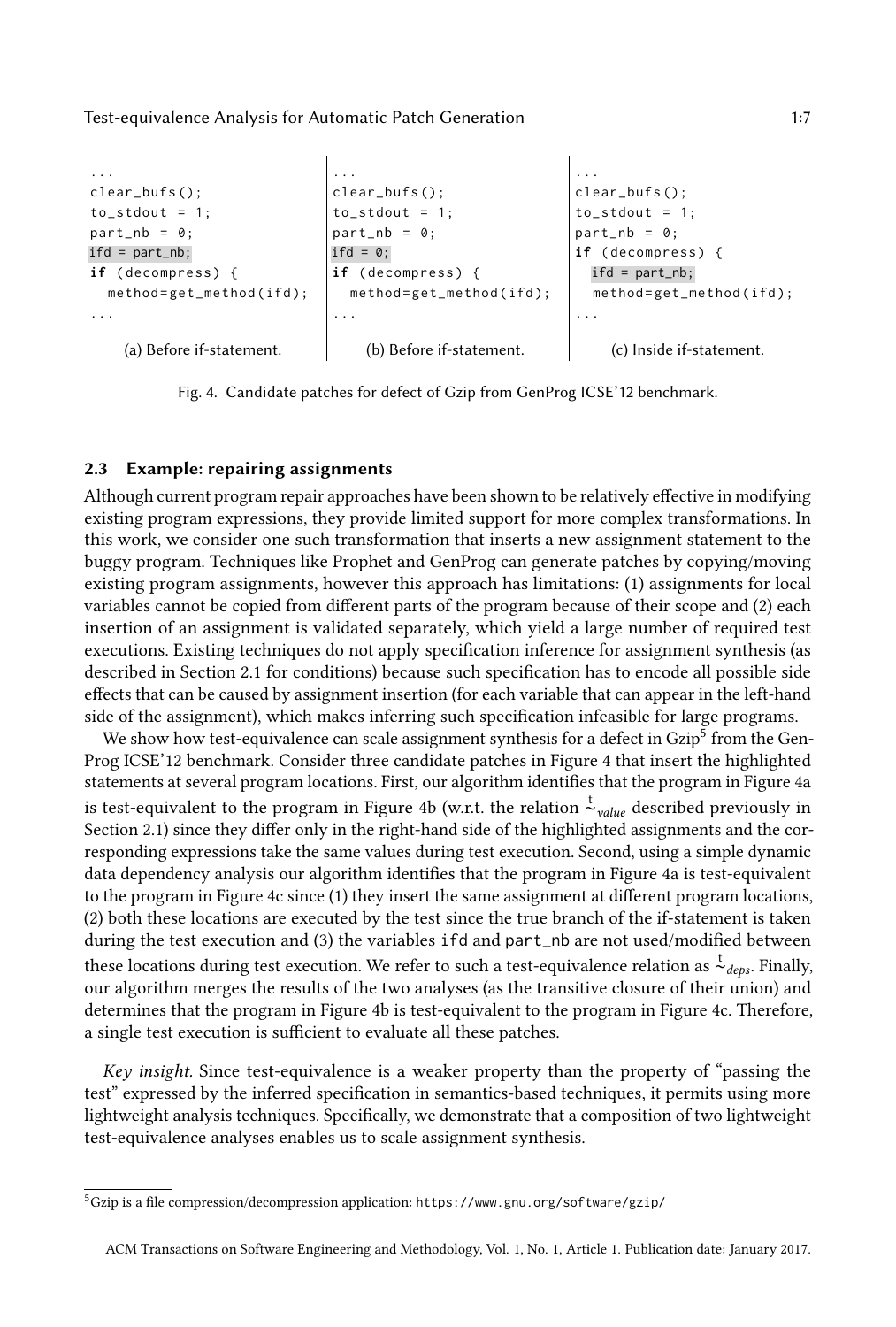```
...
clear_bufs();
to_stdout = 1;
part_nb = 0;
ifd = part_nb;
if (decompress) {
  method=get_method(ifd);
...
```

(a) Before if-statement.

```
...
clear_bufs();
to_stdout = 1;
part_nb = 0;
ifd = 0;
if (decompress) {
  method=get_method(ifd);
...
```

(b) Before if-statement.

```
...
clear_bufs();
to_stdout = 1;
part_nb = 0;
if (decompress) {
  ifd = part_nb;
  method=get_method(ifd);
...
```

(c) Inside if-statement.

Fig. 4. Candidate patches for defect of Gzip from GenProg ICSE'12 benchmark.

### 2.3 Example: repairing assignments

Although current program repair approaches have been shown to be relatively effective in modifying existing program expressions, they provide limited support for more complex transformations. In this work, we consider one such transformation that inserts a new assignment statement to the buggy program. Techniques like Prophet and GenProg can generate patches by copying/moving existing program assignments, however this approach has limitations: (1) assignments for local variables cannot be copied from different parts of the program because of their scope and (2) each insertion of an assignment is validated separately, which yield a large number of required test executions. Existing techniques do not apply specification inference for assignment synthesis (as described in Section 2.1 for conditions) because such specification has to encode all possible side effects that can be caused by assignment insertion (for each variable that can appear in the left-hand side of the assignment), which makes inferring such specification infeasible for large programs.

We show how test-equivalence can scale assignment synthesis for a defect in Gzip[5] from the GenProg ICSE'12 benchmark. Consider three candidate patches in Figure 4 that insert the highlighted statements at several program locations. First, our algorithm identifies that the program in Figure 4a is test-equivalent to the program in Figure 4b (w.r.t. the relation $\overset{t}{\sim}_{value}$ described previously in Section 2.1) since they differ only in the right-hand side of the highlighted assignments and the corresponding expressions take the same values during test execution. Second, using a simple dynamic data dependency analysis our algorithm identifies that the program in Figure 4a is test-equivalent to the program in Figure 4c since (1) they insert the same assignment at different program locations, (2) both these locations are executed by the test since the true branch of the if-statement is taken during the test execution and (3) the variables `ifd` and `part_nb` are not used/modified between these locations during test execution. We refer to such a test-equivalence relation as $\overset{t}{\sim}_{deps}$. Finally, our algorithm merges the results of the two analyses (as the transitive closure of their union) and determines that the program in Figure 4b is test-equivalent to the program in Figure 4c. Therefore, a single test execution is sufficient to evaluate all these patches.

*Key insight.* Since test-equivalence is a weaker property than the property of "passing the test" expressed by the inferred specification in semantics-based techniques, it permits using more lightweight analysis techniques. Specifically, we demonstrate that a composition of two lightweight test-equivalence analyses enables us to scale assignment synthesis.

[5] Gzip is a file compression/decompression application: https://www.gnu.org/software/gzip/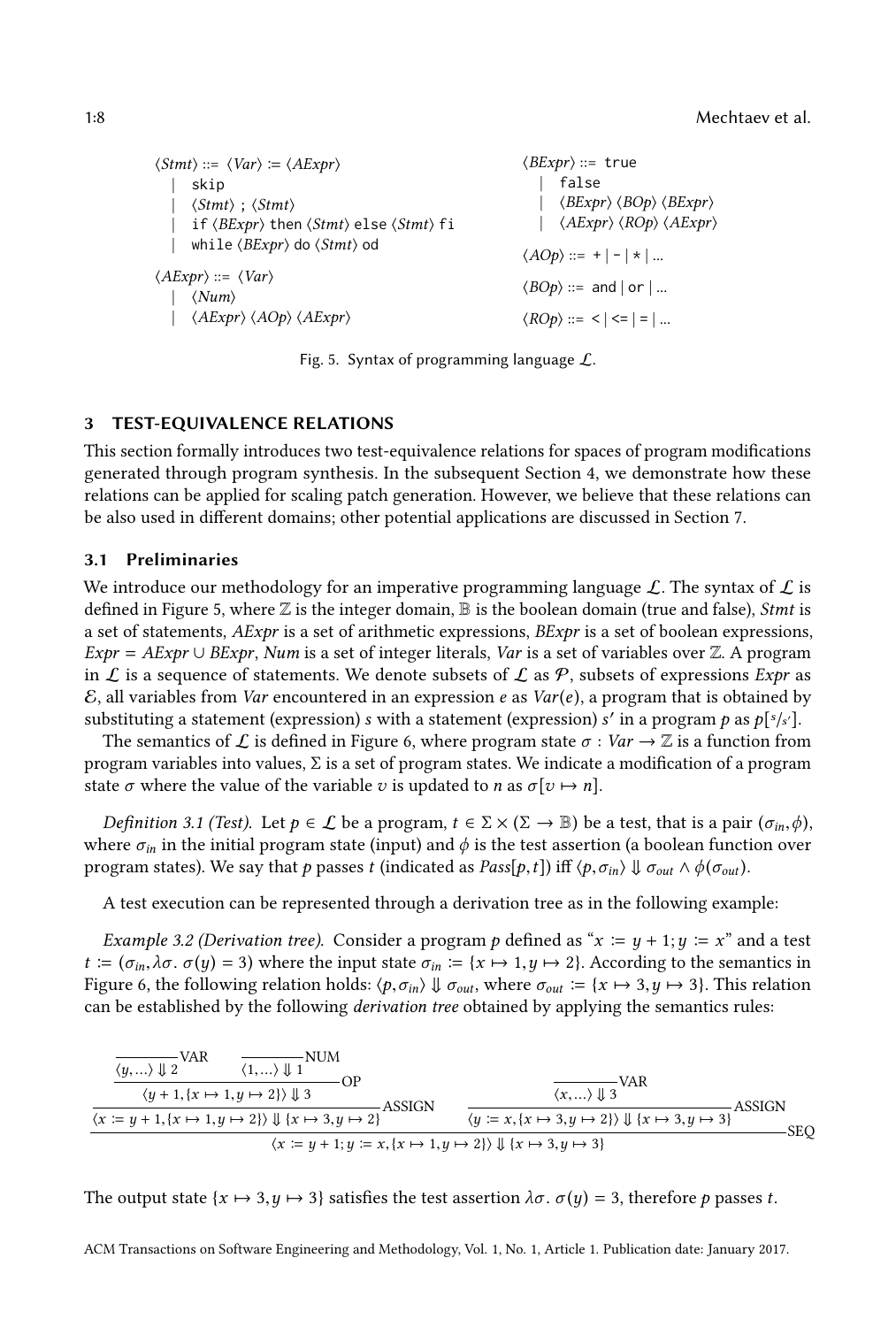```
⟨Stmt⟩ ::= ⟨Var⟩ := ⟨AExpr⟩
        | skip
        | ⟨Stmt⟩ ; ⟨Stmt⟩
        | if ⟨BExpr⟩ then ⟨Stmt⟩ else ⟨Stmt⟩ fi
        | while ⟨BExpr⟩ do ⟨Stmt⟩ od

⟨AExpr⟩ ::= ⟨Var⟩
        | ⟨Num⟩
        | ⟨AExpr⟩ ⟨AOp⟩ ⟨AExpr⟩

⟨BExpr⟩ ::= true
        | false
        | ⟨BExpr⟩ ⟨BOp⟩ ⟨BExpr⟩
        | ⟨AExpr⟩ ⟨ROp⟩ ⟨AExpr⟩

⟨AOp⟩ ::= + | - | * | ...

⟨BOp⟩ ::= and | or | ...

⟨ROp⟩ ::= < | <= | = | ...
```

Fig. 5. Syntax of programming language $\mathcal{L}$.

## 3 TEST-EQUIVALENCE RELATIONS

This section formally introduces two test-equivalence relations for spaces of program modifications generated through program synthesis. In the subsequent Section 4, we demonstrate how these relations can be applied for scaling patch generation. However, we believe that these relations can be also used in different domains; other potential applications are discussed in Section 7.

### 3.1 Preliminaries

We introduce our methodology for an imperative programming language $\mathcal{L}$. The syntax of $\mathcal{L}$ is defined in Figure 5, where $\mathbb{Z}$ is the integer domain, $\mathbb{B}$ is the boolean domain (true and false), *Stmt* is a set of statements, *AExpr* is a set of arithmetic expressions, *BExpr* is a set of boolean expressions, $Expr = AExpr \cup BExpr$, *Num* is a set of integer literals, *Var* is a set of variables over $\mathbb{Z}$. A program in $\mathcal{L}$ is a sequence of statements. We denote subsets of $\mathcal{L}$ as $\mathcal{P}$, subsets of expressions *Expr* as $\mathcal{E}$, all variables from *Var* encountered in an expression $e$ as $Var(e)$, a program that is obtained by substituting a statement (expression) $s$ with a statement (expression) $s'$ in a program $p$ as $p[^{s}/_{s'}]$.

The semantics of $\mathcal{L}$ is defined in Figure 6, where program state $\sigma : Var \to \mathbb{Z}$ is a function from program variables into values, $\Sigma$ is a set of program states. We indicate a modification of a program state $\sigma$ where the value of the variable $v$ is updated to $n$ as $\sigma[v \mapsto n]$.

*Definition 3.1 (Test).* Let $p \in \mathcal{L}$ be a program, $t \in \Sigma \times (\Sigma \to \mathbb{B})$ be a test, that is a pair $(\sigma_{in}, \phi)$, where $\sigma_{in}$ in the initial program state (input) and $\phi$ is the test assertion (a boolean function over program states). We say that $p$ passes $t$ (indicated as $Pass[p, t]$) iff $\langle p, \sigma_{in} \rangle \Downarrow \sigma_{out} \wedge \phi(\sigma_{out})$.

A test execution can be represented through a derivation tree as in the following example:

*Example 3.2 (Derivation tree).* Consider a program $p$ defined as "$x := y + 1; y := x$" and a test $t := (\sigma_{in}, \lambda\sigma.\ \sigma(y) = 3)$ where the input state $\sigma_{in} := \{x \mapsto 1, y \mapsto 2\}$. According to the semantics in Figure 6, the following relation holds: $\langle p, \sigma_{in} \rangle \Downarrow \sigma_{out}$, where $\sigma_{out} := \{x \mapsto 3, y \mapsto 3\}$. This relation can be established by the following *derivation tree* obtained by applying the semantics rules:

$$
\dfrac{
  \dfrac{
    \dfrac{
      \dfrac{}{\langle y, \ldots \rangle \Downarrow 2}\,\text{VAR}
      \quad
      \dfrac{}{\langle 1, \ldots \rangle \Downarrow 1}\,\text{NUM}
    }{\langle y + 1, \{x \mapsto 1, y \mapsto 2\} \rangle \Downarrow 3}\,\text{OP}
  }{\langle x := y + 1, \{x \mapsto 1, y \mapsto 2\} \rangle \Downarrow \{x \mapsto 3, y \mapsto 2\}}\,\text{ASSIGN}
  \quad
  \dfrac{
    \dfrac{}{\langle x, \ldots \rangle \Downarrow 3}\,\text{VAR}
  }{\langle y := x, \{x \mapsto 3, y \mapsto 2\} \rangle \Downarrow \{x \mapsto 3, y \mapsto 3\}}\,\text{ASSIGN}
}{\langle x := y + 1; y := x, \{x \mapsto 1, y \mapsto 2\} \rangle \Downarrow \{x \mapsto 3, y \mapsto 3\}}\,\text{SEQ}
$$

The output state $\{x \mapsto 3, y \mapsto 3\}$ satisfies the test assertion $\lambda\sigma.\ \sigma(y) = 3$, therefore $p$ passes $t$.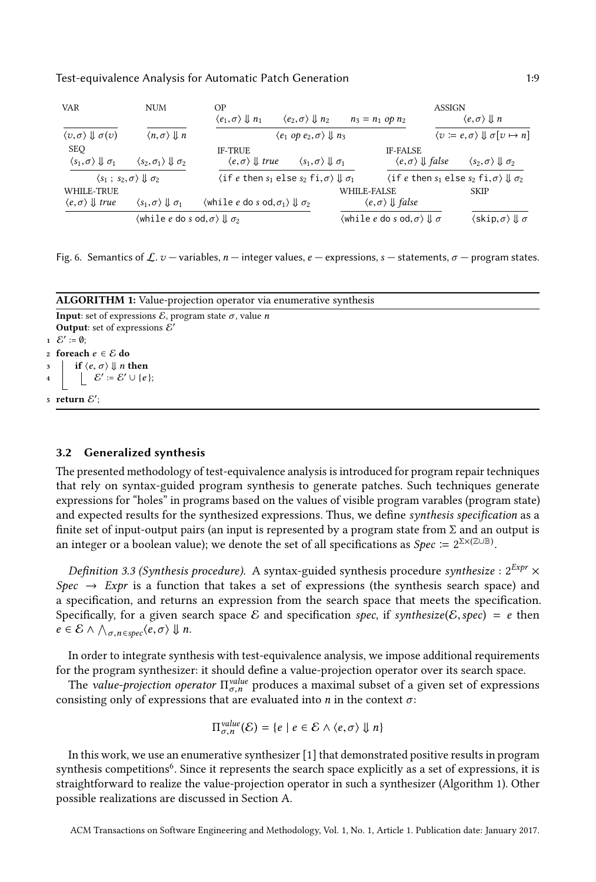VAR

$$\frac{}{\langle v, \sigma \rangle \Downarrow \sigma(v)}$$

NUM

$$\frac{}{\langle n, \sigma \rangle \Downarrow n}$$

OP

$$\frac{\langle e_1, \sigma \rangle \Downarrow n_1 \quad \langle e_2, \sigma \rangle \Downarrow n_2 \quad n_3 = n_1 \; op \; n_2}{\langle e_1 \; op \; e_2, \sigma \rangle \Downarrow n_3}$$

ASSIGN

$$\frac{\langle e, \sigma \rangle \Downarrow n}{\langle v := e, \sigma \rangle \Downarrow \sigma[v \mapsto n]}$$

SEQ

$$\frac{\langle s_1, \sigma \rangle \Downarrow \sigma_1 \quad \langle s_2, \sigma_1 \rangle \Downarrow \sigma_2}{\langle s_1 \; ; \; s_2, \sigma \rangle \Downarrow \sigma_2}$$

IF-TRUE

$$\frac{\langle e, \sigma \rangle \Downarrow true \quad \langle s_1, \sigma \rangle \Downarrow \sigma_1}{\langle \texttt{if } e \texttt{ then } s_1 \texttt{ else } s_2 \texttt{ fi}, \sigma \rangle \Downarrow \sigma_1}$$

IF-FALSE

$$\frac{\langle e, \sigma \rangle \Downarrow false \quad \langle s_2, \sigma \rangle \Downarrow \sigma_2}{\langle \texttt{if } e \texttt{ then } s_1 \texttt{ else } s_2 \texttt{ fi}, \sigma \rangle \Downarrow \sigma_2}$$

WHILE-TRUE

$$\frac{\langle e, \sigma \rangle \Downarrow true \quad \langle s_1, \sigma \rangle \Downarrow \sigma_1 \quad \langle \texttt{while } e \texttt{ do } s \texttt{ od}, \sigma_1 \rangle \Downarrow \sigma_2}{\langle \texttt{while } e \texttt{ do } s \texttt{ od}, \sigma \rangle \Downarrow \sigma_2}$$

WHILE-FALSE

$$\frac{\langle e, \sigma \rangle \Downarrow false}{\langle \texttt{while } e \texttt{ do } s \texttt{ od}, \sigma \rangle \Downarrow \sigma}$$

SKIP

$$\frac{}{\langle \texttt{skip}, \sigma \rangle \Downarrow \sigma}$$

Fig. 6. Semantics of $\mathcal{L}$. $v$ — variables, $n$ — integer values, $e$ — expressions, $s$ — statements, $\sigma$ — program states.

**ALGORITHM 1:** Value-projection operator via enumerative synthesis

**Input**: set of expressions $\mathcal{E}$, program state $\sigma$, value $n$
**Output**: set of expressions $\mathcal{E}'$

```
1  E' := ∅;
2  foreach e ∈ E do
3      if ⟨e, σ⟩ ⇓ n then
4          E' := E' ∪ {e};
5  return E';
```

### 3.2 Generalized synthesis

The presented methodology of test-equivalence analysis is introduced for program repair techniques that rely on syntax-guided program synthesis to generate patches. Such techniques generate expressions for "holes" in programs based on the values of visible program varables (program state) and expected results for the synthesized expressions. Thus, we define *synthesis specification* as a finite set of input-output pairs (an input is represented by a program state from $\Sigma$ and an output is an integer or a boolean value); we denote the set of all specifications as $Spec := 2^{\Sigma \times (\mathbb{Z} \cup \mathbb{B})}$.

*Definition 3.3 (Synthesis procedure).* A syntax-guided synthesis procedure $synthesize : 2^{Expr} \times Spec \rightarrow Expr$ is a function that takes a set of expressions (the synthesis search space) and a specification, and returns an expression from the search space that meets the specification. Specifically, for a given search space $\mathcal{E}$ and specification $spec$, if $synthesize(\mathcal{E}, spec) = e$ then $e \in \mathcal{E} \land \bigwedge_{\sigma, n \in spec} \langle e, \sigma \rangle \Downarrow n$.

In order to integrate synthesis with test-equivalence analysis, we impose additional requirements for the program synthesizer: it should define a value-projection operator over its search space.

The *value-projection operator* $\Pi^{value}_{\sigma,n}$ produces a maximal subset of a given set of expressions consisting only of expressions that are evaluated into $n$ in the context $\sigma$:

$$\Pi^{value}_{\sigma,n}(\mathcal{E}) = \{e \mid e \in \mathcal{E} \land \langle e, \sigma \rangle \Downarrow n\}$$

In this work, we use an enumerative synthesizer [1] that demonstrated positive results in program synthesis competitions[6]. Since it represents the search space explicitly as a set of expressions, it is straightforward to realize the value-projection operator in such a synthesizer (Algorithm 1). Other possible realizations are discussed in Section A.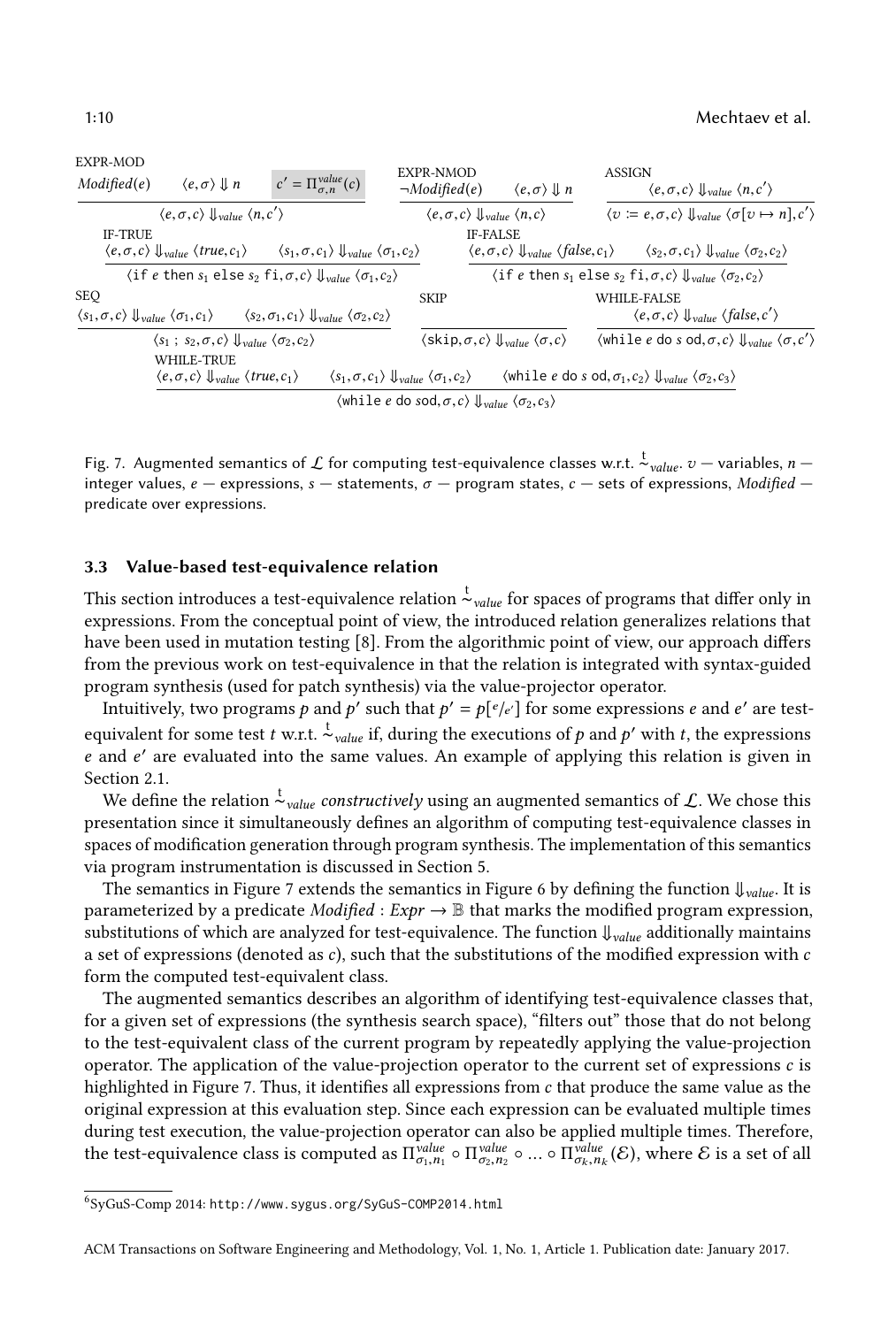EXPR-MOD
$$\frac{Modified(e) \qquad \langle e, \sigma \rangle \Downarrow n \qquad \boxed{c' = \Pi^{value}_{\sigma,n}(c)}}{\langle e, \sigma, c \rangle \Downarrow_{value} \langle n, c' \rangle}$$

EXPR-NMOD
$$\frac{\neg Modified(e) \qquad \langle e, \sigma \rangle \Downarrow n}{\langle e, \sigma, c \rangle \Downarrow_{value} \langle n, c \rangle}$$

ASSIGN
$$\frac{\langle e, \sigma, c \rangle \Downarrow_{value} \langle n, c' \rangle}{\langle v := e, \sigma, c \rangle \Downarrow_{value} \langle \sigma[v \mapsto n], c' \rangle}$$

IF-TRUE
$$\frac{\langle e, \sigma, c \rangle \Downarrow_{value} \langle true, c_1 \rangle \qquad \langle s_1, \sigma, c_1 \rangle \Downarrow_{value} \langle \sigma_1, c_2 \rangle}{\langle \texttt{if } e \texttt{ then } s_1 \texttt{ else } s_2 \texttt{ fi}, \sigma, c \rangle \Downarrow_{value} \langle \sigma_1, c_2 \rangle}$$

IF-FALSE
$$\frac{\langle e, \sigma, c \rangle \Downarrow_{value} \langle false, c_1 \rangle \qquad \langle s_2, \sigma, c_1 \rangle \Downarrow_{value} \langle \sigma_2, c_2 \rangle}{\langle \texttt{if } e \texttt{ then } s_1 \texttt{ else } s_2 \texttt{ fi}, \sigma, c \rangle \Downarrow_{value} \langle \sigma_2, c_2 \rangle}$$

SEQ
$$\frac{\langle s_1, \sigma, c \rangle \Downarrow_{value} \langle \sigma_1, c_1 \rangle \qquad \langle s_2, \sigma_1, c_1 \rangle \Downarrow_{value} \langle \sigma_2, c_2 \rangle}{\langle s_1 \texttt{ ; } s_2, \sigma, c \rangle \Downarrow_{value} \langle \sigma_2, c_2 \rangle}$$

SKIP
$$\frac{}{\langle \texttt{skip}, \sigma, c \rangle \Downarrow_{value} \langle \sigma, c \rangle}$$

WHILE-FALSE
$$\frac{\langle e, \sigma, c \rangle \Downarrow_{value} \langle false, c' \rangle}{\langle \texttt{while } e \texttt{ do } s \texttt{ od}, \sigma, c \rangle \Downarrow_{value} \langle \sigma, c' \rangle}$$

WHILE-TRUE
$$\frac{\langle e, \sigma, c \rangle \Downarrow_{value} \langle true, c_1 \rangle \qquad \langle s_1, \sigma, c_1 \rangle \Downarrow_{value} \langle \sigma_1, c_2 \rangle \qquad \langle \texttt{while } e \texttt{ do } s \texttt{ od}, \sigma_1, c_2 \rangle \Downarrow_{value} \langle \sigma_2, c_3 \rangle}{\langle \texttt{while } e \texttt{ do } s \texttt{od}, \sigma, c \rangle \Downarrow_{value} \langle \sigma_2, c_3 \rangle}$$

Fig. 7. Augmented semantics of $\mathcal{L}$ for computing test-equivalence classes w.r.t. $\overset{t}{\sim}_{value}$. $v$ — variables, $n$ — integer values, $e$ — expressions, $s$ — statements, $\sigma$ — program states, $c$ — sets of expressions, *Modified* — predicate over expressions.

### 3.3 Value-based test-equivalence relation

This section introduces a test-equivalence relation $\overset{t}{\sim}_{value}$ for spaces of programs that differ only in expressions. From the conceptual point of view, the introduced relation generalizes relations that have been used in mutation testing [8]. From the algorithmic point of view, our approach differs from the previous work on test-equivalence in that the relation is integrated with syntax-guided program synthesis (used for patch synthesis) via the value-projector operator.

Intuitively, two programs $p$ and $p'$ such that $p' = p[^e/_{e'}]$ for some expressions $e$ and $e'$ are test-equivalent for some test $t$ w.r.t. $\overset{t}{\sim}_{value}$ if, during the executions of $p$ and $p'$ with $t$, the expressions $e$ and $e'$ are evaluated into the same values. An example of applying this relation is given in Section 2.1.

We define the relation $\overset{t}{\sim}_{value}$ *constructively* using an augmented semantics of $\mathcal{L}$. We chose this presentation since it simultaneously defines an algorithm of computing test-equivalence classes in spaces of modification generation through program synthesis. The implementation of this semantics via program instrumentation is discussed in Section 5.

The semantics in Figure 7 extends the semantics in Figure 6 by defining the function $\Downarrow_{value}$. It is parameterized by a predicate *Modified* : $Expr \rightarrow \mathbb{B}$ that marks the modified program expression, substitutions of which are analyzed for test-equivalence. The function $\Downarrow_{value}$ additionally maintains a set of expressions (denoted as $c$), such that the substitutions of the modified expression with $c$ form the computed test-equivalent class.

The augmented semantics describes an algorithm of identifying test-equivalence classes that, for a given set of expressions (the synthesis search space), "filters out" those that do not belong to the test-equivalent class of the current program by repeatedly applying the value-projection operator. The application of the value-projection operator to the current set of expressions $c$ is highlighted in Figure 7. Thus, it identifies all expressions from $c$ that produce the same value as the original expression at this evaluation step. Since each expression can be evaluated multiple times during test execution, the value-projection operator can also be applied multiple times. Therefore, the test-equivalence class is computed as $\Pi^{value}_{\sigma_1,n_1} \circ \Pi^{value}_{\sigma_2,n_2} \circ ... \circ \Pi^{value}_{\sigma_k,n_k}(\mathcal{E})$, where $\mathcal{E}$ is a set of all

---

[6] SyGuS-Comp 2014: http://www.sygus.org/SyGuS-COMP2014.html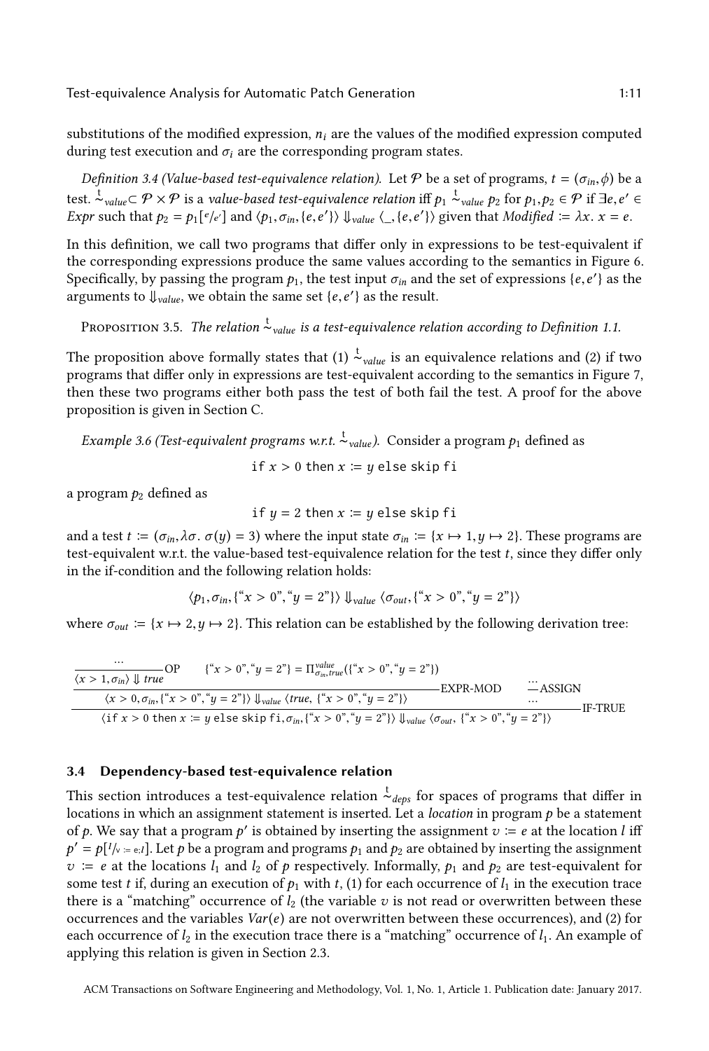substitutions of the modified expression, $n_i$ are the values of the modified expression computed during test execution and $\sigma_i$ are the corresponding program states.

*Definition 3.4 (Value-based test-equivalence relation).* Let $\mathcal{P}$ be a set of programs, $t = (\sigma_{in}, \phi)$ be a test. $\overset{t}{\sim}_{value} \subset \mathcal{P} \times \mathcal{P}$ is a *value-based test-equivalence relation* iff $p_1 \overset{t}{\sim}_{value} p_2$ for $p_1, p_2 \in \mathcal{P}$ if $\exists e, e' \in Expr$ such that $p_2 = p_1[^e/_{e'}]$ and $\langle p_1, \sigma_{in}, \{e, e'\}\rangle \Downarrow_{value} \langle \_, \{e, e'\}\rangle$ given that $Modified := \lambda x.\ x = e$.

In this definition, we call two programs that differ only in expressions to be test-equivalent if the corresponding expressions produce the same values according to the semantics in Figure 6. Specifically, by passing the program $p_1$, the test input $\sigma_{in}$ and the set of expressions $\{e, e'\}$ as the arguments to $\Downarrow_{value}$, we obtain the same set $\{e, e'\}$ as the result.

Proposition 3.5. *The relation $\overset{t}{\sim}_{value}$ is a test-equivalence relation according to Definition 1.1.*

The proposition above formally states that (1) $\overset{t}{\sim}_{value}$ is an equivalence relations and (2) if two programs that differ only in expressions are test-equivalent according to the semantics in Figure 7, then these two programs either both pass the test of both fail the test. A proof for the above proposition is given in Section C.

*Example 3.6 (Test-equivalent programs w.r.t. $\overset{t}{\sim}_{value}$).* Consider a program $p_1$ defined as

$$\texttt{if } x > 0 \texttt{ then } x := y \texttt{ else skip fi}$$

a program $p_2$ defined as

$$\texttt{if } y = 2 \texttt{ then } x := y \texttt{ else skip fi}$$

and a test $t := (\sigma_{in}, \lambda\sigma.\ \sigma(y) = 3)$ where the input state $\sigma_{in} := \{x \mapsto 1, y \mapsto 2\}$. These programs are test-equivalent w.r.t. the value-based test-equivalence relation for the test $t$, since they differ only in the if-condition and the following relation holds:

$$\langle p_1, \sigma_{in}, \{\text{“}x > 0\text{”}, \text{“}y = 2\text{”}\}\rangle \Downarrow_{value} \langle \sigma_{out}, \{\text{“}x > 0\text{”}, \text{“}y = 2\text{”}\}\rangle$$

where $\sigma_{out} := \{x \mapsto 2, y \mapsto 2\}$. This relation can be established by the following derivation tree:

$$\dfrac{\dfrac{\dfrac{\dots}{\langle x > 1, \sigma_{in}\rangle \Downarrow true}\text{OP} \qquad \{\text{“}x > 0\text{”}, \text{“}y = 2\text{”}\} = \Pi^{value}_{\sigma_{in}, true}(\{\text{“}x > 0\text{”}, \text{“}y = 2\text{”}\})}{\langle x > 0, \sigma_{in}, \{\text{“}x > 0\text{”}, \text{“}y = 2\text{”}\}\rangle \Downarrow_{value} \langle true, \{\text{“}x > 0\text{”}, \text{“}y = 2\text{”}\}\rangle}\text{EXPR-MOD} \qquad \dfrac{\dots}{\dots}\text{ASSIGN}}{\langle \texttt{if } x > 0 \texttt{ then } x := y \texttt{ else skip fi}, \sigma_{in}, \{\text{“}x > 0\text{”}, \text{“}y = 2\text{”}\}\rangle \Downarrow_{value} \langle \sigma_{out}, \{\text{“}x > 0\text{”}, \text{“}y = 2\text{”}\}\rangle}\text{IF-TRUE}$$

### 3.4 Dependency-based test-equivalence relation

This section introduces a test-equivalence relation $\overset{t}{\sim}_{deps}$ for spaces of programs that differ in locations in which an assignment statement is inserted. Let a *location* in program $p$ be a statement of $p$. We say that a program $p'$ is obtained by inserting the assignment $v := e$ at the location $l$ iff $p' = p[^l/_{v := e; l}]$. Let $p$ be a program and programs $p_1$ and $p_2$ are obtained by inserting the assignment $v := e$ at the locations $l_1$ and $l_2$ of $p$ respectively. Informally, $p_1$ and $p_2$ are test-equivalent for some test $t$ if, during an execution of $p_1$ with $t$, (1) for each occurrence of $l_1$ in the execution trace there is a "matching" occurrence of $l_2$ (the variable $v$ is not read or overwritten between these occurrences and the variables $Var(e)$ are not overwritten between these occurrences), and (2) for each occurrence of $l_2$ in the execution trace there is a "matching" occurrence of $l_1$. An example of applying this relation is given in Section 2.3.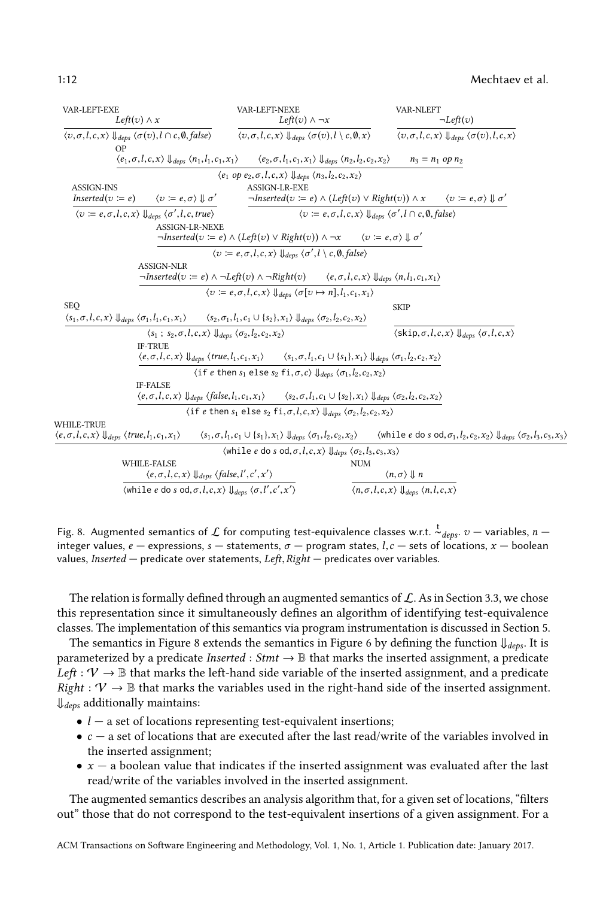VAR-LEFT-EXE
$$\frac{Left(v) \land x}{\langle v, \sigma, l, c, x \rangle \Downarrow_{deps} \langle \sigma(v), l \cap c, \emptyset, false \rangle}$$

VAR-LEFT-NEXE
$$\frac{Left(v) \land \neg x}{\langle v, \sigma, l, c, x \rangle \Downarrow_{deps} \langle \sigma(v), l \setminus c, \emptyset, x \rangle}$$

VAR-NLEFT
$$\frac{\neg Left(v)}{\langle v, \sigma, l, c, x \rangle \Downarrow_{deps} \langle \sigma(v), l, c, x \rangle}$$

OP
$$\frac{\langle e_1, \sigma, l, c, x \rangle \Downarrow_{deps} \langle n_1, l_1, c_1, x_1 \rangle \quad \langle e_2, \sigma, l_1, c_1, x_1 \rangle \Downarrow_{deps} \langle n_2, l_2, c_2, x_2 \rangle \quad n_3 = n_1 \; op \; n_2}{\langle e_1 \; op \; e_2, \sigma, l, c, x \rangle \Downarrow_{deps} \langle n_3, l_2, c_2, x_2 \rangle}$$

ASSIGN-INS
$$\frac{Inserted(v \coloneqq e) \quad \langle v \coloneqq e, \sigma \rangle \Downarrow \sigma'}{\langle v \coloneqq e, \sigma, l, c, x \rangle \Downarrow_{deps} \langle \sigma', l, c, true \rangle}$$

ASSIGN-LR-EXE
$$\frac{\neg Inserted(v \coloneqq e) \land (Left(v) \lor Right(v)) \land x \quad \langle v \coloneqq e, \sigma \rangle \Downarrow \sigma'}{\langle v \coloneqq e, \sigma, l, c, x \rangle \Downarrow_{deps} \langle \sigma', l \cap c, \emptyset, false \rangle}$$

ASSIGN-LR-NEXE
$$\frac{\neg Inserted(v \coloneqq e) \land (Left(v) \lor Right(v)) \land \neg x \quad \langle v \coloneqq e, \sigma \rangle \Downarrow \sigma'}{\langle v \coloneqq e, \sigma, l, c, x \rangle \Downarrow_{deps} \langle \sigma', l \setminus c, \emptyset, false \rangle}$$

ASSIGN-NLR
$$\frac{\neg Inserted(v \coloneqq e) \land \neg Left(v) \land \neg Right(v) \quad \langle e, \sigma, l, c, x \rangle \Downarrow_{deps} \langle n, l_1, c_1, x_1 \rangle}{\langle v \coloneqq e, \sigma, l, c, x \rangle \Downarrow_{deps} \langle \sigma[v \mapsto n], l_1, c_1, x_1 \rangle}$$

SEQ
$$\frac{\langle s_1, \sigma, l, c, x \rangle \Downarrow_{deps} \langle \sigma_1, l_1, c_1, x_1 \rangle \quad \langle s_2, \sigma_1, l_1, c_1 \cup \{s_2\}, x_1 \rangle \Downarrow_{deps} \langle \sigma_2, l_2, c_2, x_2 \rangle}{\langle s_1 \; ; \; s_2, \sigma, l, c, x \rangle \Downarrow_{deps} \langle \sigma_2, l_2, c_2, x_2 \rangle}$$

SKIP
$$\frac{}{\langle \texttt{skip}, \sigma, l, c, x \rangle \Downarrow_{deps} \langle \sigma, l, c, x \rangle}$$

IF-TRUE
$$\frac{\langle e, \sigma, l, c, x \rangle \Downarrow_{deps} \langle true, l_1, c_1, x_1 \rangle \quad \langle s_1, \sigma, l_1, c_1 \cup \{s_1\}, x_1 \rangle \Downarrow_{deps} \langle \sigma_1, l_2, c_2, x_2 \rangle}{\langle \texttt{if } e \texttt{ then } s_1 \texttt{ else } s_2 \texttt{ fi}, \sigma, c \rangle \Downarrow_{deps} \langle \sigma_1, l_2, c_2, x_2 \rangle}$$

IF-FALSE
$$\frac{\langle e, \sigma, l, c, x \rangle \Downarrow_{deps} \langle false, l_1, c_1, x_1 \rangle \quad \langle s_2, \sigma, l_1, c_1 \cup \{s_2\}, x_1 \rangle \Downarrow_{deps} \langle \sigma_2, l_2, c_2, x_2 \rangle}{\langle \texttt{if } e \texttt{ then } s_1 \texttt{ else } s_2 \texttt{ fi}, \sigma, l, c, x \rangle \Downarrow_{deps} \langle \sigma_2, l_2, c_2, x_2 \rangle}$$

WHILE-TRUE
$$\frac{\langle e, \sigma, l, c, x \rangle \Downarrow_{deps} \langle true, l_1, c_1, x_1 \rangle \quad \langle s_1, \sigma, l_1, c_1 \cup \{s_1\}, x_1 \rangle \Downarrow_{deps} \langle \sigma_1, l_2, c_2, x_2 \rangle \quad \langle \texttt{while } e \texttt{ do } s \texttt{ od}, \sigma_1, l_2, c_2, x_2 \rangle \Downarrow_{deps} \langle \sigma_2, l_3, c_3, x_3 \rangle}{\langle \texttt{while } e \texttt{ do } s \texttt{ od}, \sigma, l, c, x \rangle \Downarrow_{deps} \langle \sigma_2, l_3, c_3, x_3 \rangle}$$

WHILE-FALSE
$$\frac{\langle e, \sigma, l, c, x \rangle \Downarrow_{deps} \langle false, l', c', x' \rangle}{\langle \texttt{while } e \texttt{ do } s \texttt{ od}, \sigma, l, c, x \rangle \Downarrow_{deps} \langle \sigma, l', c', x' \rangle}$$

NUM
$$\frac{\langle n, \sigma \rangle \Downarrow n}{\langle n, \sigma, l, c, x \rangle \Downarrow_{deps} \langle n, l, c, x \rangle}$$

Fig. 8. Augmented semantics of $\mathcal{L}$ for computing test-equivalence classes w.r.t. $\overset{t}{\sim}_{deps}$. $v$ — variables, $n$ — integer values, $e$ — expressions, $s$ — statements, $\sigma$ — program states, $l, c$ — sets of locations, $x$ — boolean values, *Inserted* — predicate over statements, *Left*, *Right* — predicates over variables.

The relation is formally defined through an augmented semantics of $\mathcal{L}$. As in Section 3.3, we chose this representation since it simultaneously defines an algorithm of identifying test-equivalence classes. The implementation of this semantics via program instrumentation is discussed in Section 5.

The semantics in Figure 8 extends the semantics in Figure 6 by defining the function $\Downarrow_{deps}$. It is parameterized by a predicate $Inserted : Stmt \rightarrow \mathbb{B}$ that marks the inserted assignment, a predicate $Left : \mathcal{V} \rightarrow \mathbb{B}$ that marks the left-hand side variable of the inserted assignment, and a predicate $Right : \mathcal{V} \rightarrow \mathbb{B}$ that marks the variables used in the right-hand side of the inserted assignment. $\Downarrow_{deps}$ additionally maintains:

- $l$ — a set of locations representing test-equivalent insertions;
- $c$ — a set of locations that are executed after the last read/write of the variables involved in the inserted assignment;
- $x$ — a boolean value that indicates if the inserted assignment was evaluated after the last read/write of the variables involved in the inserted assignment.

The augmented semantics describes an analysis algorithm that, for a given set of locations, "filters out" those that do not correspond to the test-equivalent insertions of a given assignment. For a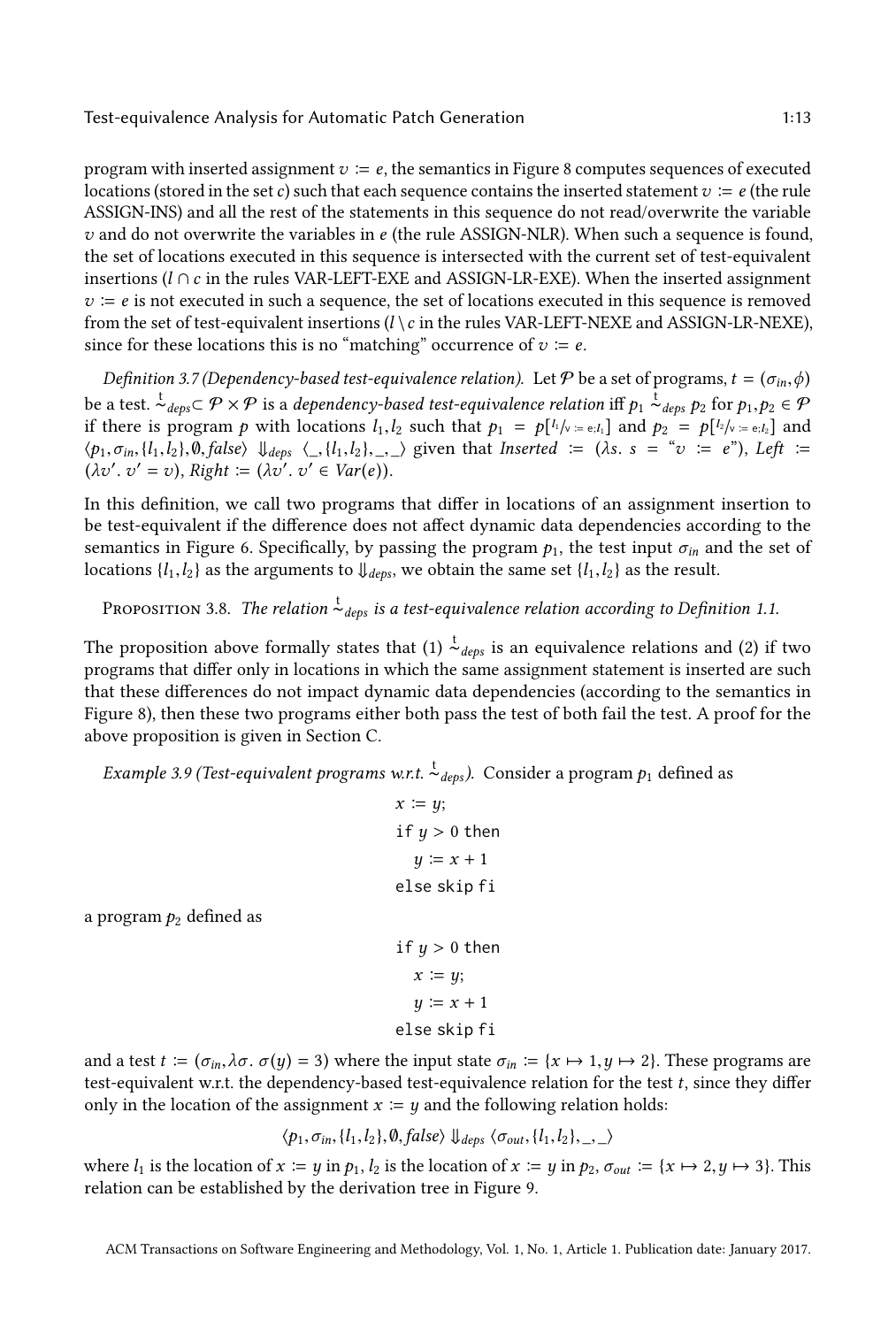program with inserted assignment $v := e$, the semantics in Figure 8 computes sequences of executed locations (stored in the set $c$) such that each sequence contains the inserted statement $v := e$ (the rule ASSIGN-INS) and all the rest of the statements in this sequence do not read/overwrite the variable $v$ and do not overwrite the variables in $e$ (the rule ASSIGN-NLR). When such a sequence is found, the set of locations executed in this sequence is intersected with the current set of test-equivalent insertions ($l \cap c$ in the rules VAR-LEFT-EXE and ASSIGN-LR-EXE). When the inserted assignment $v := e$ is not executed in such a sequence, the set of locations executed in this sequence is removed from the set of test-equivalent insertions ($l \setminus c$ in the rules VAR-LEFT-NEXE and ASSIGN-LR-NEXE), since for these locations this is no "matching" occurrence of $v := e$.

*Definition 3.7 (Dependency-based test-equivalence relation).* Let $\mathcal{P}$ be a set of programs, $t = (\sigma_{in}, \phi)$ be a test. $\overset{t}{\sim}_{deps} \subset \mathcal{P} \times \mathcal{P}$ is a *dependency-based test-equivalence relation* iff $p_1 \overset{t}{\sim}_{deps} p_2$ for $p_1, p_2 \in \mathcal{P}$ if there is program $p$ with locations $l_1, l_2$ such that $p_1 = p[^{l_1}/_{\mathsf{v\,:=\,e};l_1}]$ and $p_2 = p[^{l_2}/_{\mathsf{v\,:=\,e};l_2}]$ and $\langle p_1, \sigma_{in}, \{l_1, l_2\}, \emptyset, \mathit{false}\rangle \Downarrow_{deps} \langle \_, \{l_1, l_2\}, \_, \_\rangle$ given that $\mathit{Inserted} := (\lambda s.\ s = \text{"}v := e\text{"})$, $\mathit{Left} := (\lambda v'.\ v' = v)$, $\mathit{Right} := (\lambda v'.\ v' \in \mathit{Var}(e))$.

In this definition, we call two programs that differ in locations of an assignment insertion to be test-equivalent if the difference does not affect dynamic data dependencies according to the semantics in Figure 6. Specifically, by passing the program $p_1$, the test input $\sigma_{in}$ and the set of locations $\{l_1, l_2\}$ as the arguments to $\Downarrow_{deps}$, we obtain the same set $\{l_1, l_2\}$ as the result.

Proposition 3.8. *The relation $\overset{t}{\sim}_{deps}$ is a test-equivalence relation according to Definition 1.1.*

The proposition above formally states that (1) $\overset{t}{\sim}_{deps}$ is an equivalence relations and (2) if two programs that differ only in locations in which the same assignment statement is inserted are such that these differences do not impact dynamic data dependencies (according to the semantics in Figure 8), then these two programs either both pass the test of both fail the test. A proof for the above proposition is given in Section C.

*Example 3.9 (Test-equivalent programs w.r.t. $\overset{t}{\sim}_{deps}$).* Consider a program $p_1$ defined as

```
x := y;
if y > 0 then
   y := x + 1
else skip fi
```

a program $p_2$ defined as

```
if y > 0 then
   x := y;
   y := x + 1
else skip fi
```

and a test $t := (\sigma_{in}, \lambda\sigma.\ \sigma(y) = 3)$ where the input state $\sigma_{in} := \{x \mapsto 1, y \mapsto 2\}$. These programs are test-equivalent w.r.t. the dependency-based test-equivalence relation for the test $t$, since they differ only in the location of the assignment $x := y$ and the following relation holds:

$$\langle p_1, \sigma_{in}, \{l_1, l_2\}, \emptyset, \mathit{false}\rangle \Downarrow_{deps} \langle \sigma_{out}, \{l_1, l_2\}, \_, \_\rangle$$

where $l_1$ is the location of $x := y$ in $p_1$, $l_2$ is the location of $x := y$ in $p_2$, $\sigma_{out} := \{x \mapsto 2, y \mapsto 3\}$. This relation can be established by the derivation tree in Figure 9.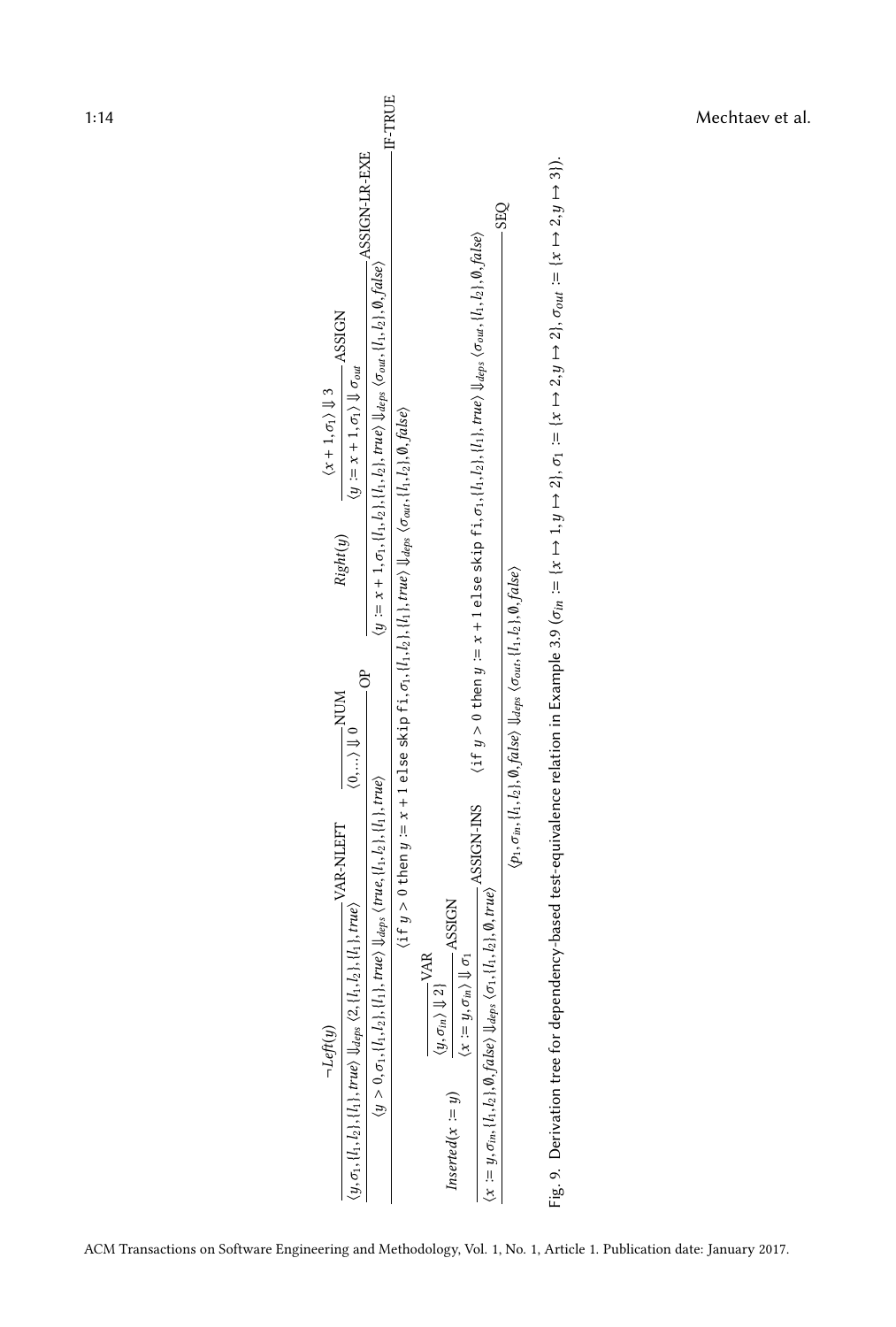$$
\dfrac{
\dfrac{
\dfrac{\dfrac{\neg Left(y)}{\langle y, \sigma_1, \{l_1,l_2\}, \{l_1\}, true\rangle \Downarrow_{deps} \langle 2, \{l_1,l_2\}, \{l_1\}, true\rangle}\text{VAR-NLEFT} \quad \dfrac{}{\langle 0, \dots \rangle \Downarrow 0}\text{NUM}}{\langle y > 0, \sigma_1, \{l_1,l_2\}, \{l_1\}, true\rangle \Downarrow_{deps} \langle true, \{l_1,l_2\}, \{l_1\}, true\rangle}\text{OP}
\quad
\dfrac{Right(y) \quad \dfrac{\langle x+1, \sigma_1\rangle \Downarrow 3}{\langle y := x+1, \sigma_1\rangle \Downarrow \sigma_{out}}\text{ASSIGN}}{\langle y := x+1, \sigma_1, \{l_1,l_2\}, \{l_1,l_2\}, true\rangle \Downarrow_{deps} \langle \sigma_{out}, \{l_1,l_2\}, \emptyset, false\rangle}\text{ASSIGN-LR-EXE}
}{\langle \texttt{if } y > 0 \texttt{ then } y := x+1 \texttt{ else skip fi}, \sigma_1, \{l_1,l_2\}, \{l_1\}, true\rangle \Downarrow_{deps} \langle \sigma_{out}, \{l_1,l_2\}, \emptyset, false\rangle}\text{IF-TRUE}
}{}
$$

$$
\dfrac{
\dfrac{Inserted(x := y) \quad \dfrac{\dfrac{}{\langle y, \sigma_{in}\rangle \Downarrow 2}\text{VAR}}{\langle x := y, \sigma_{in}\rangle \Downarrow \sigma_1}\text{ASSIGN}}{\langle x := y, \sigma_{in}, \{l_1,l_2\}, \emptyset, false\rangle \Downarrow_{deps} \langle \sigma_1, \{l_1,l_2\}, \emptyset, true\rangle}\text{ASSIGN-INS}
\quad
\langle \texttt{if } y > 0 \texttt{ then } y := x+1 \texttt{ else skip fi}, \sigma_1, \{l_1,l_2\}, \{l_1\}, true\rangle \Downarrow_{deps} \langle \sigma_{out}, \{l_1,l_2\}, \emptyset, false\rangle
}{\langle p_1, \sigma_{in}, \{l_1,l_2\}, \emptyset, false\rangle \Downarrow_{deps} \langle \sigma_{out}, \{l_1,l_2\}, \emptyset, false\rangle}\text{SEQ}
$$

Fig. 9. Derivation tree for dependency-based test-equivalence relation in Example 3.9 ($\sigma_{in} := \{x \mapsto 1, y \mapsto 2\}$, $\sigma_1 := \{x \mapsto 2, y \mapsto 2\}$, $\sigma_{out} := \{x \mapsto 2, y \mapsto 3\}$).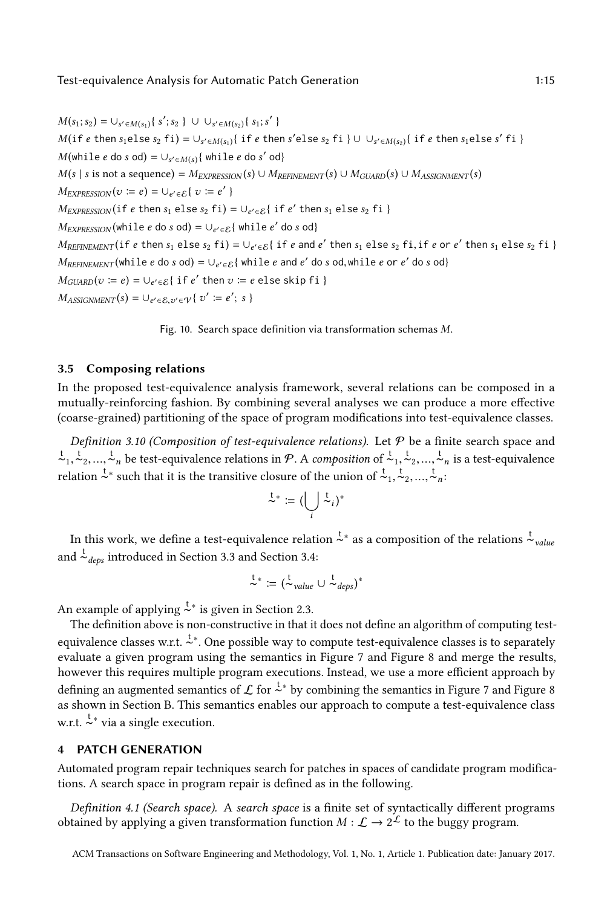$$M(s_1; s_2) = \cup_{s' \in M(s_1)} \{\, s'; s_2 \,\} \;\cup\; \cup_{s' \in M(s_2)} \{\, s_1; s' \,\}$$

$$M(\texttt{if } e \texttt{ then } s_1 \texttt{else } s_2 \texttt{ fi}) = \cup_{s' \in M(s_1)} \{\, \texttt{if } e \texttt{ then } s' \texttt{else } s_2 \texttt{ fi} \,\} \cup \cup_{s' \in M(s_2)} \{\, \texttt{if } e \texttt{ then } s_1 \texttt{else } s' \texttt{ fi} \,\}$$

$$M(\texttt{while } e \texttt{ do } s \texttt{ od}) = \cup_{s' \in M(s)} \{\, \texttt{while } e \texttt{ do } s' \texttt{ od} \}$$

$$M(s \mid s \text{ is not a sequence}) = M_{EXPRESSION}(s) \cup M_{REFINEMENT}(s) \cup M_{GUARD}(s) \cup M_{ASSIGNMENT}(s)$$

$$M_{EXPRESSION}(v \coloneqq e) = \cup_{e' \in \mathcal{E}} \{\, v \coloneqq e' \,\}$$

$$M_{EXPRESSION}(\texttt{if } e \texttt{ then } s_1 \texttt{ else } s_2 \texttt{ fi}) = \cup_{e' \in \mathcal{E}} \{\, \texttt{if } e' \texttt{ then } s_1 \texttt{ else } s_2 \texttt{ fi} \,\}$$

$$M_{EXPRESSION}(\texttt{while } e \texttt{ do } s \texttt{ od}) = \cup_{e' \in \mathcal{E}} \{\, \texttt{while } e' \texttt{ do } s \texttt{ od} \}$$

$$M_{REFINEMENT}(\texttt{if } e \texttt{ then } s_1 \texttt{ else } s_2 \texttt{ fi}) = \cup_{e' \in \mathcal{E}} \{\, \texttt{if } e \texttt{ and } e' \texttt{ then } s_1 \texttt{ else } s_2 \texttt{ fi}, \texttt{if } e \texttt{ or } e' \texttt{ then } s_1 \texttt{ else } s_2 \texttt{ fi} \,\}$$

$$M_{REFINEMENT}(\texttt{while } e \texttt{ do } s \texttt{ od}) = \cup_{e' \in \mathcal{E}} \{\, \texttt{while } e \texttt{ and } e' \texttt{ do } s \texttt{ od}, \texttt{while } e \texttt{ or } e' \texttt{ do } s \texttt{ od} \}$$

$$M_{GUARD}(v \coloneqq e) = \cup_{e' \in \mathcal{E}} \{\, \texttt{if } e' \texttt{ then } v \coloneqq e \texttt{ else skip fi} \,\}$$

$$M_{ASSIGNMENT}(s) = \cup_{e' \in \mathcal{E}, v' \in \mathcal{V}} \{\, v' \coloneqq e';\; s \,\}$$

Fig. 10. Search space definition via transformation schemas $M$.

### 3.5 Composing relations

In the proposed test-equivalence analysis framework, several relations can be composed in a mutually-reinforcing fashion. By combining several analyses we can produce a more effective (coarse-grained) partitioning of the space of program modifications into test-equivalence classes.

*Definition 3.10 (Composition of test-equivalence relations).* Let $\mathcal{P}$ be a finite search space and $\overset{t}{\sim}_1, \overset{t}{\sim}_2, \ldots, \overset{t}{\sim}_n$ be test-equivalence relations in $\mathcal{P}$. A *composition* of $\overset{t}{\sim}_1, \overset{t}{\sim}_2, \ldots, \overset{t}{\sim}_n$ is a test-equivalence relation $\overset{t}{\sim}^*$ such that it is the transitive closure of the union of $\overset{t}{\sim}_1, \overset{t}{\sim}_2, \ldots, \overset{t}{\sim}_n$:

$$\overset{t}{\sim}^* \coloneqq \Big(\bigcup_i \overset{t}{\sim}_i\Big)^*$$

In this work, we define a test-equivalence relation $\overset{t}{\sim}^*$ as a composition of the relations $\overset{t}{\sim}_{value}$ and $\overset{t}{\sim}_{deps}$ introduced in Section 3.3 and Section 3.4:

$$\overset{t}{\sim}^* \coloneqq (\overset{t}{\sim}_{value} \cup \overset{t}{\sim}_{deps})^*$$

An example of applying $\overset{t}{\sim}^*$ is given in Section 2.3.

The definition above is non-constructive in that it does not define an algorithm of computing test-equivalence classes w.r.t. $\overset{t}{\sim}^*$. One possible way to compute test-equivalence classes is to separately evaluate a given program using the semantics in Figure 7 and Figure 8 and merge the results, however this requires multiple program executions. Instead, we use a more efficient approach by defining an augmented semantics of $\mathcal{L}$ for $\overset{t}{\sim}^*$ by combining the semantics in Figure 7 and Figure 8 as shown in Section B. This semantics enables our approach to compute a test-equivalence class w.r.t. $\overset{t}{\sim}^*$ via a single execution.

## 4 PATCH GENERATION

Automated program repair techniques search for patches in spaces of candidate program modifications. A search space in program repair is defined as in the following.

*Definition 4.1 (Search space).* A *search space* is a finite set of syntactically different programs obtained by applying a given transformation function $M : \mathcal{L} \to 2^{\mathcal{L}}$ to the buggy program.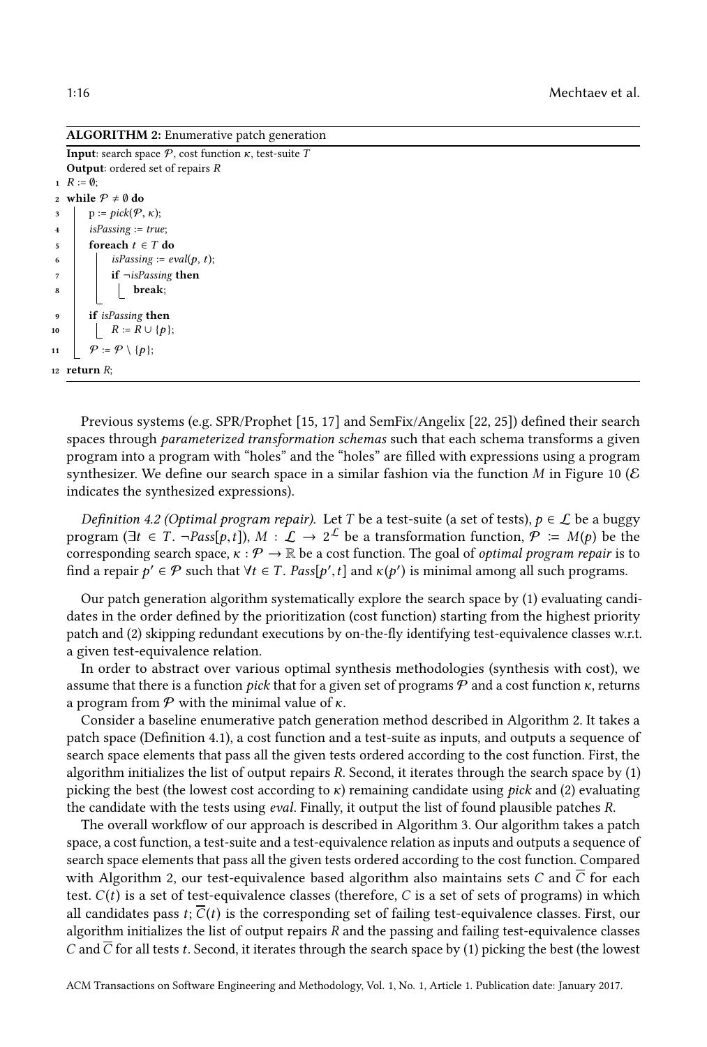**ALGORITHM 2:** Enumerative patch generation

```
Input: search space 𝒫, cost function κ, test-suite T
Output: ordered set of repairs R
1  R := ∅;
2  while 𝒫 ≠ ∅ do
3      p := pick(𝒫, κ);
4      isPassing := true;
5      foreach t ∈ T do
6          isPassing := eval(p, t);
7          if ¬isPassing then
8              break;
9      if isPassing then
10         R := R ∪ {p};
11     𝒫 := 𝒫 \ {p};
12 return R;
```

Previous systems (e.g. SPR/Prophet [15, 17] and SemFix/Angelix [22, 25]) defined their search spaces through *parameterized transformation schemas* such that each schema transforms a given program into a program with "holes" and the "holes" are filled with expressions using a program synthesizer. We define our search space in a similar fashion via the function $M$ in Figure 10 ($\mathcal{E}$ indicates the synthesized expressions).

*Definition 4.2 (Optimal program repair).* Let $T$ be a test-suite (a set of tests), $p \in \mathcal{L}$ be a buggy program ($\exists t \in T.\ \neg Pass[p, t]$), $M : \mathcal{L} \rightarrow 2^{\mathcal{L}}$ be a transformation function, $\mathcal{P} := M(p)$ be the corresponding search space, $\kappa : \mathcal{P} \rightarrow \mathbb{R}$ be a cost function. The goal of *optimal program repair* is to find a repair $p' \in \mathcal{P}$ such that $\forall t \in T.\ Pass[p', t]$ and $\kappa(p')$ is minimal among all such programs.

Our patch generation algorithm systematically explore the search space by (1) evaluating candidates in the order defined by the prioritization (cost function) starting from the highest priority patch and (2) skipping redundant executions by on-the-fly identifying test-equivalence classes w.r.t. a given test-equivalence relation.

In order to abstract over various optimal synthesis methodologies (synthesis with cost), we assume that there is a function *pick* that for a given set of programs $\mathcal{P}$ and a cost function $\kappa$, returns a program from $\mathcal{P}$ with the minimal value of $\kappa$.

Consider a baseline enumerative patch generation method described in Algorithm 2. It takes a patch space (Definition 4.1), a cost function and a test-suite as inputs, and outputs a sequence of search space elements that pass all the given tests ordered according to the cost function. First, the algorithm initializes the list of output repairs $R$. Second, it iterates through the search space by (1) picking the best (the lowest cost according to $\kappa$) remaining candidate using *pick* and (2) evaluating the candidate with the tests using *eval*. Finally, it output the list of found plausible patches $R$.

The overall workflow of our approach is described in Algorithm 3. Our algorithm takes a patch space, a cost function, a test-suite and a test-equivalence relation as inputs and outputs a sequence of search space elements that pass all the given tests ordered according to the cost function. Compared with Algorithm 2, our test-equivalence based algorithm also maintains sets $C$ and $\overline{C}$ for each test. $C(t)$ is a set of test-equivalence classes (therefore, $C$ is a set of sets of programs) in which all candidates pass $t$; $\overline{C}(t)$ is the corresponding set of failing test-equivalence classes. First, our algorithm initializes the list of output repairs $R$ and the passing and failing test-equivalence classes $C$ and $\overline{C}$ for all tests $t$. Second, it iterates through the search space by (1) picking the best (the lowest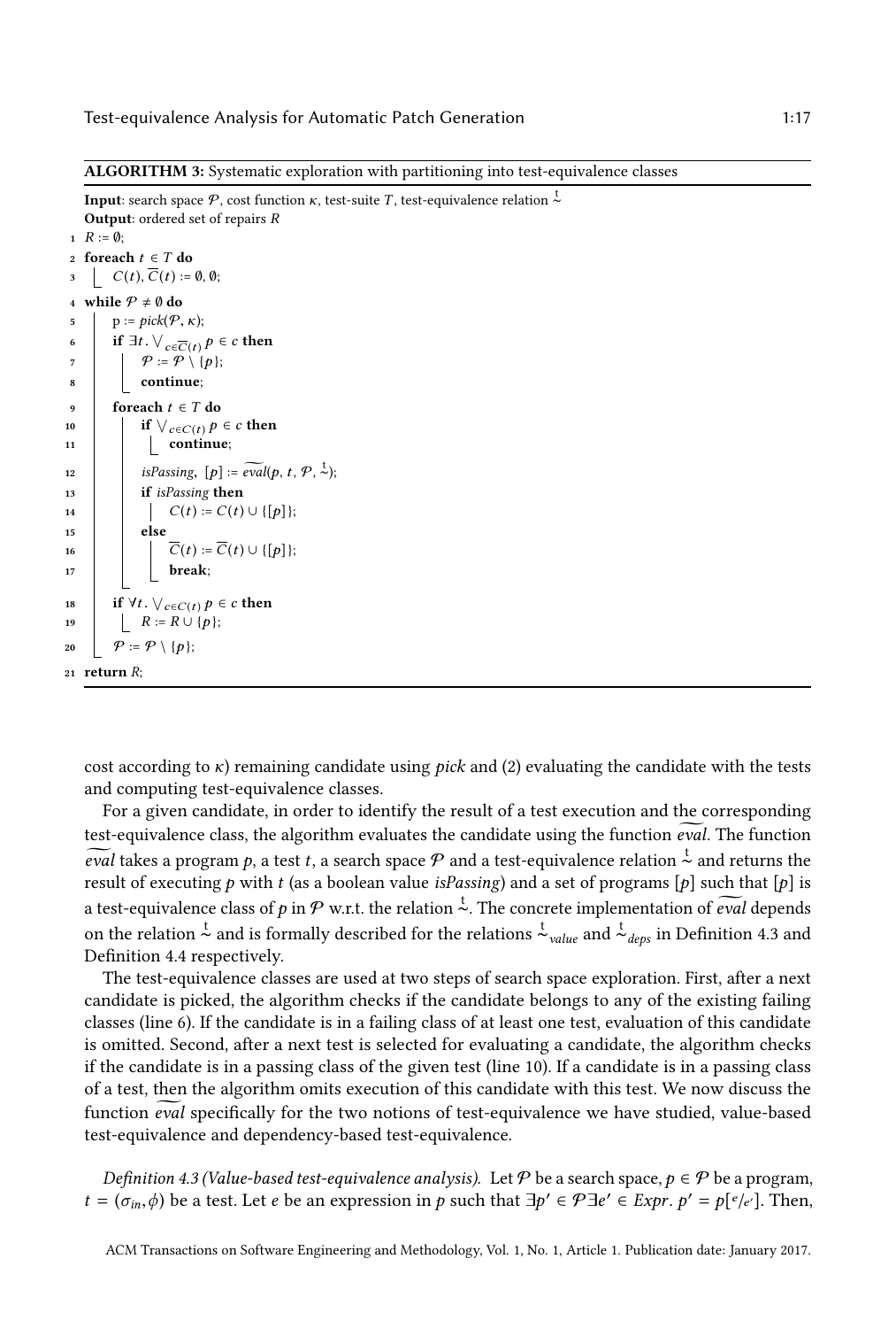**ALGORITHM 3:** Systematic exploration with partitioning into test-equivalence classes

**Input**: search space $\mathcal{P}$, cost function $\kappa$, test-suite $T$, test-equivalence relation $\overset{t}{\sim}$
**Output**: ordered set of repairs $R$

```
1  R := ∅;
2  foreach t ∈ T do
3      C(t), C̄(t) := ∅, ∅;
4  while 𝒫 ≠ ∅ do
5      p := pick(𝒫, κ);
6      if ∃t . ⋁_{c∈C̄(t)} p ∈ c then
7          𝒫 := 𝒫 \ {p};
8          continue;
9      foreach t ∈ T do
10         if ⋁_{c∈C(t)} p ∈ c then
11             continue;
12         isPassing, [p] := ẽval(p, t, 𝒫, ~t);
13         if isPassing then
14             C(t) := C(t) ∪ {[p]};
15         else
16             C̄(t) := C̄(t) ∪ {[p]};
17             break;
18     if ∀t . ⋁_{c∈C(t)} p ∈ c then
19         R := R ∪ {p};
20     𝒫 := 𝒫 \ {p};
21 return R;
```

cost according to $\kappa$) remaining candidate using *pick* and (2) evaluating the candidate with the tests and computing test-equivalence classes.

For a given candidate, in order to identify the result of a test execution and the corresponding test-equivalence class, the algorithm evaluates the candidate using the function $\widetilde{eval}$. The function $\widetilde{eval}$ takes a program $p$, a test $t$, a search space $\mathcal{P}$ and a test-equivalence relation $\overset{t}{\sim}$ and returns the result of executing $p$ with $t$ (as a boolean value *isPassing*) and a set of programs $[p]$ such that $[p]$ is a test-equivalence class of $p$ in $\mathcal{P}$ w.r.t. the relation $\overset{t}{\sim}$. The concrete implementation of $\widetilde{eval}$ depends on the relation $\overset{t}{\sim}$ and is formally described for the relations $\overset{t}{\sim}_{value}$ and $\overset{t}{\sim}_{deps}$ in Definition 4.3 and Definition 4.4 respectively.

The test-equivalence classes are used at two steps of search space exploration. First, after a next candidate is picked, the algorithm checks if the candidate belongs to any of the existing failing classes (line 6). If the candidate is in a failing class of at least one test, evaluation of this candidate is omitted. Second, after a next test is selected for evaluating a candidate, the algorithm checks if the candidate is in a passing class of the given test (line 10). If a candidate is in a passing class of a test, then the algorithm omits execution of this candidate with this test. We now discuss the function $\widetilde{eval}$ specifically for the two notions of test-equivalence we have studied, value-based test-equivalence and dependency-based test-equivalence.

*Definition 4.3 (Value-based test-equivalence analysis).* Let $\mathcal{P}$ be a search space, $p \in \mathcal{P}$ be a program, $t = (\sigma_{in}, \phi)$ be a test. Let $e$ be an expression in $p$ such that $\exists p' \in \mathcal{P} \exists e' \in Expr.\ p' = p[^{e}/_{e'}]$. Then,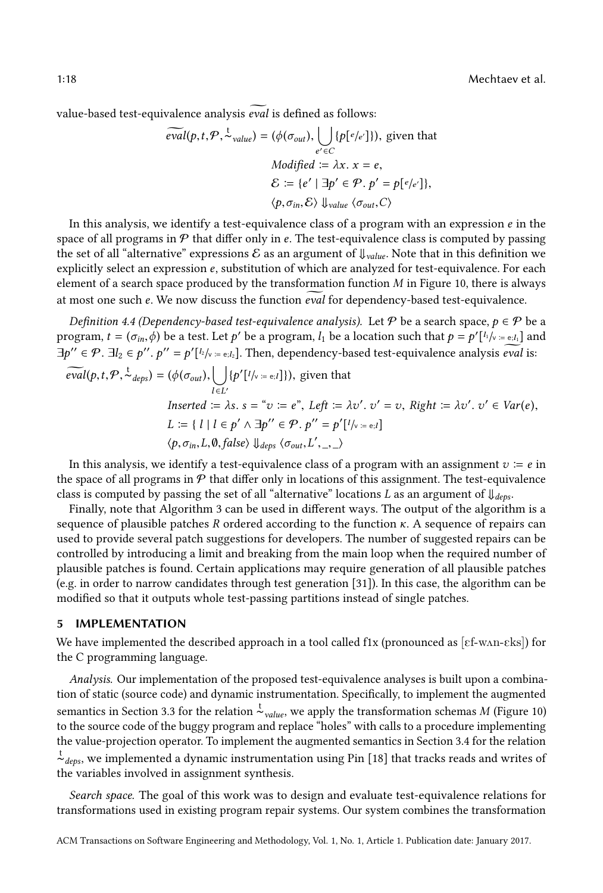value-based test-equivalence analysis $\widetilde{eval}$ is defined as follows:

$$\widetilde{eval}(p, t, \mathcal{P}, \overset{t}{\sim}_{value}) = (\phi(\sigma_{out}), \bigcup_{e' \in C} \{p[^{e}/_{e'}]\}), \text{ given that}$$

$$Modified := \lambda x.\ x = e,$$

$$\mathcal{E} := \{e' \mid \exists p' \in \mathcal{P}.\ p' = p[^{e}/_{e'}]\},$$

$$\langle p, \sigma_{in}, \mathcal{E} \rangle \Downarrow_{value} \langle \sigma_{out}, C \rangle$$

In this analysis, we identify a test-equivalence class of a program with an expression $e$ in the space of all programs in $\mathcal{P}$ that differ only in $e$. The test-equivalence class is computed by passing the set of all "alternative" expressions $\mathcal{E}$ as an argument of $\Downarrow_{value}$. Note that in this definition we explicitly select an expression $e$, substitution of which are analyzed for test-equivalence. For each element of a search space produced by the transformation function $M$ in Figure 10, there is always at most one such $e$. We now discuss the function $\widetilde{eval}$ for dependency-based test-equivalence.

*Definition 4.4 (Dependency-based test-equivalence analysis).* Let $\mathcal{P}$ be a search space, $p \in \mathcal{P}$ be a program, $t = (\sigma_{in}, \phi)$ be a test. Let $p'$ be a program, $l_1$ be a location such that $p = p'[^{l_1}/_{v \,:=\, e; l_1}]$ and $\exists p'' \in \mathcal{P}.\ \exists l_2 \in p''.\ p'' = p'[^{l_2}/_{v \,:=\, e; l_2}]$. Then, dependency-based test-equivalence analysis $\widetilde{eval}$ is:

$$\widetilde{eval}(p, t, \mathcal{P}, \overset{t}{\sim}_{deps}) = (\phi(\sigma_{out}), \bigcup_{l \in L'} \{p'[^{l}/_{v \,:=\, e; l}]\}), \text{ given that}$$

$$Inserted := \lambda s.\ s = \text{“}v := e\text{”},\ Left := \lambda v'.\ v' = v,\ Right := \lambda v'.\ v' \in Var(e),$$

$$L := \{\ l \mid l \in p' \land \exists p'' \in \mathcal{P}.\ p'' = p'[^{l}/_{v \,:=\, e; l}]$$

$$\langle p, \sigma_{in}, L, \emptyset, false \rangle \Downarrow_{deps} \langle \sigma_{out}, L', \_, \_ \rangle$$

In this analysis, we identify a test-equivalence class of a program with an assignment $v := e$ in the space of all programs in $\mathcal{P}$ that differ only in locations of this assignment. The test-equivalence class is computed by passing the set of all "alternative" locations $L$ as an argument of $\Downarrow_{deps}$.

Finally, note that Algorithm 3 can be used in different ways. The output of the algorithm is a sequence of plausible patches $R$ ordered according to the function $\kappa$. A sequence of repairs can used to provide several patch suggestions for developers. The number of suggested repairs can be controlled by introducing a limit and breaking from the main loop when the required number of plausible patches is found. Certain applications may require generation of all plausible patches (e.g. in order to narrow candidates through test generation [31]). In this case, the algorithm can be modified so that it outputs whole test-passing partitions instead of single patches.

## 5 IMPLEMENTATION

We have implemented the described approach in a tool called f1x (pronounced as [ɛf-wʌn-ɛks]) for the C programming language.

*Analysis.* Our implementation of the proposed test-equivalence analyses is built upon a combination of static (source code) and dynamic instrumentation. Specifically, to implement the augmented semantics in Section 3.3 for the relation $\overset{t}{\sim}_{value}$, we apply the transformation schemas $M$ (Figure 10) to the source code of the buggy program and replace "holes" with calls to a procedure implementing the value-projection operator. To implement the augmented semantics in Section 3.4 for the relation $\overset{t}{\sim}_{deps}$, we implemented a dynamic instrumentation using Pin [18] that tracks reads and writes of the variables involved in assignment synthesis.

*Search space.* The goal of this work was to design and evaluate test-equivalence relations for transformations used in existing program repair systems. Our system combines the transformation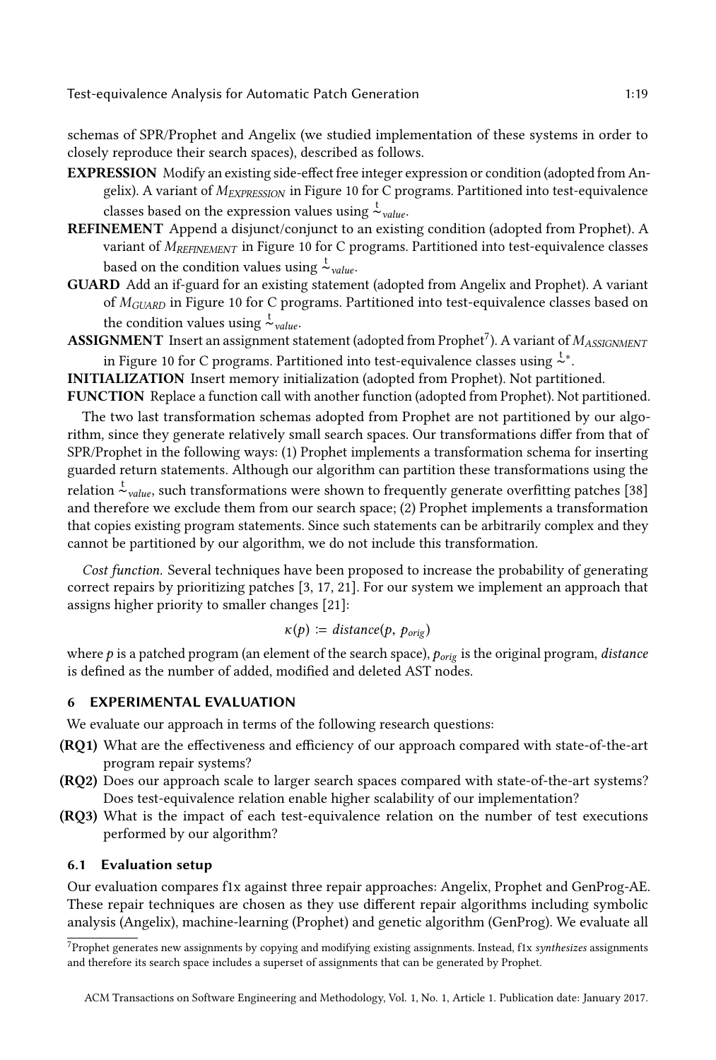schemas of SPR/Prophet and Angelix (we studied implementation of these systems in order to closely reproduce their search spaces), described as follows.

**EXPRESSION** Modify an existing side-effect free integer expression or condition (adopted from Angelix). A variant of $M_{EXPRESSION}$ in Figure 10 for C programs. Partitioned into test-equivalence classes based on the expression values using $\overset{t}{\sim}_{value}$.

**REFINEMENT** Append a disjunct/conjunct to an existing condition (adopted from Prophet). A variant of $M_{REFINEMENT}$ in Figure 10 for C programs. Partitioned into test-equivalence classes based on the condition values using $\overset{t}{\sim}_{value}$.

**GUARD** Add an if-guard for an existing statement (adopted from Angelix and Prophet). A variant of $M_{GUARD}$ in Figure 10 for C programs. Partitioned into test-equivalence classes based on the condition values using $\overset{t}{\sim}_{value}$.

**ASSIGNMENT** Insert an assignment statement (adopted from Prophet[7]). A variant of $M_{ASSIGNMENT}$ in Figure 10 for C programs. Partitioned into test-equivalence classes using $\overset{t}{\sim}^{*}$.

**INITIALIZATION** Insert memory initialization (adopted from Prophet). Not partitioned.

**FUNCTION** Replace a function call with another function (adopted from Prophet). Not partitioned.

The two last transformation schemas adopted from Prophet are not partitioned by our algorithm, since they generate relatively small search spaces. Our transformations differ from that of SPR/Prophet in the following ways: (1) Prophet implements a transformation schema for inserting guarded return statements. Although our algorithm can partition these transformations using the relation $\overset{t}{\sim}_{value}$, such transformations were shown to frequently generate overfitting patches [38] and therefore we exclude them from our search space; (2) Prophet implements a transformation that copies existing program statements. Since such statements can be arbitrarily complex and they cannot be partitioned by our algorithm, we do not include this transformation.

*Cost function.* Several techniques have been proposed to increase the probability of generating correct repairs by prioritizing patches [3, 17, 21]. For our system we implement an approach that assigns higher priority to smaller changes [21]:

$$\kappa(p) \coloneqq distance(p,\ p_{orig})$$

where $p$ is a patched program (an element of the search space), $p_{orig}$ is the original program, *distance* is defined as the number of added, modified and deleted AST nodes.

## 6 EXPERIMENTAL EVALUATION

We evaluate our approach in terms of the following research questions:

**(RQ1)** What are the effectiveness and efficiency of our approach compared with state-of-the-art program repair systems?

**(RQ2)** Does our approach scale to larger search spaces compared with state-of-the-art systems? Does test-equivalence relation enable higher scalability of our implementation?

**(RQ3)** What is the impact of each test-equivalence relation on the number of test executions performed by our algorithm?

### 6.1 Evaluation setup

Our evaluation compares f1x against three repair approaches: Angelix, Prophet and GenProg-AE. These repair techniques are chosen as they use different repair algorithms including symbolic analysis (Angelix), machine-learning (Prophet) and genetic algorithm (GenProg). We evaluate all

[7] Prophet generates new assignments by copying and modifying existing assignments. Instead, f1x *synthesizes* assignments and therefore its search space includes a superset of assignments that can be generated by Prophet.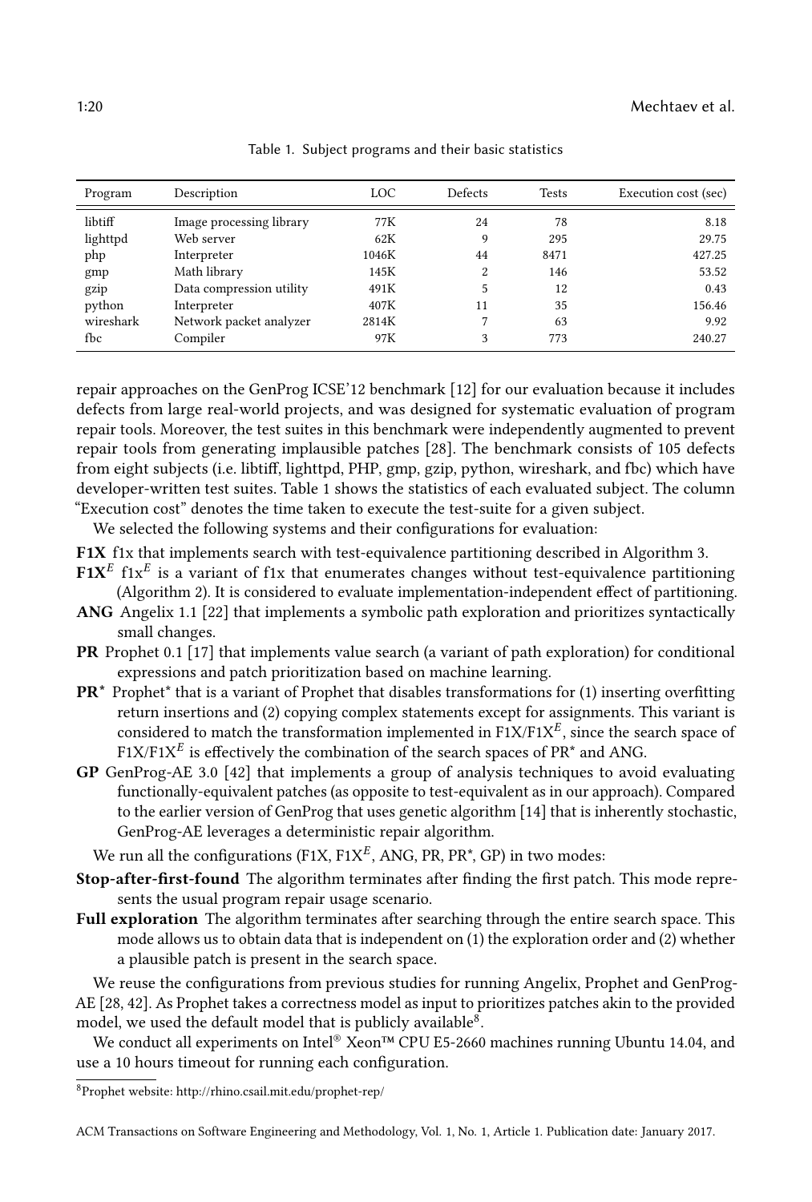Table 1. Subject programs and their basic statistics

| Program | Description | LOC | Defects | Tests | Execution cost (sec) |
|---|---|---|---|---|---|
| libtiff | Image processing library | 77K | 24 | 78 | 8.18 |
| lighttpd | Web server | 62K | 9 | 295 | 29.75 |
| php | Interpreter | 1046K | 44 | 8471 | 427.25 |
| gmp | Math library | 145K | 2 | 146 | 53.52 |
| gzip | Data compression utility | 491K | 5 | 12 | 0.43 |
| python | Interpreter | 407K | 11 | 35 | 156.46 |
| wireshark | Network packet analyzer | 2814K | 7 | 63 | 9.92 |
| fbc | Compiler | 97K | 3 | 773 | 240.27 |

repair approaches on the GenProg ICSE'12 benchmark [12] for our evaluation because it includes defects from large real-world projects, and was designed for systematic evaluation of program repair tools. Moreover, the test suites in this benchmark were independently augmented to prevent repair tools from generating implausible patches [28]. The benchmark consists of 105 defects from eight subjects (i.e. libtiff, lighttpd, PHP, gmp, gzip, python, wireshark, and fbc) which have developer-written test suites. Table 1 shows the statistics of each evaluated subject. The column "Execution cost" denotes the time taken to execute the test-suite for a given subject.

We selected the following systems and their configurations for evaluation:

**F1X** f1x that implements search with test-equivalence partitioning described in Algorithm 3.

**F1X$^E$** f1x$^E$ is a variant of f1x that enumerates changes without test-equivalence partitioning (Algorithm 2). It is considered to evaluate implementation-independent effect of partitioning.

**ANG** Angelix 1.1 [22] that implements a symbolic path exploration and prioritizes syntactically small changes.

**PR** Prophet 0.1 [17] that implements value search (a variant of path exploration) for conditional expressions and patch prioritization based on machine learning.

**PR*** Prophet* that is a variant of Prophet that disables transformations for (1) inserting overfitting return insertions and (2) copying complex statements except for assignments. This variant is considered to match the transformation implemented in F1X/F1X$^E$, since the search space of F1X/F1X$^E$ is effectively the combination of the search spaces of PR* and ANG.

**GP** GenProg-AE 3.0 [42] that implements a group of analysis techniques to avoid evaluating functionally-equivalent patches (as opposite to test-equivalent as in our approach). Compared to the earlier version of GenProg that uses genetic algorithm [14] that is inherently stochastic, GenProg-AE leverages a deterministic repair algorithm.

We run all the configurations (F1X, F1X$^E$, ANG, PR, PR*, GP) in two modes:

**Stop-after-first-found** The algorithm terminates after finding the first patch. This mode represents the usual program repair usage scenario.

**Full exploration** The algorithm terminates after searching through the entire search space. This mode allows us to obtain data that is independent on (1) the exploration order and (2) whether a plausible patch is present in the search space.

We reuse the configurations from previous studies for running Angelix, Prophet and GenProg-AE [28, 42]. As Prophet takes a correctness model as input to prioritizes patches akin to the provided model, we used the default model that is publicly available[8].

We conduct all experiments on Intel® Xeon™ CPU E5-2660 machines running Ubuntu 14.04, and use a 10 hours timeout for running each configuration.

[8] Prophet website: http://rhino.csail.mit.edu/prophet-rep/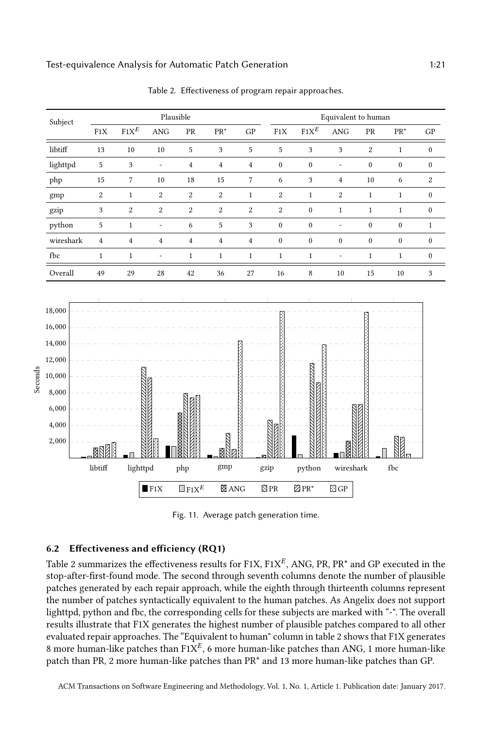Table 2. Effectiveness of program repair approaches.

| Subject | Plausible | | | | | | Equivalent to human | | | | | |
|---|---|---|---|---|---|---|---|---|---|---|---|---|
| | F1X | F1X$^E$ | ANG | PR | PR* | GP | F1X | F1X$^E$ | ANG | PR | PR* | GP |
| libtiff | 13 | 10 | 10 | 5 | 3 | 5 | 5 | 3 | 3 | 2 | 1 | 0 |
| lighttpd | 5 | 3 | - | 4 | 4 | 4 | 0 | 0 | - | 0 | 0 | 0 |
| php | 15 | 7 | 10 | 18 | 15 | 7 | 6 | 3 | 4 | 10 | 6 | 2 |
| gmp | 2 | 1 | 2 | 2 | 2 | 1 | 2 | 1 | 2 | 1 | 1 | 0 |
| gzip | 3 | 2 | 2 | 2 | 2 | 2 | 2 | 0 | 1 | 1 | 1 | 0 |
| python | 5 | 1 | - | 6 | 5 | 3 | 0 | 0 | - | 0 | 0 | 1 |
| wireshark | 4 | 4 | 4 | 4 | 4 | 4 | 0 | 0 | 0 | 0 | 0 | 0 |
| fbc | 1 | 1 | - | 1 | 1 | 1 | 1 | 1 | - | 1 | 1 | 0 |
| Overall | 49 | 29 | 28 | 42 | 36 | 27 | 16 | 8 | 10 | 15 | 10 | 3 |

Fig. 11. Average patch generation time.

### 6.2 Effectiveness and efficiency (RQ1)

Table 2 summarizes the effectiveness results for F1X, F1X$^E$, ANG, PR, PR* and GP executed in the stop-after-first-found mode. The second through seventh columns denote the number of plausible patches generated by each repair approach, while the eighth through thirteenth columns represent the number of patches syntactically equivalent to the human patches. As Angelix does not support lighttpd, python and fbc, the corresponding cells for these subjects are marked with "-". The overall results illustrate that F1X generates the highest number of plausible patches compared to all other evaluated repair approaches. The "Equivalent to human" column in table 2 shows that F1X generates 8 more human-like patches than F1X$^E$, 6 more human-like patches than ANG, 1 more human-like patch than PR, 2 more human-like patches than PR* and 13 more human-like patches than GP.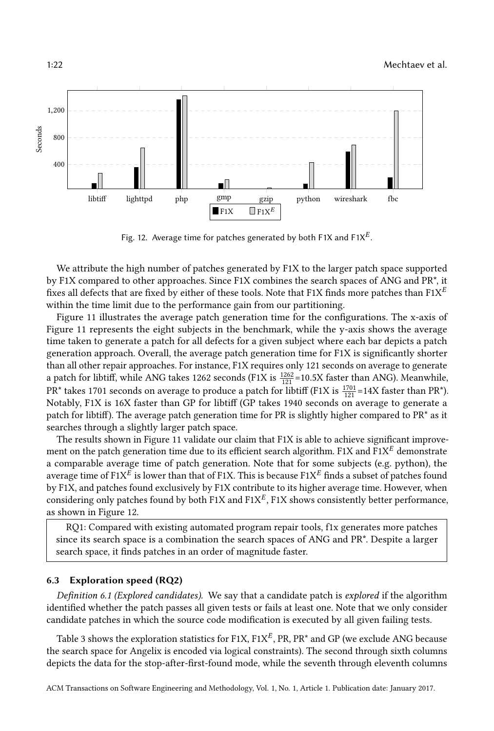Fig. 12. Average time for patches generated by both F1X and F1X$^E$.

We attribute the high number of patches generated by F1X to the larger patch space supported by F1X compared to other approaches. Since F1X combines the search spaces of ANG and PR*, it fixes all defects that are fixed by either of these tools. Note that F1X finds more patches than F1X$^E$ within the time limit due to the performance gain from our partitioning.

Figure 11 illustrates the average patch generation time for the configurations. The x-axis of Figure 11 represents the eight subjects in the benchmark, while the y-axis shows the average time taken to generate a patch for all defects for a given subject where each bar depicts a patch generation approach. Overall, the average patch generation time for F1X is significantly shorter than all other repair approaches. For instance, F1X requires only 121 seconds on average to generate a patch for libtiff, while ANG takes 1262 seconds (F1X is $\frac{1262}{121}$=10.5X faster than ANG). Meanwhile, PR* takes 1701 seconds on average to produce a patch for libtiff (F1X is $\frac{1701}{121}$=14X faster than PR*). Notably, F1X is 16X faster than GP for libtiff (GP takes 1940 seconds on average to generate a patch for libtiff). The average patch generation time for PR is slightly higher compared to PR* as it searches through a slightly larger patch space.

The results shown in Figure 11 validate our claim that F1X is able to achieve significant improvement on the patch generation time due to its efficient search algorithm. F1X and F1X$^E$ demonstrate a comparable average time of patch generation. Note that for some subjects (e.g. python), the average time of F1X$^E$ is lower than that of F1X. This is because F1X$^E$ finds a subset of patches found by F1X, and patches found exclusively by F1X contribute to its higher average time. However, when considering only patches found by both F1X and F1X$^E$, F1X shows consistently better performance, as shown in Figure 12.

> RQ1: Compared with existing automated program repair tools, f1x generates more patches since its search space is a combination the search spaces of ANG and PR*. Despite a larger search space, it finds patches in an order of magnitude faster.

### 6.3 Exploration speed (RQ2)

*Definition 6.1 (Explored candidates).* We say that a candidate patch is *explored* if the algorithm identified whether the patch passes all given tests or fails at least one. Note that we only consider candidate patches in which the source code modification is executed by all given failing tests.

Table 3 shows the exploration statistics for F1X, F1X$^E$, PR, PR* and GP (we exclude ANG because the search space for Angelix is encoded via logical constraints). The second through sixth columns depicts the data for the stop-after-first-found mode, while the seventh through eleventh columns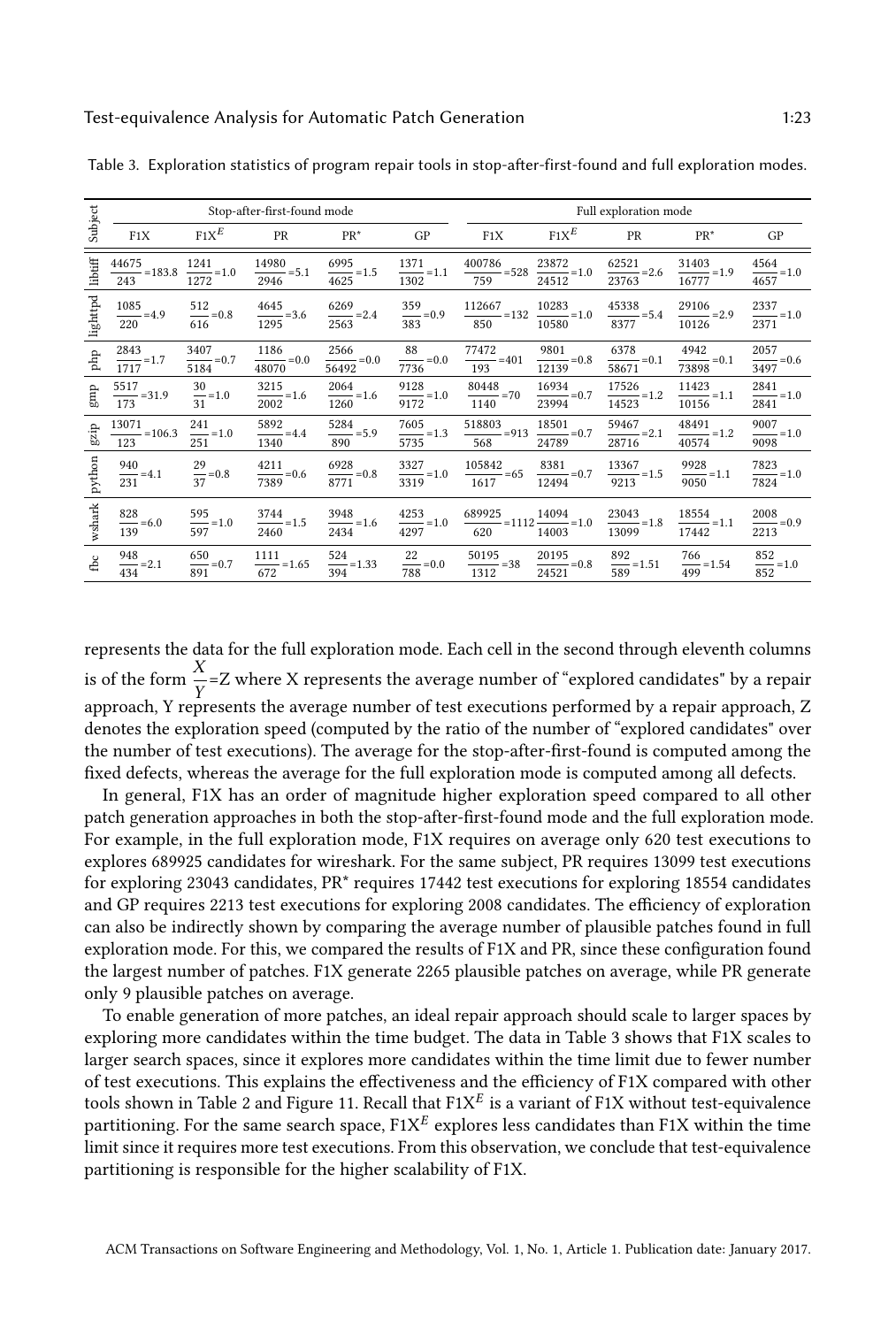Table 3. Exploration statistics of program repair tools in stop-after-first-found and full exploration modes.

| Subject | Stop-after-first-found mode | | | | | Full exploration mode | | | | |
|---|---|---|---|---|---|---|---|---|---|---|
| | F1X | F1X$^E$ | PR | PR* | GP | F1X | F1X$^E$ | PR | PR* | GP |
| libtiff | $\frac{44675}{243}$=183.8 | $\frac{1241}{1272}$=1.0 | $\frac{14980}{2946}$=5.1 | $\frac{6995}{4625}$=1.5 | $\frac{1371}{1302}$=1.1 | $\frac{400786}{759}$=528 | $\frac{23872}{24512}$=1.0 | $\frac{62521}{23763}$=2.6 | $\frac{31403}{16777}$=1.9 | $\frac{4564}{4657}$=1.0 |
| lighttpd | $\frac{1085}{220}$=4.9 | $\frac{512}{616}$=0.8 | $\frac{4645}{1295}$=3.6 | $\frac{6269}{2563}$=2.4 | $\frac{359}{383}$=0.9 | $\frac{112667}{850}$=132 | $\frac{10283}{10580}$=1.0 | $\frac{45338}{8377}$=5.4 | $\frac{29106}{10126}$=2.9 | $\frac{2337}{2371}$=1.0 |
| php | $\frac{2843}{1717}$=1.7 | $\frac{3407}{5184}$=0.7 | $\frac{1186}{48070}$=0.0 | $\frac{2566}{56492}$=0.0 | $\frac{88}{7736}$=0.0 | $\frac{77472}{193}$=401 | $\frac{9801}{12139}$=0.8 | $\frac{6378}{58671}$=0.1 | $\frac{4942}{73898}$=0.1 | $\frac{2057}{3497}$=0.6 |
| gmp | $\frac{5517}{173}$=31.9 | $\frac{30}{31}$=1.0 | $\frac{3215}{2002}$=1.6 | $\frac{2064}{1260}$=1.6 | $\frac{9128}{9172}$=1.0 | $\frac{80448}{1140}$=70 | $\frac{16934}{23994}$=0.7 | $\frac{17526}{14523}$=1.2 | $\frac{11423}{10156}$=1.1 | $\frac{2841}{2841}$=1.0 |
| gzip | $\frac{13071}{123}$=106.3 | $\frac{241}{251}$=1.0 | $\frac{5892}{1340}$=4.4 | $\frac{5284}{890}$=5.9 | $\frac{7605}{5735}$=1.3 | $\frac{518803}{568}$=913 | $\frac{18501}{24789}$=0.7 | $\frac{59467}{28716}$=2.1 | $\frac{48491}{40574}$=1.2 | $\frac{9007}{9098}$=1.0 |
| python | $\frac{940}{231}$=4.1 | $\frac{29}{37}$=0.8 | $\frac{4211}{7389}$=0.6 | $\frac{6928}{8771}$=0.8 | $\frac{3327}{3319}$=1.0 | $\frac{105842}{1617}$=65 | $\frac{8381}{12494}$=0.7 | $\frac{13367}{9213}$=1.5 | $\frac{9928}{9050}$=1.1 | $\frac{7823}{7824}$=1.0 |
| wshark | $\frac{828}{139}$=6.0 | $\frac{595}{597}$=1.0 | $\frac{3744}{2460}$=1.5 | $\frac{3948}{2434}$=1.6 | $\frac{4253}{4297}$=1.0 | $\frac{689925}{620}$=1112 | $\frac{14094}{14003}$=1.0 | $\frac{23043}{13099}$=1.8 | $\frac{18554}{17442}$=1.1 | $\frac{2008}{2213}$=0.9 |
| fbc | $\frac{948}{434}$=2.1 | $\frac{650}{891}$=0.7 | $\frac{1111}{672}$=1.65 | $\frac{524}{394}$=1.33 | $\frac{22}{788}$=0.0 | $\frac{50195}{1312}$=38 | $\frac{20195}{24521}$=0.8 | $\frac{892}{589}$=1.51 | $\frac{766}{499}$=1.54 | $\frac{852}{852}$=1.0 |

represents the data for the full exploration mode. Each cell in the second through eleventh columns is of the form $\frac{X}{Y}$=Z where X represents the average number of "explored candidates" by a repair approach, Y represents the average number of test executions performed by a repair approach, Z denotes the exploration speed (computed by the ratio of the number of "explored candidates" over the number of test executions). The average for the stop-after-first-found is computed among the fixed defects, whereas the average for the full exploration mode is computed among all defects.

In general, F1X has an order of magnitude higher exploration speed compared to all other patch generation approaches in both the stop-after-first-found mode and the full exploration mode. For example, in the full exploration mode, F1X requires on average only 620 test executions to explores 689925 candidates for wireshark. For the same subject, PR requires 13099 test executions for exploring 23043 candidates, PR* requires 17442 test executions for exploring 18554 candidates and GP requires 2213 test executions for exploring 2008 candidates. The efficiency of exploration can also be indirectly shown by comparing the average number of plausible patches found in full exploration mode. For this, we compared the results of F1X and PR, since these configuration found the largest number of patches. F1X generate 2265 plausible patches on average, while PR generate only 9 plausible patches on average.

To enable generation of more patches, an ideal repair approach should scale to larger spaces by exploring more candidates within the time budget. The data in Table 3 shows that F1X scales to larger search spaces, since it explores more candidates within the time limit due to fewer number of test executions. This explains the effectiveness and the efficiency of F1X compared with other tools shown in Table 2 and Figure 11. Recall that F1X$^E$ is a variant of F1X without test-equivalence partitioning. For the same search space, F1X$^E$ explores less candidates than F1X within the time limit since it requires more test executions. From this observation, we conclude that test-equivalence partitioning is responsible for the higher scalability of F1X.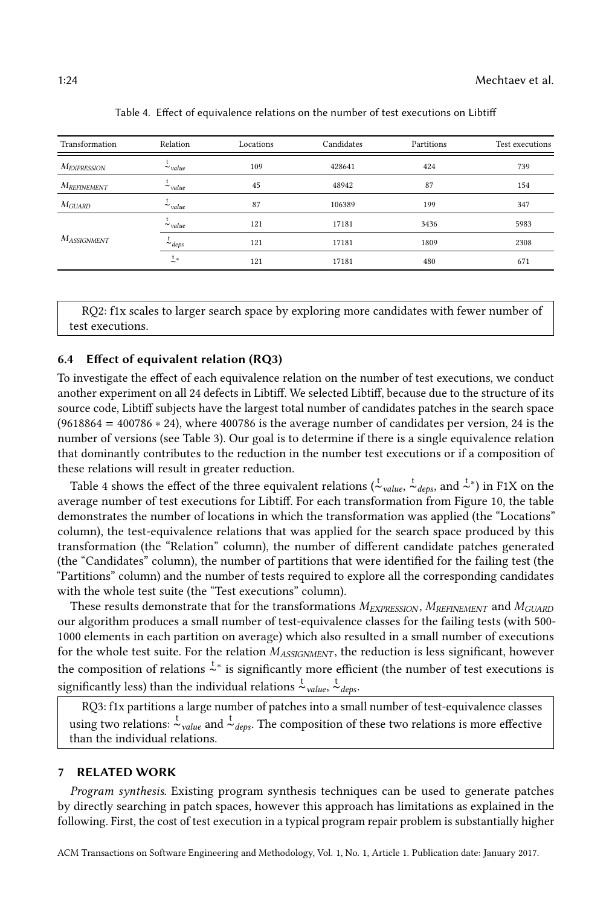Table 4. Effect of equivalence relations on the number of test executions on Libtiff

| Transformation | Relation | Locations | Candidates | Partitions | Test executions |
|---|---|---|---|---|---|
| $M_{EXPRESSION}$ | $\overset{t}{\sim}_{value}$ | 109 | 428641 | 424 | 739 |
| $M_{REFINEMENT}$ | $\overset{t}{\sim}_{value}$ | 45 | 48942 | 87 | 154 |
| $M_{GUARD}$ | $\overset{t}{\sim}_{value}$ | 87 | 106389 | 199 | 347 |
| $M_{ASSIGNMENT}$ | $\overset{t}{\sim}_{value}$ | 121 | 17181 | 3436 | 5983 |
| | $\overset{t}{\sim}_{deps}$ | 121 | 17181 | 1809 | 2308 |
| | $\overset{t}{\sim}^{*}$ | 121 | 17181 | 480 | 671 |

RQ2: f1x scales to larger search space by exploring more candidates with fewer number of test executions.

### 6.4 Effect of equivalent relation (RQ3)

To investigate the effect of each equivalence relation on the number of test executions, we conduct another experiment on all 24 defects in Libtiff. We selected Libtiff, because due to the structure of its source code, Libtiff subjects have the largest total number of candidates patches in the search space ($9618864 = 400786 * 24$), where 400786 is the average number of candidates per version, 24 is the number of versions (see Table 3). Our goal is to determine if there is a single equivalence relation that dominantly contributes to the reduction in the number test executions or if a composition of these relations will result in greater reduction.

Table 4 shows the effect of the three equivalent relations ($\overset{t}{\sim}_{value}$, $\overset{t}{\sim}_{deps}$, and $\overset{t}{\sim}^{*}$) in F1X on the average number of test executions for Libtiff. For each transformation from Figure 10, the table demonstrates the number of locations in which the transformation was applied (the "Locations" column), the test-equivalence relations that was applied for the search space produced by this transformation (the "Relation" column), the number of different candidate patches generated (the "Candidates" column), the number of partitions that were identified for the failing test (the "Partitions" column) and the number of tests required to explore all the corresponding candidates with the whole test suite (the "Test executions" column).

These results demonstrate that for the transformations $M_{EXPRESSION}$, $M_{REFINEMENT}$ and $M_{GUARD}$ our algorithm produces a small number of test-equivalence classes for the failing tests (with 500-1000 elements in each partition on average) which also resulted in a small number of executions for the whole test suite. For the relation $M_{ASSIGNMENT}$, the reduction is less significant, however the composition of relations $\overset{t}{\sim}^{*}$ is significantly more efficient (the number of test executions is significantly less) than the individual relations $\overset{t}{\sim}_{value}$, $\overset{t}{\sim}_{deps}$.

RQ3: f1x partitions a large number of patches into a small number of test-equivalence classes using two relations: $\overset{t}{\sim}_{value}$ and $\overset{t}{\sim}_{deps}$. The composition of these two relations is more effective than the individual relations.

## 7 RELATED WORK

*Program synthesis.* Existing program synthesis techniques can be used to generate patches by directly searching in patch spaces, however this approach has limitations as explained in the following. First, the cost of test execution in a typical program repair problem is substantially higher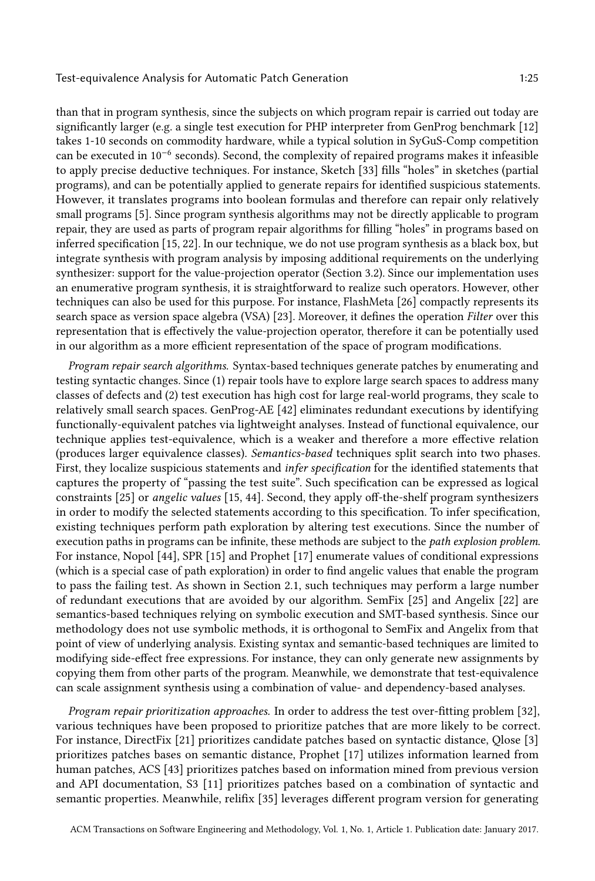than that in program synthesis, since the subjects on which program repair is carried out today are significantly larger (e.g. a single test execution for PHP interpreter from GenProg benchmark [12] takes 1-10 seconds on commodity hardware, while a typical solution in SyGuS-Comp competition can be executed in $10^{-6}$ seconds). Second, the complexity of repaired programs makes it infeasible to apply precise deductive techniques. For instance, Sketch [33] fills "holes" in sketches (partial programs), and can be potentially applied to generate repairs for identified suspicious statements. However, it translates programs into boolean formulas and therefore can repair only relatively small programs [5]. Since program synthesis algorithms may not be directly applicable to program repair, they are used as parts of program repair algorithms for filling "holes" in programs based on inferred specification [15, 22]. In our technique, we do not use program synthesis as a black box, but integrate synthesis with program analysis by imposing additional requirements on the underlying synthesizer: support for the value-projection operator (Section 3.2). Since our implementation uses an enumerative program synthesis, it is straightforward to realize such operators. However, other techniques can also be used for this purpose. For instance, FlashMeta [26] compactly represents its search space as version space algebra (VSA) [23]. Moreover, it defines the operation *Filter* over this representation that is effectively the value-projection operator, therefore it can be potentially used in our algorithm as a more efficient representation of the space of program modifications.

*Program repair search algorithms.* Syntax-based techniques generate patches by enumerating and testing syntactic changes. Since (1) repair tools have to explore large search spaces to address many classes of defects and (2) test execution has high cost for large real-world programs, they scale to relatively small search spaces. GenProg-AE [42] eliminates redundant executions by identifying functionally-equivalent patches via lightweight analyses. Instead of functional equivalence, our technique applies test-equivalence, which is a weaker and therefore a more effective relation (produces larger equivalence classes). *Semantics-based* techniques split search into two phases. First, they localize suspicious statements and *infer specification* for the identified statements that captures the property of "passing the test suite". Such specification can be expressed as logical constraints [25] or *angelic values* [15, 44]. Second, they apply off-the-shelf program synthesizers in order to modify the selected statements according to this specification. To infer specification, existing techniques perform path exploration by altering test executions. Since the number of execution paths in programs can be infinite, these methods are subject to the *path explosion problem*. For instance, Nopol [44], SPR [15] and Prophet [17] enumerate values of conditional expressions (which is a special case of path exploration) in order to find angelic values that enable the program to pass the failing test. As shown in Section 2.1, such techniques may perform a large number of redundant executions that are avoided by our algorithm. SemFix [25] and Angelix [22] are semantics-based techniques relying on symbolic execution and SMT-based synthesis. Since our methodology does not use symbolic methods, it is orthogonal to SemFix and Angelix from that point of view of underlying analysis. Existing syntax and semantic-based techniques are limited to modifying side-effect free expressions. For instance, they can only generate new assignments by copying them from other parts of the program. Meanwhile, we demonstrate that test-equivalence can scale assignment synthesis using a combination of value- and dependency-based analyses.

*Program repair prioritization approaches.* In order to address the test over-fitting problem [32], various techniques have been proposed to prioritize patches that are more likely to be correct. For instance, DirectFix [21] prioritizes candidate patches based on syntactic distance, Qlose [3] prioritizes patches bases on semantic distance, Prophet [17] utilizes information learned from human patches, ACS [43] prioritizes patches based on information mined from previous version and API documentation, S3 [11] prioritizes patches based on a combination of syntactic and semantic properties. Meanwhile, relifix [35] leverages different program version for generating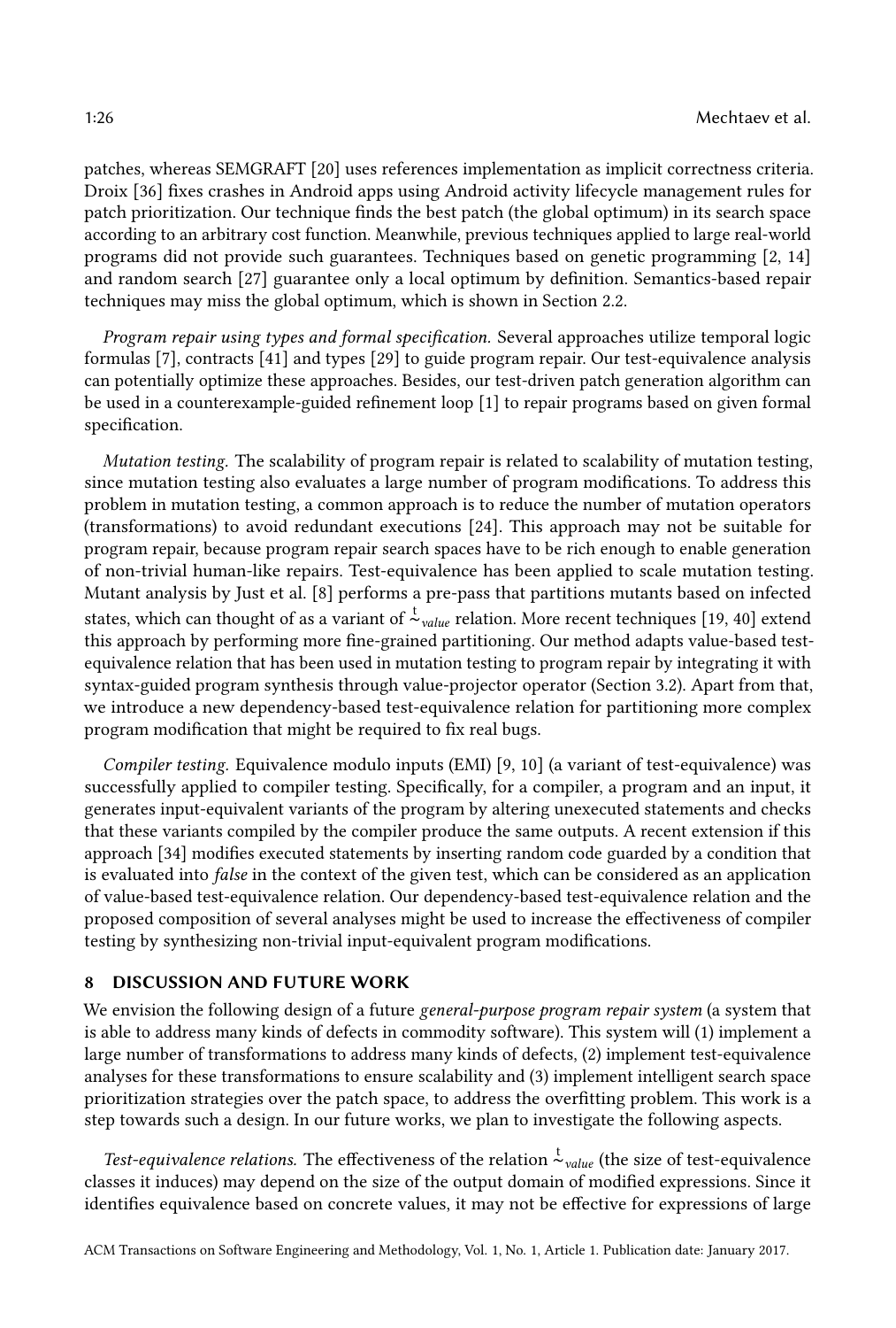patches, whereas SEMGRAFT [20] uses references implementation as implicit correctness criteria. Droix [36] fixes crashes in Android apps using Android activity lifecycle management rules for patch prioritization. Our technique finds the best patch (the global optimum) in its search space according to an arbitrary cost function. Meanwhile, previous techniques applied to large real-world programs did not provide such guarantees. Techniques based on genetic programming [2, 14] and random search [27] guarantee only a local optimum by definition. Semantics-based repair techniques may miss the global optimum, which is shown in Section 2.2.

*Program repair using types and formal specification.* Several approaches utilize temporal logic formulas [7], contracts [41] and types [29] to guide program repair. Our test-equivalence analysis can potentially optimize these approaches. Besides, our test-driven patch generation algorithm can be used in a counterexample-guided refinement loop [1] to repair programs based on given formal specification.

*Mutation testing.* The scalability of program repair is related to scalability of mutation testing, since mutation testing also evaluates a large number of program modifications. To address this problem in mutation testing, a common approach is to reduce the number of mutation operators (transformations) to avoid redundant executions [24]. This approach may not be suitable for program repair, because program repair search spaces have to be rich enough to enable generation of non-trivial human-like repairs. Test-equivalence has been applied to scale mutation testing. Mutant analysis by Just et al. [8] performs a pre-pass that partitions mutants based on infected states, which can thought of as a variant of $\overset{t}{\sim}_{value}$ relation. More recent techniques [19, 40] extend this approach by performing more fine-grained partitioning. Our method adapts value-based test-equivalence relation that has been used in mutation testing to program repair by integrating it with syntax-guided program synthesis through value-projector operator (Section 3.2). Apart from that, we introduce a new dependency-based test-equivalence relation for partitioning more complex program modification that might be required to fix real bugs.

*Compiler testing.* Equivalence modulo inputs (EMI) [9, 10] (a variant of test-equivalence) was successfully applied to compiler testing. Specifically, for a compiler, a program and an input, it generates input-equivalent variants of the program by altering unexecuted statements and checks that these variants compiled by the compiler produce the same outputs. A recent extension if this approach [34] modifies executed statements by inserting random code guarded by a condition that is evaluated into *false* in the context of the given test, which can be considered as an application of value-based test-equivalence relation. Our dependency-based test-equivalence relation and the proposed composition of several analyses might be used to increase the effectiveness of compiler testing by synthesizing non-trivial input-equivalent program modifications.

## 8 DISCUSSION AND FUTURE WORK

We envision the following design of a future *general-purpose program repair system* (a system that is able to address many kinds of defects in commodity software). This system will (1) implement a large number of transformations to address many kinds of defects, (2) implement test-equivalence analyses for these transformations to ensure scalability and (3) implement intelligent search space prioritization strategies over the patch space, to address the overfitting problem. This work is a step towards such a design. In our future works, we plan to investigate the following aspects.

*Test-equivalence relations.* The effectiveness of the relation $\overset{t}{\sim}_{value}$ (the size of test-equivalence classes it induces) may depend on the size of the output domain of modified expressions. Since it identifies equivalence based on concrete values, it may not be effective for expressions of large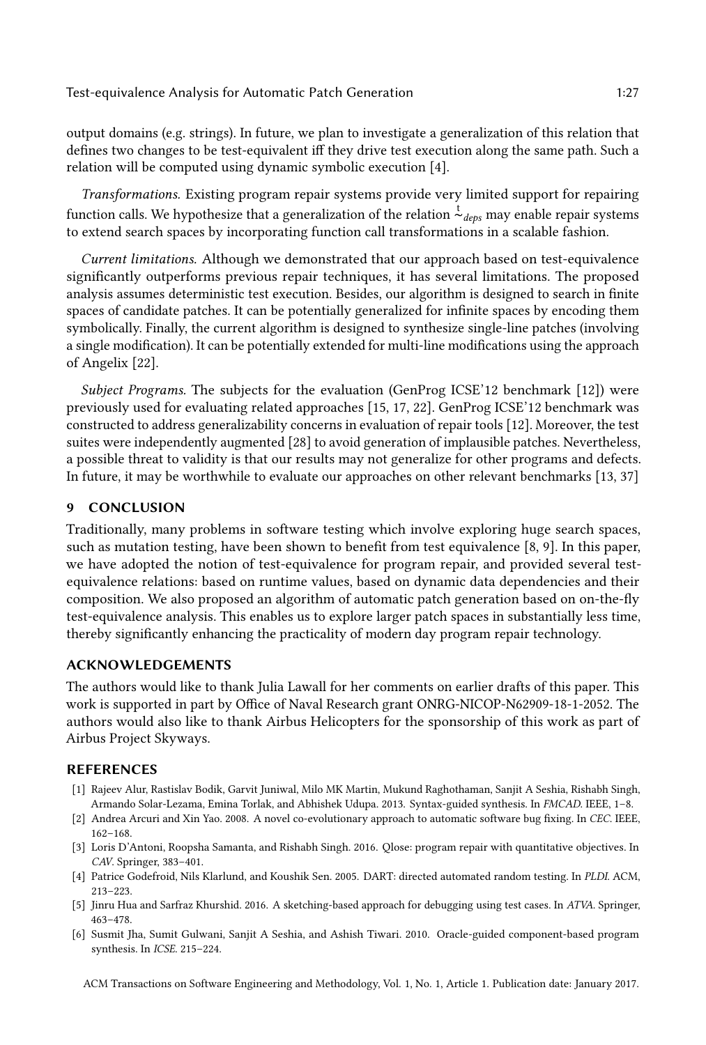output domains (e.g. strings). In future, we plan to investigate a generalization of this relation that defines two changes to be test-equivalent iff they drive test execution along the same path. Such a relation will be computed using dynamic symbolic execution [4].

*Transformations.* Existing program repair systems provide very limited support for repairing function calls. We hypothesize that a generalization of the relation $\overset{t}{\sim}_{deps}$ may enable repair systems to extend search spaces by incorporating function call transformations in a scalable fashion.

*Current limitations.* Although we demonstrated that our approach based on test-equivalence significantly outperforms previous repair techniques, it has several limitations. The proposed analysis assumes deterministic test execution. Besides, our algorithm is designed to search in finite spaces of candidate patches. It can be potentially generalized for infinite spaces by encoding them symbolically. Finally, the current algorithm is designed to synthesize single-line patches (involving a single modification). It can be potentially extended for multi-line modifications using the approach of Angelix [22].

*Subject Programs.* The subjects for the evaluation (GenProg ICSE'12 benchmark [12]) were previously used for evaluating related approaches [15, 17, 22]. GenProg ICSE'12 benchmark was constructed to address generalizability concerns in evaluation of repair tools [12]. Moreover, the test suites were independently augmented [28] to avoid generation of implausible patches. Nevertheless, a possible threat to validity is that our results may not generalize for other programs and defects. In future, it may be worthwhile to evaluate our approaches on other relevant benchmarks [13, 37]

## 9 CONCLUSION

Traditionally, many problems in software testing which involve exploring huge search spaces, such as mutation testing, have been shown to benefit from test equivalence [8, 9]. In this paper, we have adopted the notion of test-equivalence for program repair, and provided several test-equivalence relations: based on runtime values, based on dynamic data dependencies and their composition. We also proposed an algorithm of automatic patch generation based on on-the-fly test-equivalence analysis. This enables us to explore larger patch spaces in substantially less time, thereby significantly enhancing the practicality of modern day program repair technology.

## ACKNOWLEDGEMENTS

The authors would like to thank Julia Lawall for her comments on earlier drafts of this paper. This work is supported in part by Office of Naval Research grant ONRG-NICOP-N62909-18-1-2052. The authors would also like to thank Airbus Helicopters for the sponsorship of this work as part of Airbus Project Skyways.

## REFERENCES

- [1] Rajeev Alur, Rastislav Bodik, Garvit Juniwal, Milo MK Martin, Mukund Raghothaman, Sanjit A Seshia, Rishabh Singh, Armando Solar-Lezama, Emina Torlak, and Abhishek Udupa. 2013. Syntax-guided synthesis. In *FMCAD*. IEEE, 1–8.
- [2] Andrea Arcuri and Xin Yao. 2008. A novel co-evolutionary approach to automatic software bug fixing. In *CEC*. IEEE, 162–168.
- [3] Loris D'Antoni, Roopsha Samanta, and Rishabh Singh. 2016. Qlose: program repair with quantitative objectives. In *CAV*. Springer, 383–401.
- [4] Patrice Godefroid, Nils Klarlund, and Koushik Sen. 2005. DART: directed automated random testing. In *PLDI*. ACM, 213–223.
- [5] Jinru Hua and Sarfraz Khurshid. 2016. A sketching-based approach for debugging using test cases. In *ATVA*. Springer, 463–478.
- [6] Susmit Jha, Sumit Gulwani, Sanjit A Seshia, and Ashish Tiwari. 2010. Oracle-guided component-based program synthesis. In *ICSE*. 215–224.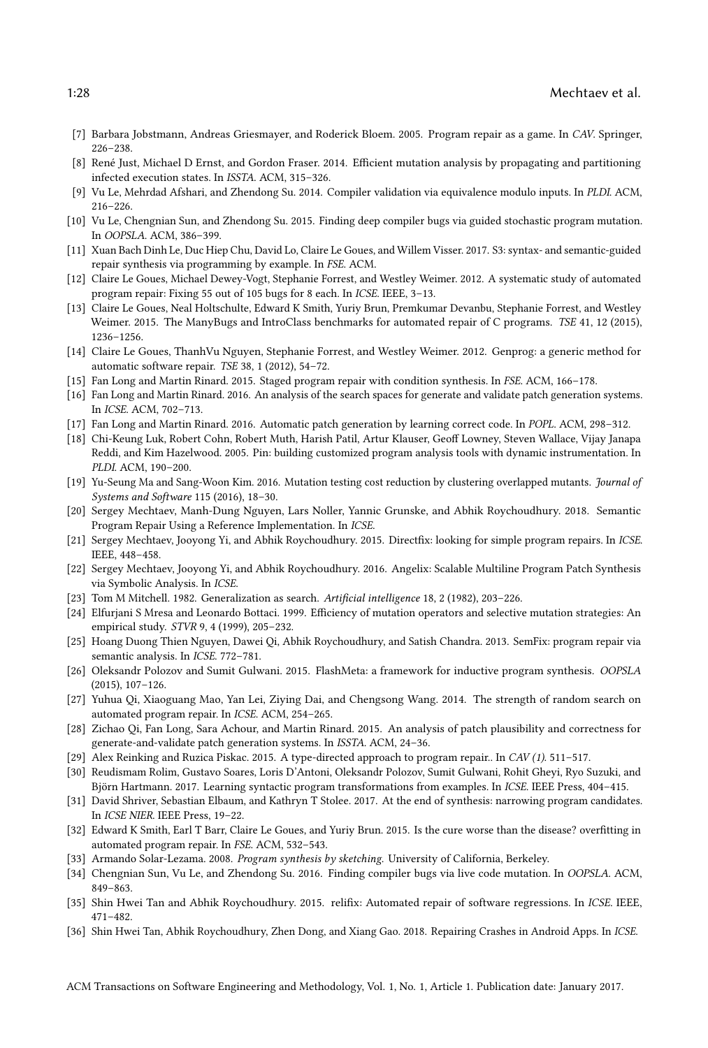[7] Barbara Jobstmann, Andreas Griesmayer, and Roderick Bloem. 2005. Program repair as a game. In *CAV*. Springer, 226–238.

[8] René Just, Michael D Ernst, and Gordon Fraser. 2014. Efficient mutation analysis by propagating and partitioning infected execution states. In *ISSTA*. ACM, 315–326.

[9] Vu Le, Mehrdad Afshari, and Zhendong Su. 2014. Compiler validation via equivalence modulo inputs. In *PLDI*. ACM, 216–226.

[10] Vu Le, Chengnian Sun, and Zhendong Su. 2015. Finding deep compiler bugs via guided stochastic program mutation. In *OOPSLA*. ACM, 386–399.

[11] Xuan Bach Dinh Le, Duc Hiep Chu, David Lo, Claire Le Goues, and Willem Visser. 2017. S3: syntax- and semantic-guided repair synthesis via programming by example. In *FSE*. ACM.

[12] Claire Le Goues, Michael Dewey-Vogt, Stephanie Forrest, and Westley Weimer. 2012. A systematic study of automated program repair: Fixing 55 out of 105 bugs for 8 each. In *ICSE*. IEEE, 3–13.

[13] Claire Le Goues, Neal Holtschulte, Edward K Smith, Yuriy Brun, Premkumar Devanbu, Stephanie Forrest, and Westley Weimer. 2015. The ManyBugs and IntroClass benchmarks for automated repair of C programs. *TSE* 41, 12 (2015), 1236–1256.

[14] Claire Le Goues, ThanhVu Nguyen, Stephanie Forrest, and Westley Weimer. 2012. Genprog: a generic method for automatic software repair. *TSE* 38, 1 (2012), 54–72.

[15] Fan Long and Martin Rinard. 2015. Staged program repair with condition synthesis. In *FSE*. ACM, 166–178.

[16] Fan Long and Martin Rinard. 2016. An analysis of the search spaces for generate and validate patch generation systems. In *ICSE*. ACM, 702–713.

[17] Fan Long and Martin Rinard. 2016. Automatic patch generation by learning correct code. In *POPL*. ACM, 298–312.

[18] Chi-Keung Luk, Robert Cohn, Robert Muth, Harish Patil, Artur Klauser, Geoff Lowney, Steven Wallace, Vijay Janapa Reddi, and Kim Hazelwood. 2005. Pin: building customized program analysis tools with dynamic instrumentation. In *PLDI*. ACM, 190–200.

[19] Yu-Seung Ma and Sang-Woon Kim. 2016. Mutation testing cost reduction by clustering overlapped mutants. *Journal of Systems and Software* 115 (2016), 18–30.

[20] Sergey Mechtaev, Manh-Dung Nguyen, Lars Noller, Yannic Grunske, and Abhik Roychoudhury. 2018. Semantic Program Repair Using a Reference Implementation. In *ICSE*.

[21] Sergey Mechtaev, Jooyong Yi, and Abhik Roychoudhury. 2015. Directfix: looking for simple program repairs. In *ICSE*. IEEE, 448–458.

[22] Sergey Mechtaev, Jooyong Yi, and Abhik Roychoudhury. 2016. Angelix: Scalable Multiline Program Patch Synthesis via Symbolic Analysis. In *ICSE*.

[23] Tom M Mitchell. 1982. Generalization as search. *Artificial intelligence* 18, 2 (1982), 203–226.

[24] Elfurjani S Mresa and Leonardo Bottaci. 1999. Efficiency of mutation operators and selective mutation strategies: An empirical study. *STVR* 9, 4 (1999), 205–232.

[25] Hoang Duong Thien Nguyen, Dawei Qi, Abhik Roychoudhury, and Satish Chandra. 2013. SemFix: program repair via semantic analysis. In *ICSE*. 772–781.

[26] Oleksandr Polozov and Sumit Gulwani. 2015. FlashMeta: a framework for inductive program synthesis. *OOPSLA* (2015), 107–126.

[27] Yuhua Qi, Xiaoguang Mao, Yan Lei, Ziying Dai, and Chengsong Wang. 2014. The strength of random search on automated program repair. In *ICSE*. ACM, 254–265.

[28] Zichao Qi, Fan Long, Sara Achour, and Martin Rinard. 2015. An analysis of patch plausibility and correctness for generate-and-validate patch generation systems. In *ISSTA*. ACM, 24–36.

[29] Alex Reinking and Ruzica Piskac. 2015. A type-directed approach to program repair.. In *CAV (1)*. 511–517.

[30] Reudismam Rolim, Gustavo Soares, Loris D'Antoni, Oleksandr Polozov, Sumit Gulwani, Rohit Gheyi, Ryo Suzuki, and Björn Hartmann. 2017. Learning syntactic program transformations from examples. In *ICSE*. IEEE Press, 404–415.

[31] David Shriver, Sebastian Elbaum, and Kathryn T Stolee. 2017. At the end of synthesis: narrowing program candidates. In *ICSE NIER*. IEEE Press, 19–22.

[32] Edward K Smith, Earl T Barr, Claire Le Goues, and Yuriy Brun. 2015. Is the cure worse than the disease? overfitting in automated program repair. In *FSE*. ACM, 532–543.

[33] Armando Solar-Lezama. 2008. *Program synthesis by sketching.* University of California, Berkeley.

[34] Chengnian Sun, Vu Le, and Zhendong Su. 2016. Finding compiler bugs via live code mutation. In *OOPSLA*. ACM, 849–863.

[35] Shin Hwei Tan and Abhik Roychoudhury. 2015. relifix: Automated repair of software regressions. In *ICSE*. IEEE, 471–482.

[36] Shin Hwei Tan, Abhik Roychoudhury, Zhen Dong, and Xiang Gao. 2018. Repairing Crashes in Android Apps. In *ICSE*.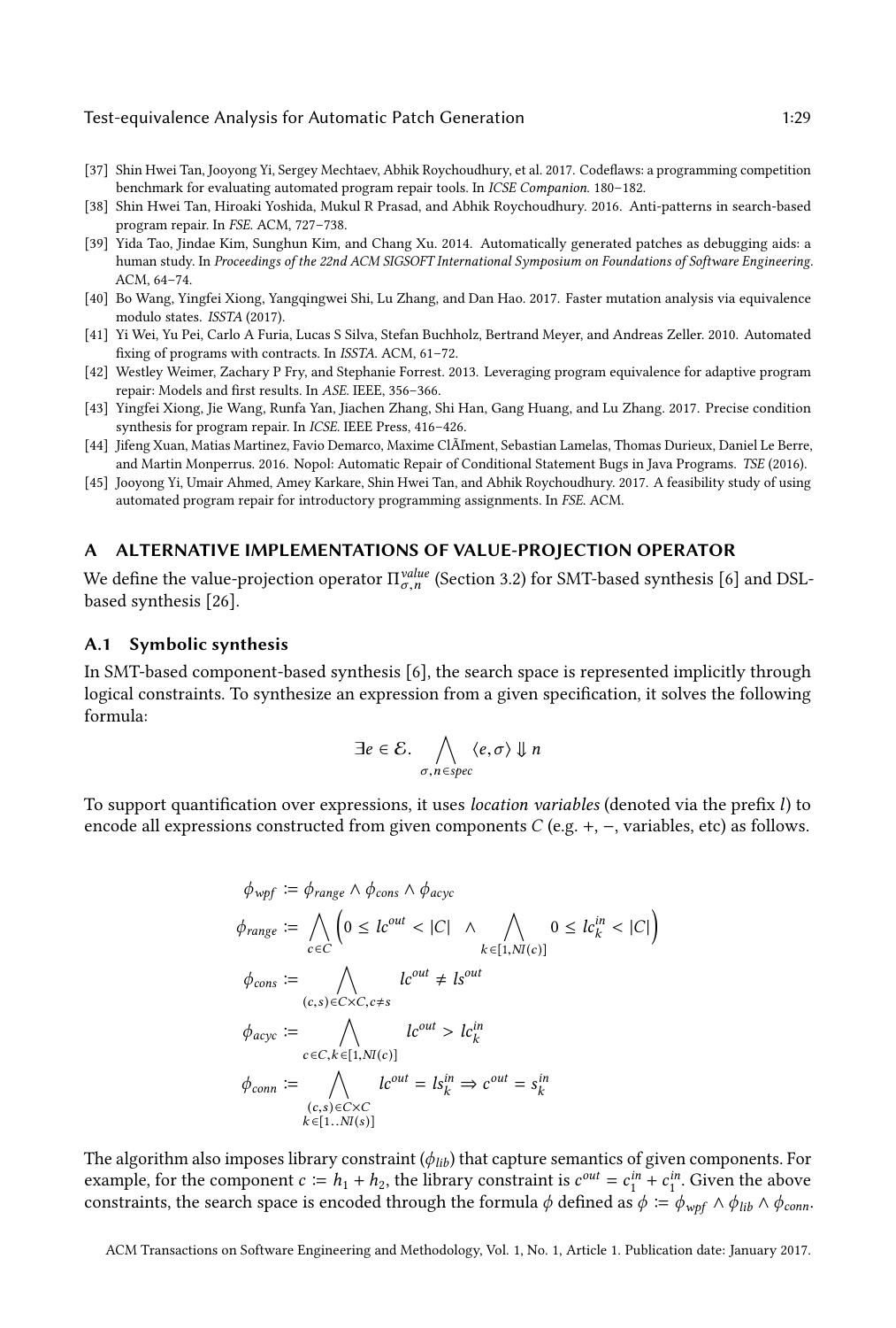[37] Shin Hwei Tan, Jooyong Yi, Sergey Mechtaev, Abhik Roychoudhury, et al. 2017. Codeflaws: a programming competition benchmark for evaluating automated program repair tools. In *ICSE Companion*. 180–182.

[38] Shin Hwei Tan, Hiroaki Yoshida, Mukul R Prasad, and Abhik Roychoudhury. 2016. Anti-patterns in search-based program repair. In *FSE*. ACM, 727–738.

[39] Yida Tao, Jindae Kim, Sunghun Kim, and Chang Xu. 2014. Automatically generated patches as debugging aids: a human study. In *Proceedings of the 22nd ACM SIGSOFT International Symposium on Foundations of Software Engineering*. ACM, 64–74.

[40] Bo Wang, Yingfei Xiong, Yangqingwei Shi, Lu Zhang, and Dan Hao. 2017. Faster mutation analysis via equivalence modulo states. *ISSTA* (2017).

[41] Yi Wei, Yu Pei, Carlo A Furia, Lucas S Silva, Stefan Buchholz, Bertrand Meyer, and Andreas Zeller. 2010. Automated fixing of programs with contracts. In *ISSTA*. ACM, 61–72.

[42] Westley Weimer, Zachary P Fry, and Stephanie Forrest. 2013. Leveraging program equivalence for adaptive program repair: Models and first results. In *ASE*. IEEE, 356–366.

[43] Yingfei Xiong, Jie Wang, Runfa Yan, Jiachen Zhang, Shi Han, Gang Huang, and Lu Zhang. 2017. Precise condition synthesis for program repair. In *ICSE*. IEEE Press, 416–426.

[44] Jifeng Xuan, Matias Martinez, Favio Demarco, Maxime ClÃĬment, Sebastian Lamelas, Thomas Durieux, Daniel Le Berre, and Martin Monperrus. 2016. Nopol: Automatic Repair of Conditional Statement Bugs in Java Programs. *TSE* (2016).

[45] Jooyong Yi, Umair Ahmed, Amey Karkare, Shin Hwei Tan, and Abhik Roychoudhury. 2017. A feasibility study of using automated program repair for introductory programming assignments. In *FSE*. ACM.

## A ALTERNATIVE IMPLEMENTATIONS OF VALUE-PROJECTION OPERATOR

We define the value-projection operator $\Pi^{value}_{\sigma,n}$ (Section 3.2) for SMT-based synthesis [6] and DSL-based synthesis [26].

### A.1 Symbolic synthesis

In SMT-based component-based synthesis [6], the search space is represented implicitly through logical constraints. To synthesize an expression from a given specification, it solves the following formula:

$$\exists e \in \mathcal{E}. \bigwedge_{\sigma, n \in spec} \langle e, \sigma \rangle \Downarrow n$$

To support quantification over expressions, it uses *location variables* (denoted via the prefix $l$) to encode all expressions constructed from given components $C$ (e.g. $+$, $-$, variables, etc) as follows.

$$\phi_{wpf} := \phi_{range} \wedge \phi_{cons} \wedge \phi_{acyc}$$

$$\phi_{range} := \bigwedge_{c \in C} \left( 0 \leq lc^{out} < |C| \;\; \wedge \bigwedge_{k \in [1, NI(c)]} 0 \leq lc^{in}_k < |C| \right)$$

$$\phi_{cons} := \bigwedge_{(c,s) \in C \times C, c \neq s} lc^{out} \neq ls^{out}$$

$$\phi_{acyc} := \bigwedge_{c \in C, k \in [1, NI(c)]} lc^{out} > lc^{in}_k$$

$$\phi_{conn} := \bigwedge_{\substack{(c,s) \in C \times C \\ k \in [1..NI(s)]}} lc^{out} = ls^{in}_k \Rightarrow c^{out} = s^{in}_k$$

The algorithm also imposes library constraint ($\phi_{lib}$) that capture semantics of given components. For example, for the component $c := h_1 + h_2$, the library constraint is $c^{out} = c^{in}_1 + c^{in}_1$. Given the above constraints, the search space is encoded through the formula $\phi$ defined as $\phi := \phi_{wpf} \wedge \phi_{lib} \wedge \phi_{conn}$.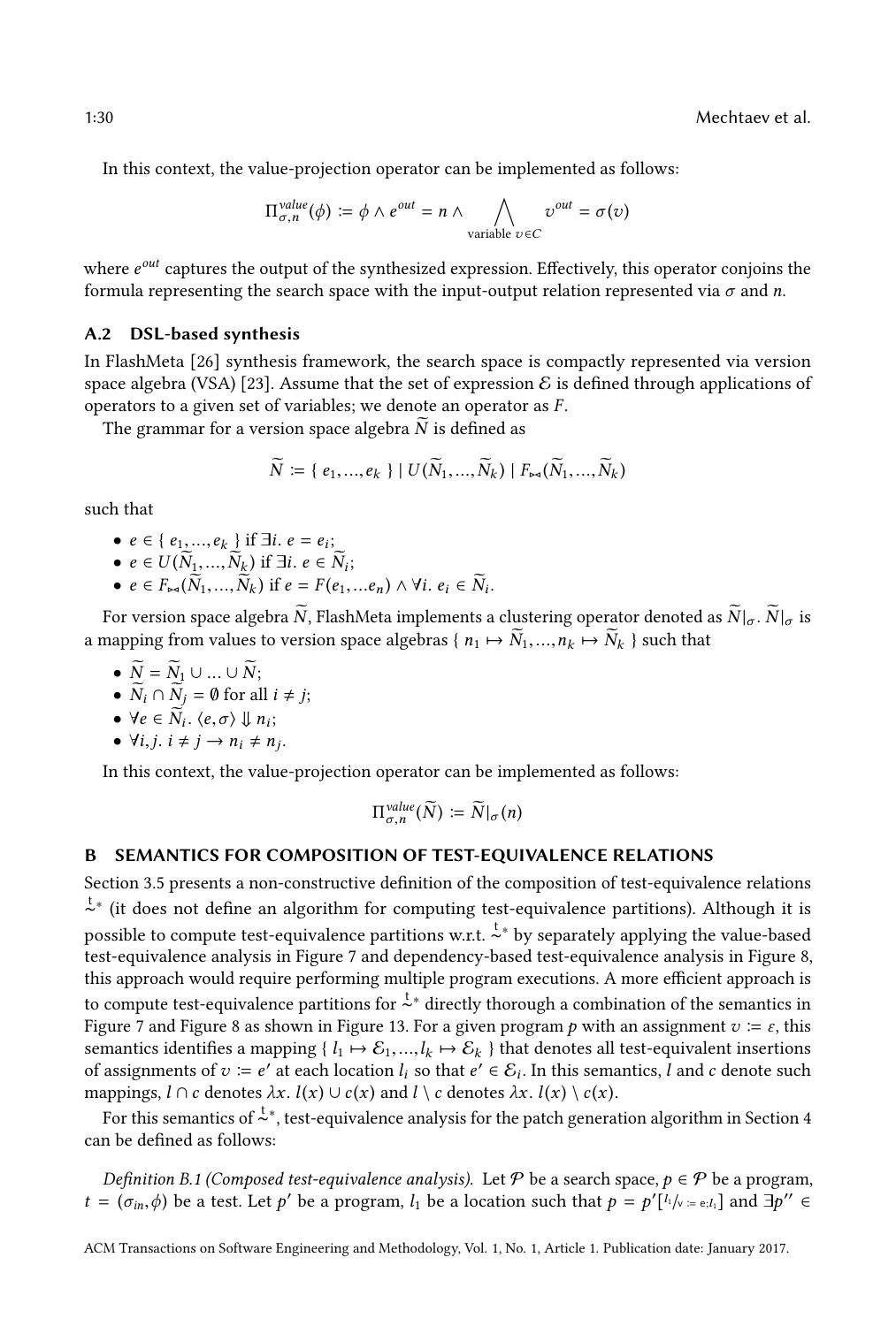In this context, the value-projection operator can be implemented as follows:

$$\Pi^{value}_{\sigma,n}(\phi) := \phi \wedge e^{out} = n \wedge \bigwedge_{\text{variable } v \in C} v^{out} = \sigma(v)$$

where $e^{out}$ captures the output of the synthesized expression. Effectively, this operator conjoins the formula representing the search space with the input-output relation represented via $\sigma$ and $n$.

### A.2 DSL-based synthesis

In FlashMeta [26] synthesis framework, the search space is compactly represented via version space algebra (VSA) [23]. Assume that the set of expression $\mathcal{E}$ is defined through applications of operators to a given set of variables; we denote an operator as $F$.

The grammar for a version space algebra $\widetilde{N}$ is defined as

$$\widetilde{N} := \{\ e_1, ..., e_k\ \} \mid U(\widetilde{N}_1, ..., \widetilde{N}_k) \mid F_{\bowtie}(\widetilde{N}_1, ..., \widetilde{N}_k)$$

such that

- $e \in \{\ e_1, ..., e_k\ \}$ if $\exists i.\ e = e_i$;
- $e \in U(\widetilde{N}_1, ..., \widetilde{N}_k)$ if $\exists i.\ e \in \widetilde{N}_i$;
- $e \in F_{\bowtie}(\widetilde{N}_1, ..., \widetilde{N}_k)$ if $e = F(e_1, ...e_n) \wedge \forall i.\ e_i \in \widetilde{N}_i$.

For version space algebra $\widetilde{N}$, FlashMeta implements a clustering operator denoted as $\widetilde{N}|_\sigma$. $\widetilde{N}|_\sigma$ is a mapping from values to version space algebras $\{\ n_1 \mapsto \widetilde{N}_1, ..., n_k \mapsto \widetilde{N}_k\ \}$ such that

- $\widetilde{N} = \widetilde{N}_1 \cup ... \cup \widetilde{N}$;
- $\widetilde{N}_i \cap \widetilde{N}_j = \emptyset$ for all $i \neq j$;
- $\forall e \in \widetilde{N}_i.\ \langle e, \sigma \rangle \Downarrow n_i$;
- $\forall i, j.\ i \neq j \rightarrow n_i \neq n_j$.

In this context, the value-projection operator can be implemented as follows:

$$\Pi^{value}_{\sigma,n}(\widetilde{N}) := \widetilde{N}|_\sigma(n)$$

## B SEMANTICS FOR COMPOSITION OF TEST-EQUIVALENCE RELATIONS

Section 3.5 presents a non-constructive definition of the composition of test-equivalence relations $\overset{t}{\sim}^*$ (it does not define an algorithm for computing test-equivalence partitions). Although it is possible to compute test-equivalence partitions w.r.t. $\overset{t}{\sim}^*$ by separately applying the value-based test-equivalence analysis in Figure 7 and dependency-based test-equivalence analysis in Figure 8, this approach would require performing multiple program executions. A more efficient approach is to compute test-equivalence partitions for $\overset{t}{\sim}^*$ directly thorough a combination of the semantics in Figure 7 and Figure 8 as shown in Figure 13. For a given program $p$ with an assignment $v := \varepsilon$, this semantics identifies a mapping $\{\ l_1 \mapsto \mathcal{E}_1, ..., l_k \mapsto \mathcal{E}_k\ \}$ that denotes all test-equivalent insertions of assignments of $v := e'$ at each location $l_i$ so that $e' \in \mathcal{E}_i$. In this semantics, $l$ and $c$ denote such mappings, $l \cap c$ denotes $\lambda x.\ l(x) \cup c(x)$ and $l \setminus c$ denotes $\lambda x.\ l(x) \setminus c(x)$.

For this semantics of $\overset{t}{\sim}^*$, test-equivalence analysis for the patch generation algorithm in Section 4 can be defined as follows:

*Definition B.1 (Composed test-equivalence analysis).* Let $\mathcal{P}$ be a search space, $p \in \mathcal{P}$ be a program, $t = (\sigma_{in}, \phi)$ be a test. Let $p'$ be a program, $l_1$ be a location such that $p = p'[^{l_1}/_{v\ :=\ e; l_1}]$ and $\exists p'' \in$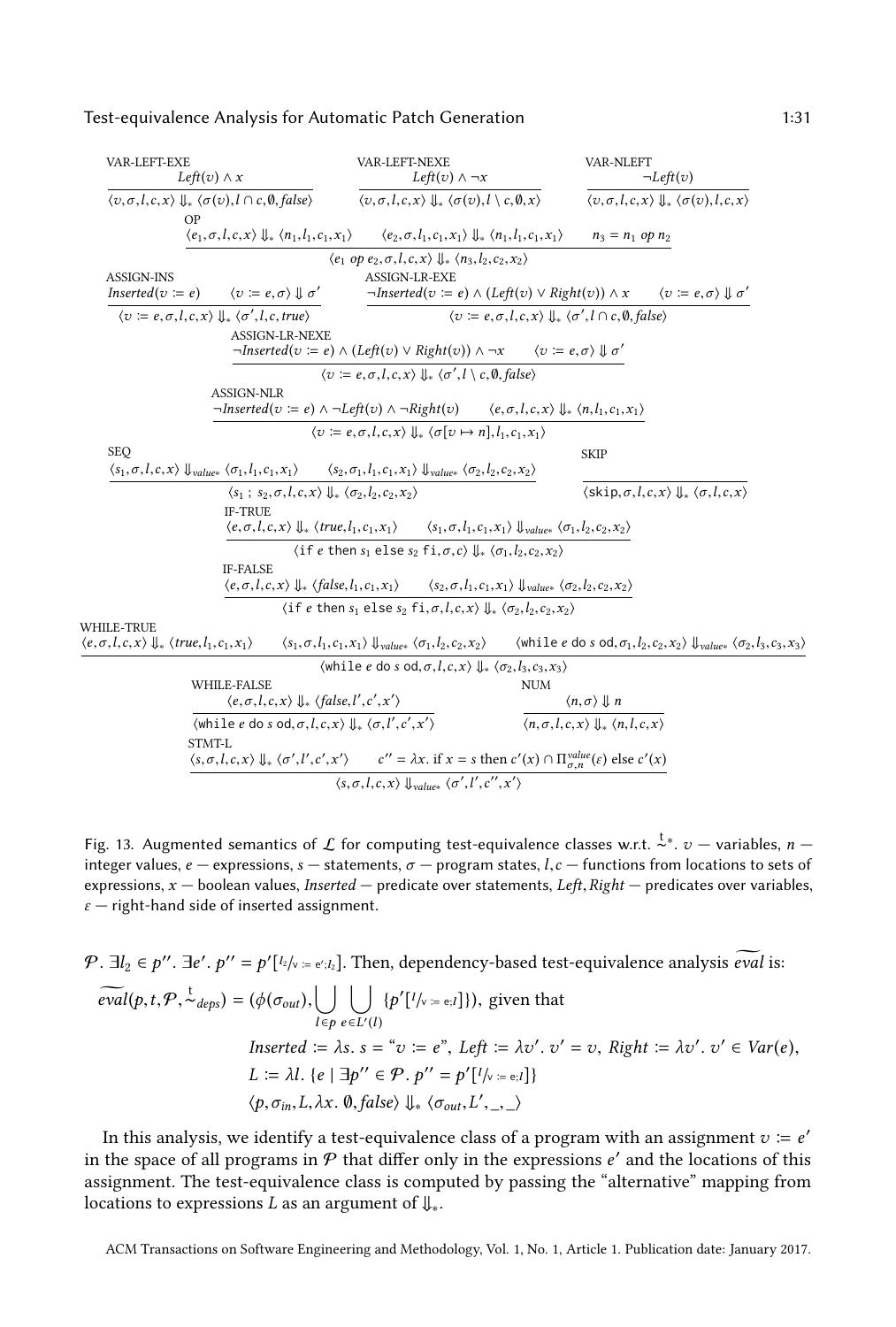$$\frac{Left(v) \wedge x}{\langle v, \sigma, l, c, x\rangle \Downarrow_* \langle \sigma(v), l \cap c, \emptyset, false\rangle}\ \text{VAR-LEFT-EXE}$$

$$\frac{Left(v) \wedge \neg x}{\langle v, \sigma, l, c, x\rangle \Downarrow_* \langle \sigma(v), l \setminus c, \emptyset, x\rangle}\ \text{VAR-LEFT-NEXE}$$

$$\frac{\neg Left(v)}{\langle v, \sigma, l, c, x\rangle \Downarrow_* \langle \sigma(v), l, c, x\rangle}\ \text{VAR-NLEFT}$$

$$\frac{\langle e_1, \sigma, l, c, x\rangle \Downarrow_* \langle n_1, l_1, c_1, x_1\rangle \quad \langle e_2, \sigma, l_1, c_1, x_1\rangle \Downarrow_* \langle n_1, l_1, c_1, x_1\rangle \quad n_3 = n_1 \ op\ n_2}{\langle e_1\ op\ e_2, \sigma, l, c, x\rangle \Downarrow_* \langle n_3, l_2, c_2, x_2\rangle}\ \text{OP}$$

$$\frac{Inserted(v := e) \quad \langle v := e, \sigma\rangle \Downarrow \sigma'}{\langle v := e, \sigma, l, c, x\rangle \Downarrow_* \langle \sigma', l, c, true\rangle}\ \text{ASSIGN-INS}$$

$$\frac{\neg Inserted(v := e) \wedge (Left(v) \vee Right(v)) \wedge x \quad \langle v := e, \sigma\rangle \Downarrow \sigma'}{\langle v := e, \sigma, l, c, x\rangle \Downarrow_* \langle \sigma', l \cap c, \emptyset, false\rangle}\ \text{ASSIGN-LR-EXE}$$

$$\frac{\neg Inserted(v := e) \wedge (Left(v) \vee Right(v)) \wedge \neg x \quad \langle v := e, \sigma\rangle \Downarrow \sigma'}{\langle v := e, \sigma, l, c, x\rangle \Downarrow_* \langle \sigma', l \setminus c, \emptyset, false\rangle}\ \text{ASSIGN-LR-NEXE}$$

$$\frac{\neg Inserted(v := e) \wedge \neg Left(v) \wedge \neg Right(v) \quad \langle e, \sigma, l, c, x\rangle \Downarrow_* \langle n, l_1, c_1, x_1\rangle}{\langle v := e, \sigma, l, c, x\rangle \Downarrow_* \langle \sigma[v \mapsto n], l_1, c_1, x_1\rangle}\ \text{ASSIGN-NLR}$$

$$\frac{\langle s_1, \sigma, l, c, x\rangle \Downarrow_{value*} \langle \sigma_1, l_1, c_1, x_1\rangle \quad \langle s_2, \sigma_1, l_1, c_1, x_1\rangle \Downarrow_{value*} \langle \sigma_2, l_2, c_2, x_2\rangle}{\langle s_1\ ;\ s_2, \sigma, l, c, x\rangle \Downarrow_* \langle \sigma_2, l_2, c_2, x_2\rangle}\ \text{SEQ}$$

$$\frac{}{\langle \texttt{skip}, \sigma, l, c, x\rangle \Downarrow_* \langle \sigma, l, c, x\rangle}\ \text{SKIP}$$

$$\frac{\langle e, \sigma, l, c, x\rangle \Downarrow_* \langle true, l_1, c_1, x_1\rangle \quad \langle s_1, \sigma, l_1, c_1, x_1\rangle \Downarrow_{value*} \langle \sigma_1, l_2, c_2, x_2\rangle}{\langle \texttt{if}\ e\ \texttt{then}\ s_1\ \texttt{else}\ s_2\ \texttt{fi}, \sigma, c\rangle \Downarrow_* \langle \sigma_1, l_2, c_2, x_2\rangle}\ \text{IF-TRUE}$$

$$\frac{\langle e, \sigma, l, c, x\rangle \Downarrow_* \langle false, l_1, c_1, x_1\rangle \quad \langle s_2, \sigma, l_1, c_1, x_1\rangle \Downarrow_{value*} \langle \sigma_2, l_2, c_2, x_2\rangle}{\langle \texttt{if}\ e\ \texttt{then}\ s_1\ \texttt{else}\ s_2\ \texttt{fi}, \sigma, l, c, x\rangle \Downarrow_* \langle \sigma_2, l_2, c_2, x_2\rangle}\ \text{IF-FALSE}$$

$$\frac{\langle e, \sigma, l, c, x\rangle \Downarrow_* \langle true, l_1, c_1, x_1\rangle \quad \langle s, \sigma, l_1, c_1, x_1\rangle \Downarrow_{value*} \langle \sigma_1, l_2, c_2, x_2\rangle \quad \langle \texttt{while}\ e\ \texttt{do}\ s\ \texttt{od}, \sigma_1, l_2, c_2, x_2\rangle \Downarrow_{value*} \langle \sigma_2, l_3, c_3, x_3\rangle}{\langle \texttt{while}\ e\ \texttt{do}\ s\ \texttt{od}, \sigma, l, c, x\rangle \Downarrow_* \langle \sigma_2, l_3, c_3, x_3\rangle}\ \text{WHILE-TRUE}$$

$$\frac{\langle e, \sigma, l, c, x\rangle \Downarrow_* \langle false, l', c', x'\rangle}{\langle \texttt{while}\ e\ \texttt{do}\ s\ \texttt{od}, \sigma, l, c, x\rangle \Downarrow_* \langle \sigma, l', c', x'\rangle}\ \text{WHILE-FALSE}$$

$$\frac{\langle n, \sigma\rangle \Downarrow n}{\langle n, \sigma, l, c, x\rangle \Downarrow_* \langle n, l, c, x\rangle}\ \text{NUM}$$

$$\frac{\langle s, \sigma, l, c, x\rangle \Downarrow_* \langle \sigma', l', c', x'\rangle \quad c'' = \lambda x.\ \text{if}\ x = s\ \text{then}\ c'(x) \cap \Pi^{value}_{\sigma,n}(\varepsilon)\ \text{else}\ c'(x)}{\langle s, \sigma, l, c, x\rangle \Downarrow_{value*} \langle \sigma', l', c'', x'\rangle}\ \text{STMT-L}$$

Fig. 13. Augmented semantics of $\mathcal{L}$ for computing test-equivalence classes w.r.t. $\overset{t}{\sim}^*$. $v$ — variables, $n$ — integer values, $e$ — expressions, $s$ — statements, $\sigma$ — program states, $l, c$ — functions from locations to sets of expressions, $x$ — boolean values, *Inserted* — predicate over statements, *Left*, *Right* — predicates over variables, $\varepsilon$ — right-hand side of inserted assignment.

$\mathcal{P}.\ \exists l_2 \in p''.\ \exists e'.\ p'' = p'[{}^{l_2}/_{v\ :=\ e';l_2}]$. Then, dependency-based test-equivalence analysis $\widetilde{eval}$ is:

$$\widetilde{eval}(p, t, \mathcal{P}, \overset{t}{\sim}_{deps}) = (\phi(\sigma_{out}), \bigcup_{l \in p} \bigcup_{e \in L'(l)} \{p'[{}^{l}/_{v\ :=\ e;l}]\}),\ \text{given that}$$

$$Inserted := \lambda s.\ s = \text{“}v := e\text{”},\ Left := \lambda v'.\ v' = v,\ Right := \lambda v'.\ v' \in Var(e),$$

$$L := \lambda l.\ \{e \mid \exists p'' \in \mathcal{P}.\ p'' = p'[{}^{l}/_{v\ :=\ e;l}]\}$$

$$\langle p, \sigma_{in}, L, \lambda x.\ \emptyset, false\rangle \Downarrow_* \langle \sigma_{out}, L', \_, \_\rangle$$

In this analysis, we identify a test-equivalence class of a program with an assignment $v := e'$ in the space of all programs in $\mathcal{P}$ that differ only in the expressions $e'$ and the locations of this assignment. The test-equivalence class is computed by passing the “alternative” mapping from locations to expressions $L$ as an argument of $\Downarrow_*$.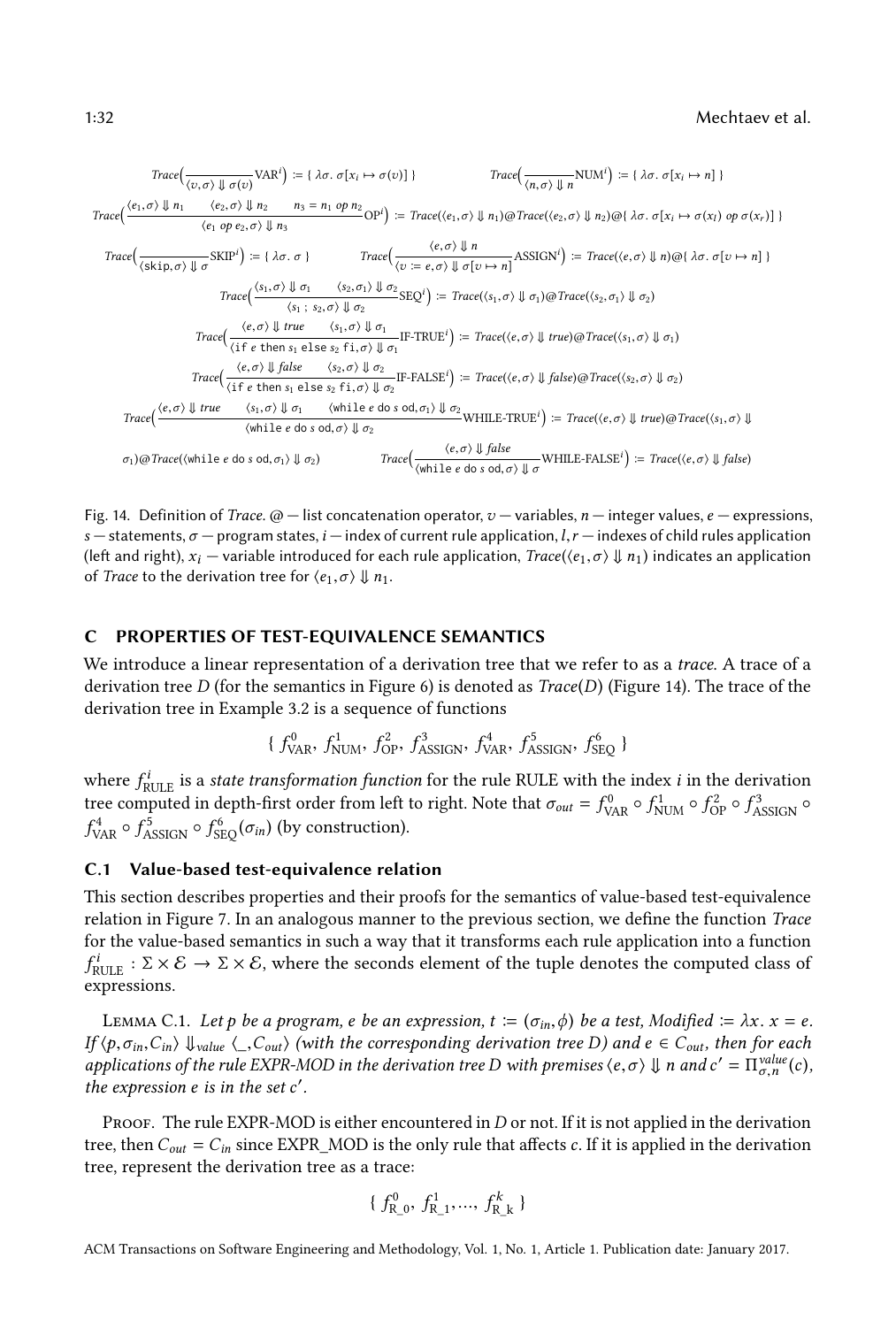$$Trace\Big(\frac{}{\langle v,\sigma\rangle \Downarrow \sigma(v)}\text{VAR}^i\Big) := \{\ \lambda\sigma.\ \sigma[x_i \mapsto \sigma(v)]\ \} \qquad Trace\Big(\frac{}{\langle n,\sigma\rangle \Downarrow n}\text{NUM}^i\Big) := \{\ \lambda\sigma.\ \sigma[x_i \mapsto n]\ \}$$

$$Trace\Big(\frac{\langle e_1,\sigma\rangle \Downarrow n_1 \quad \langle e_2,\sigma\rangle \Downarrow n_2 \quad n_3 = n_1\ op\ n_2}{\langle e_1\ op\ e_2,\sigma\rangle \Downarrow n_3}\text{OP}^i\Big) := Trace(\langle e_1,\sigma\rangle \Downarrow n_1)@Trace(\langle e_2,\sigma\rangle \Downarrow n_2)@\{\ \lambda\sigma.\ \sigma[x_i \mapsto \sigma(x_l)\ op\ \sigma(x_r)]\ \}$$

$$Trace\Big(\frac{}{\langle \texttt{skip},\sigma\rangle \Downarrow \sigma}\text{SKIP}^i\Big) := \{\ \lambda\sigma.\ \sigma\ \} \qquad Trace\Big(\frac{\langle e,\sigma\rangle \Downarrow n}{\langle v := e,\sigma\rangle \Downarrow \sigma[v \mapsto n]}\text{ASSIGN}^i\Big) := Trace(\langle e,\sigma\rangle \Downarrow n)@\{\ \lambda\sigma.\ \sigma[v \mapsto n]\ \}$$

$$Trace\Big(\frac{\langle s_1,\sigma\rangle \Downarrow \sigma_1 \quad \langle s_2,\sigma_1\rangle \Downarrow \sigma_2}{\langle s_1\ ;\ s_2,\sigma\rangle \Downarrow \sigma_2}\text{SEQ}^i\Big) := Trace(\langle s_1,\sigma\rangle \Downarrow \sigma_1)@Trace(\langle s_2,\sigma_1\rangle \Downarrow \sigma_2)$$

$$Trace\Big(\frac{\langle e,\sigma\rangle \Downarrow true \quad \langle s_1,\sigma\rangle \Downarrow \sigma_1}{\langle \texttt{if}\ e\ \texttt{then}\ s_1\ \texttt{else}\ s_2\ \texttt{fi},\sigma\rangle \Downarrow \sigma_1}\text{IF-TRUE}^i\Big) := Trace(\langle e,\sigma\rangle \Downarrow true)@Trace(\langle s_1,\sigma\rangle \Downarrow \sigma_1)$$

$$Trace\Big(\frac{\langle e,\sigma\rangle \Downarrow false \quad \langle s_2,\sigma\rangle \Downarrow \sigma_2}{\langle \texttt{if}\ e\ \texttt{then}\ s_1\ \texttt{else}\ s_2\ \texttt{fi},\sigma\rangle \Downarrow \sigma_2}\text{IF-FALSE}^i\Big) := Trace(\langle e,\sigma\rangle \Downarrow false)@Trace(\langle s_2,\sigma\rangle \Downarrow \sigma_2)$$

$$Trace\Big(\frac{\langle e,\sigma\rangle \Downarrow true \quad \langle s_1,\sigma\rangle \Downarrow \sigma_1 \quad \langle \texttt{while}\ e\ \texttt{do}\ s\ \texttt{od},\sigma_1\rangle \Downarrow \sigma_2}{\langle \texttt{while}\ e\ \texttt{do}\ s\ \texttt{od},\sigma\rangle \Downarrow \sigma_2}\text{WHILE-TRUE}^i\Big) := Trace(\langle e,\sigma\rangle \Downarrow true)@Trace(\langle s_1,\sigma\rangle \Downarrow \sigma_1)@Trace(\langle \texttt{while}\ e\ \texttt{do}\ s\ \texttt{od},\sigma_1\rangle \Downarrow \sigma_2)$$

$$Trace\Big(\frac{\langle e,\sigma\rangle \Downarrow false}{\langle \texttt{while}\ e\ \texttt{do}\ s\ \texttt{od},\sigma\rangle \Downarrow \sigma}\text{WHILE-FALSE}^i\Big) := Trace(\langle e,\sigma\rangle \Downarrow false)$$

Fig. 14. Definition of *Trace*. @ — list concatenation operator, $v$ — variables, $n$ — integer values, $e$ — expressions, $s$ — statements, $\sigma$ — program states, $i$ — index of current rule application, $l, r$ — indexes of child rules application (left and right), $x_i$ — variable introduced for each rule application, $Trace(\langle e_1,\sigma\rangle \Downarrow n_1)$ indicates an application of *Trace* to the derivation tree for $\langle e_1,\sigma\rangle \Downarrow n_1$.

## C PROPERTIES OF TEST-EQUIVALENCE SEMANTICS

We introduce a linear representation of a derivation tree that we refer to as a *trace*. A trace of a derivation tree $D$ (for the semantics in Figure 6) is denoted as $Trace(D)$ (Figure 14). The trace of the derivation tree in Example 3.2 is a sequence of functions

$$\{\ f^0_{\text{VAR}},\ f^1_{\text{NUM}},\ f^2_{\text{OP}},\ f^3_{\text{ASSIGN}},\ f^4_{\text{VAR}},\ f^5_{\text{ASSIGN}},\ f^6_{\text{SEQ}}\ \}$$

where $f^i_{\text{RULE}}$ is a *state transformation function* for the rule RULE with the index $i$ in the derivation tree computed in depth-first order from left to right. Note that $\sigma_{out} = f^0_{\text{VAR}} \circ f^1_{\text{NUM}} \circ f^2_{\text{OP}} \circ f^3_{\text{ASSIGN}} \circ f^4_{\text{VAR}} \circ f^5_{\text{ASSIGN}} \circ f^6_{\text{SEQ}}(\sigma_{in})$ (by construction).

### C.1 Value-based test-equivalence relation

This section describes properties and their proofs for the semantics of value-based test-equivalence relation in Figure 7. In an analogous manner to the previous section, we define the function *Trace* for the value-based semantics in such a way that it transforms each rule application into a function $f^i_{\text{RULE}} : \Sigma \times \mathcal{E} \rightarrow \Sigma \times \mathcal{E}$, where the seconds element of the tuple denotes the computed class of expressions.

Lemma C.1. *Let $p$ be a program, $e$ be an expression, $t := (\sigma_{in}, \phi)$ be a test, Modified $:= \lambda x.\ x = e$. If $\langle p, \sigma_{in}, C_{in}\rangle \Downarrow_{value} \langle \_, C_{out}\rangle$ (with the corresponding derivation tree $D$) and $e \in C_{out}$, then for each applications of the rule EXPR-MOD in the derivation tree $D$ with premises $\langle e,\sigma\rangle \Downarrow n$ and $c' = \Pi^{value}_{\sigma,n}(c)$, the expression $e$ is in the set $c'$.*

Proof. The rule EXPR-MOD is either encountered in $D$ or not. If it is not applied in the derivation tree, then $C_{out} = C_{in}$ since EXPR_MOD is the only rule that affects $c$. If it is applied in the derivation tree, represent the derivation tree as a trace:

$$\{\ f^0_{\text{R\_0}},\ f^1_{\text{R\_1}}, \ldots,\ f^k_{\text{R\_k}}\ \}$$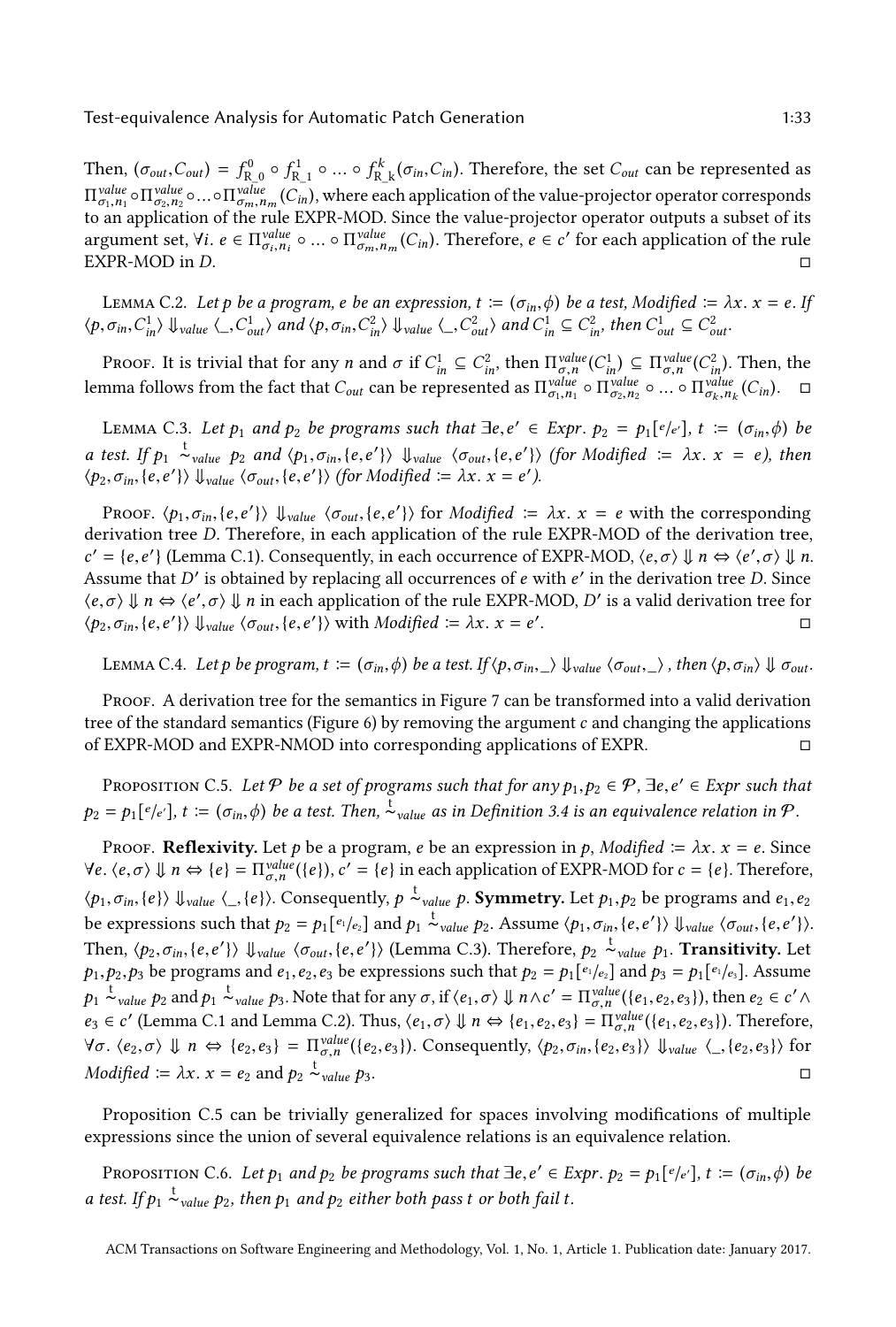Then, $(\sigma_{out}, C_{out}) = f^0_{\text{R\_0}} \circ f^1_{\text{R\_1}} \circ \ldots \circ f^k_{\text{R\_k}}(\sigma_{in}, C_{in})$. Therefore, the set $C_{out}$ can be represented as $\Pi^{value}_{\sigma_1,n_1} \circ \Pi^{value}_{\sigma_2,n_2} \circ \ldots \circ \Pi^{value}_{\sigma_m,n_m}(C_{in})$, where each application of the value-projector operator corresponds to an application of the rule EXPR-MOD. Since the value-projector operator outputs a subset of its argument set, $\forall i.\ e \in \Pi^{value}_{\sigma_i,n_i} \circ \ldots \circ \Pi^{value}_{\sigma_m,n_m}(C_{in})$. Therefore, $e \in c'$ for each application of the rule EXPR-MOD in $D$. □

Lemma C.2. *Let $p$ be a program, $e$ be an expression, $t := (\sigma_{in}, \phi)$ be a test, $Modified := \lambda x.\ x = e$. If $\langle p, \sigma_{in}, C^1_{in}\rangle \Downarrow_{value} \langle \_, C^1_{out}\rangle$ and $\langle p, \sigma_{in}, C^2_{in}\rangle \Downarrow_{value} \langle \_, C^2_{out}\rangle$ and $C^1_{in} \subseteq C^2_{in}$, then $C^1_{out} \subseteq C^2_{out}$.*

Proof. It is trivial that for any $n$ and $\sigma$ if $C^1_{in} \subseteq C^2_{in}$, then $\Pi^{value}_{\sigma,n}(C^1_{in}) \subseteq \Pi^{value}_{\sigma,n}(C^2_{in})$. Then, the lemma follows from the fact that $C_{out}$ can be represented as $\Pi^{value}_{\sigma_1,n_1} \circ \Pi^{value}_{\sigma_2,n_2} \circ \ldots \circ \Pi^{value}_{\sigma_k,n_k}(C_{in})$. □

Lemma C.3. *Let $p_1$ and $p_2$ be programs such that $\exists e, e' \in Expr.\ p_2 = p_1[^e/_{e'}]$, $t := (\sigma_{in}, \phi)$ be a test. If $p_1 \overset{t}{\sim}_{value} p_2$ and $\langle p_1, \sigma_{in}, \{e, e'\}\rangle \Downarrow_{value} \langle \sigma_{out}, \{e, e'\}\rangle$ (for $Modified := \lambda x.\ x = e$), then $\langle p_2, \sigma_{in}, \{e, e'\}\rangle \Downarrow_{value} \langle \sigma_{out}, \{e, e'\}\rangle$ (for $Modified := \lambda x.\ x = e'$).*

Proof. $\langle p_1, \sigma_{in}, \{e, e'\}\rangle \Downarrow_{value} \langle \sigma_{out}, \{e, e'\}\rangle$ for $Modified := \lambda x.\ x = e$ with the corresponding derivation tree $D$. Therefore, in each application of the rule EXPR-MOD of the derivation tree, $c' = \{e, e'\}$ (Lemma C.1). Consequently, in each occurrence of EXPR-MOD, $\langle e, \sigma\rangle \Downarrow n \Leftrightarrow \langle e', \sigma\rangle \Downarrow n$. Assume that $D'$ is obtained by replacing all occurrences of $e$ with $e'$ in the derivation tree $D$. Since $\langle e, \sigma\rangle \Downarrow n \Leftrightarrow \langle e', \sigma\rangle \Downarrow n$ in each application of the rule EXPR-MOD, $D'$ is a valid derivation tree for $\langle p_2, \sigma_{in}, \{e, e'\}\rangle \Downarrow_{value} \langle \sigma_{out}, \{e, e'\}\rangle$ with $Modified := \lambda x.\ x = e'$. □

Lemma C.4. *Let $p$ be program, $t := (\sigma_{in}, \phi)$ be a test. If $\langle p, \sigma_{in}, \_\rangle \Downarrow_{value} \langle \sigma_{out}, \_\rangle$, then $\langle p, \sigma_{in}\rangle \Downarrow \sigma_{out}$.*

Proof. A derivation tree for the semantics in Figure 7 can be transformed into a valid derivation tree of the standard semantics (Figure 6) by removing the argument $c$ and changing the applications of EXPR-MOD and EXPR-NMOD into corresponding applications of EXPR. □

Proposition C.5. *Let $\mathcal{P}$ be a set of programs such that for any $p_1, p_2 \in \mathcal{P}$, $\exists e, e' \in Expr$ such that $p_2 = p_1[^e/_{e'}]$, $t := (\sigma_{in}, \phi)$ be a test. Then, $\overset{t}{\sim}_{value}$ as in Definition 3.4 is an equivalence relation in $\mathcal{P}$.*

Proof. **Reflexivity.** Let $p$ be a program, $e$ be an expression in $p$, $Modified := \lambda x.\ x = e$. Since $\forall e.\ \langle e, \sigma\rangle \Downarrow n \Leftrightarrow \{e\} = \Pi^{value}_{\sigma,n}(\{e\})$, $c' = \{e\}$ in each application of EXPR-MOD for $c = \{e\}$. Therefore, $\langle p_1, \sigma_{in}, \{e\}\rangle \Downarrow_{value} \langle \_, \{e\}\rangle$. Consequently, $p \overset{t}{\sim}_{value} p$. **Symmetry.** Let $p_1, p_2$ be programs and $e_1, e_2$ be expressions such that $p_2 = p_1[^{e_1}/_{e_2}]$ and $p_1 \overset{t}{\sim}_{value} p_2$. Assume $\langle p_1, \sigma_{in}, \{e, e'\}\rangle \Downarrow_{value} \langle \sigma_{out}, \{e, e'\}\rangle$. Then, $\langle p_2, \sigma_{in}, \{e, e'\}\rangle \Downarrow_{value} \langle \sigma_{out}, \{e, e'\}\rangle$ (Lemma C.3). Therefore, $p_2 \overset{t}{\sim}_{value} p_1$. **Transitivity.** Let $p_1, p_2, p_3$ be programs and $e_1, e_2, e_3$ be expressions such that $p_2 = p_1[^{e_1}/_{e_2}]$ and $p_3 = p_1[^{e_1}/_{e_3}]$. Assume $p_1 \overset{t}{\sim}_{value} p_2$ and $p_1 \overset{t}{\sim}_{value} p_3$. Note that for any $\sigma$, if $\langle e_1, \sigma\rangle \Downarrow n \wedge c' = \Pi^{value}_{\sigma,n}(\{e_1, e_2, e_3\})$, then $e_2 \in c' \wedge e_3 \in c'$ (Lemma C.1 and Lemma C.2). Thus, $\langle e_1, \sigma\rangle \Downarrow n \Leftrightarrow \{e_1, e_2, e_3\} = \Pi^{value}_{\sigma,n}(\{e_1, e_2, e_3\})$. Therefore, $\forall \sigma.\ \langle e_2, \sigma\rangle \Downarrow n \Leftrightarrow \{e_2, e_3\} = \Pi^{value}_{\sigma,n}(\{e_2, e_3\})$. Consequently, $\langle p_2, \sigma_{in}, \{e_2, e_3\}\rangle \Downarrow_{value} \langle \_, \{e_2, e_3\}\rangle$ for $Modified := \lambda x.\ x = e_2$ and $p_2 \overset{t}{\sim}_{value} p_3$. □

Proposition C.5 can be trivially generalized for spaces involving modifications of multiple expressions since the union of several equivalence relations is an equivalence relation.

Proposition C.6. *Let $p_1$ and $p_2$ be programs such that $\exists e, e' \in Expr.\ p_2 = p_1[^e/_{e'}]$, $t := (\sigma_{in}, \phi)$ be a test. If $p_1 \overset{t}{\sim}_{value} p_2$, then $p_1$ and $p_2$ either both pass $t$ or both fail $t$.*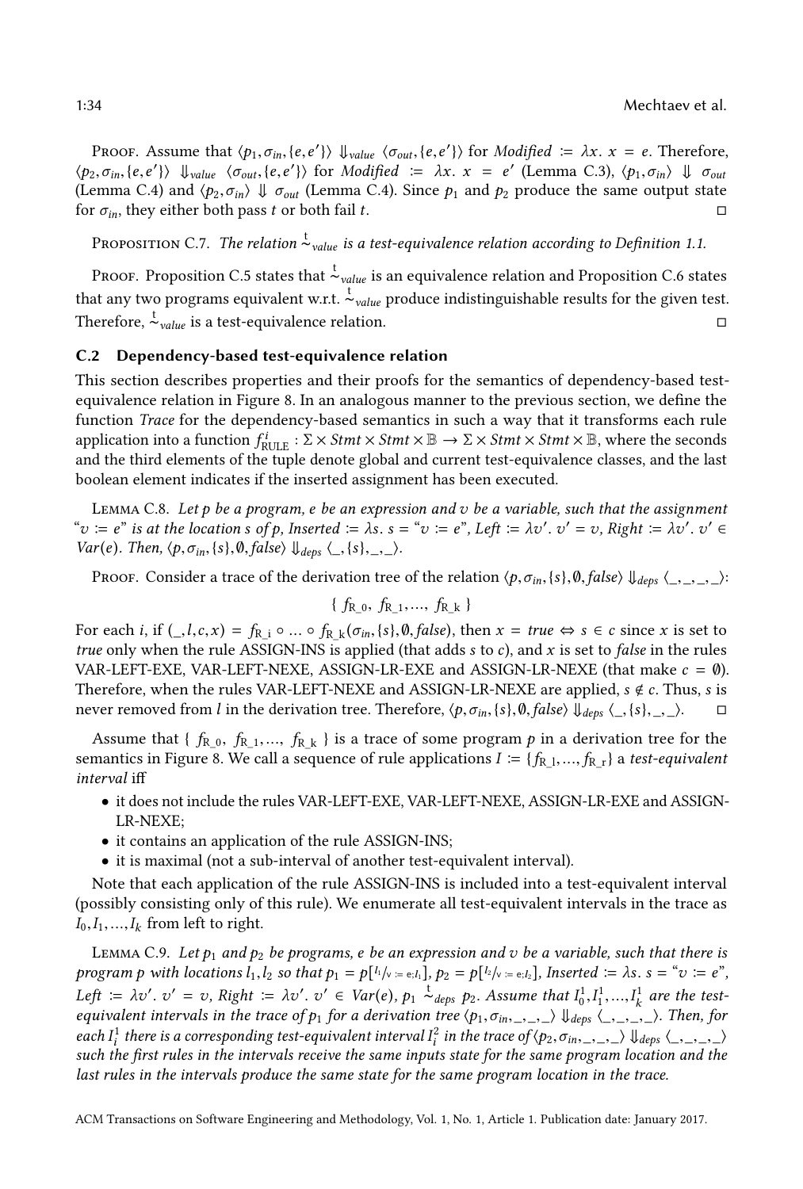Proof. Assume that $\langle p_1, \sigma_{in}, \{e, e'\}\rangle \Downarrow_{value} \langle \sigma_{out}, \{e, e'\}\rangle$ for *Modified* $:= \lambda x.\ x = e$. Therefore, $\langle p_2, \sigma_{in}, \{e, e'\}\rangle \Downarrow_{value} \langle \sigma_{out}, \{e, e'\}\rangle$ for *Modified* $:= \lambda x.\ x = e'$ (Lemma C.3), $\langle p_1, \sigma_{in}\rangle \Downarrow \sigma_{out}$ (Lemma C.4) and $\langle p_2, \sigma_{in}\rangle \Downarrow \sigma_{out}$ (Lemma C.4). Since $p_1$ and $p_2$ produce the same output state for $\sigma_{in}$, they either both pass $t$ or both fail $t$. □

Proposition C.7. *The relation* $\overset{t}{\sim}_{value}$ *is a test-equivalence relation according to Definition 1.1.*

Proof. Proposition C.5 states that $\overset{t}{\sim}_{value}$ is an equivalence relation and Proposition C.6 states that any two programs equivalent w.r.t. $\overset{t}{\sim}_{value}$ produce indistinguishable results for the given test. Therefore, $\overset{t}{\sim}_{value}$ is a test-equivalence relation. □

## C.2 Dependency-based test-equivalence relation

This section describes properties and their proofs for the semantics of dependency-based test-equivalence relation in Figure 8. In an analogous manner to the previous section, we define the function *Trace* for the dependency-based semantics in such a way that it transforms each rule application into a function $f^i_{\text{RULE}} : \Sigma \times Stmt \times Stmt \times \mathbb{B} \to \Sigma \times Stmt \times Stmt \times \mathbb{B}$, where the seconds and the third elements of the tuple denote global and current test-equivalence classes, and the last boolean element indicates if the inserted assignment has been executed.

Lemma C.8. *Let $p$ be a program, $e$ be an expression and $v$ be a variable, such that the assignment "$v := e$" is at the location $s$ of $p$, Inserted $:= \lambda s.\ s =$ "$v := e$", Left $:= \lambda v'.\ v' = v$, Right $:= \lambda v'.\ v' \in Var(e)$. Then, $\langle p, \sigma_{in}, \{s\}, \emptyset, false\rangle \Downarrow_{deps} \langle \_, \{s\}, \_, \_\rangle$.*

Proof. Consider a trace of the derivation tree of the relation $\langle p, \sigma_{in}, \{s\}, \emptyset, false\rangle \Downarrow_{deps} \langle \_, \_, \_, \_\rangle$:

$$\{\ f_{\text{R\_0}},\ f_{\text{R\_1}}, \ldots,\ f_{\text{R\_k}}\ \}$$

For each $i$, if $(\_, l, c, x) = f_{\text{R\_i}} \circ \ldots \circ f_{\text{R\_k}}(\sigma_{in}, \{s\}, \emptyset, false)$, then $x = true \Leftrightarrow s \in c$ since $x$ is set to *true* only when the rule ASSIGN-INS is applied (that adds $s$ to $c$), and $x$ is set to *false* in the rules VAR-LEFT-EXE, VAR-LEFT-NEXE, ASSIGN-LR-EXE and ASSIGN-LR-NEXE (that make $c = \emptyset$). Therefore, when the rules VAR-LEFT-NEXE and ASSIGN-LR-NEXE are applied, $s \notin c$. Thus, $s$ is never removed from $l$ in the derivation tree. Therefore, $\langle p, \sigma_{in}, \{s\}, \emptyset, false\rangle \Downarrow_{deps} \langle \_, \{s\}, \_, \_\rangle$. □

Assume that $\{\ f_{\text{R\_0}},\ f_{\text{R\_1}}, \ldots,\ f_{\text{R\_k}}\ \}$ is a trace of some program $p$ in a derivation tree for the semantics in Figure 8. We call a sequence of rule applications $I := \{f_{\text{R\_l}}, \ldots, f_{\text{R\_r}}\}$ a *test-equivalent interval* iff

- it does not include the rules VAR-LEFT-EXE, VAR-LEFT-NEXE, ASSIGN-LR-EXE and ASSIGN-LR-NEXE;
- it contains an application of the rule ASSIGN-INS;
- it is maximal (not a sub-interval of another test-equivalent interval).

Note that each application of the rule ASSIGN-INS is included into a test-equivalent interval (possibly consisting only of this rule). We enumerate all test-equivalent intervals in the trace as $I_0, I_1, \ldots, I_k$ from left to right.

Lemma C.9. *Let $p_1$ and $p_2$ be programs, $e$ be an expression and $v$ be a variable, such that there is program $p$ with locations $l_1, l_2$ so that $p_1 = p[^{l_1}/_{v\,:=\,e;l_1}]$, $p_2 = p[^{l_2}/_{v\,:=\,e;l_2}]$, Inserted $:= \lambda s.\ s =$ "$v := e$", Left $:= \lambda v'.\ v' = v$, Right $:= \lambda v'.\ v' \in Var(e)$, $p_1 \overset{t}{\sim}_{deps} p_2$. Assume that $I^1_0, I^1_1, \ldots, I^1_k$ are the test-equivalent intervals in the trace of $p_1$ for a derivation tree $\langle p_1, \sigma_{in}, \_, \_, \_\rangle \Downarrow_{deps} \langle \_, \_, \_, \_\rangle$. Then, for each $I^1_i$ there is a corresponding test-equivalent interval $I^2_i$ in the trace of $\langle p_2, \sigma_{in}, \_, \_, \_\rangle \Downarrow_{deps} \langle \_, \_, \_, \_\rangle$ such the first rules in the intervals receive the same inputs state for the same program location and the last rules in the intervals produce the same state for the same program location in the trace.*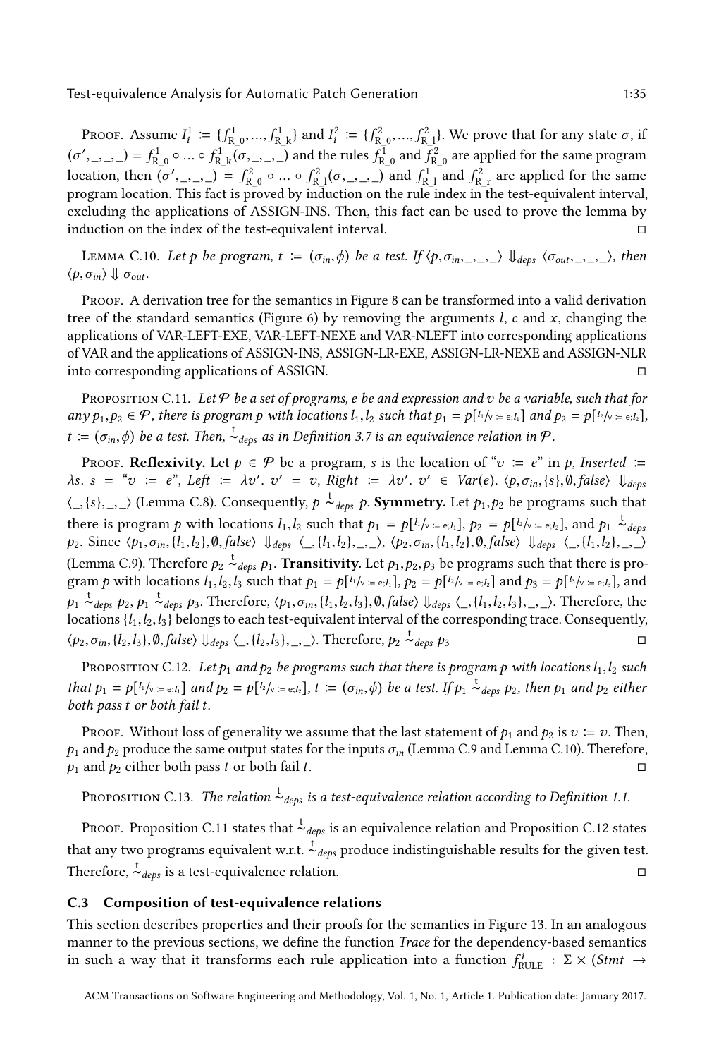Proof. Assume $I_i^1 := \{f^1_{\text{R\_0}}, ..., f^1_{\text{R\_k}}\}$ and $I_i^2 := \{f^2_{\text{R\_0}}, ..., f^2_{\text{R\_l}}\}$. We prove that for any state $\sigma$, if $(\sigma', \_, \_, \_) = f^1_{\text{R\_0}} \circ ... \circ f^1_{\text{R\_k}}(\sigma, \_, \_, \_)$ and the rules $f^1_{\text{R\_0}}$ and $f^2_{\text{R\_0}}$ are applied for the same program location, then $(\sigma', \_, \_, \_) = f^2_{\text{R\_0}} \circ ... \circ f^2_{\text{R\_l}}(\sigma, \_, \_, \_)$ and $f^1_{\text{R\_l}}$ and $f^2_{\text{R\_r}}$ are applied for the same program location. This fact is proved by induction on the rule index in the test-equivalent interval, excluding the applications of ASSIGN-INS. Then, this fact can be used to prove the lemma by induction on the index of the test-equivalent interval. □

Lemma C.10. *Let $p$ be program, $t := (\sigma_{in}, \phi)$ be a test. If $\langle p, \sigma_{in}, \_, \_, \_\rangle \Downarrow_{deps} \langle \sigma_{out}, \_, \_, \_\rangle$, then $\langle p, \sigma_{in}\rangle \Downarrow \sigma_{out}$.*

Proof. A derivation tree for the semantics in Figure 8 can be transformed into a valid derivation tree of the standard semantics (Figure 6) by removing the arguments $l$, $c$ and $x$, changing the applications of VAR-LEFT-EXE, VAR-LEFT-NEXE and VAR-NLEFT into corresponding applications of VAR and the applications of ASSIGN-INS, ASSIGN-LR-EXE, ASSIGN-LR-NEXE and ASSIGN-NLR into corresponding applications of ASSIGN. □

Proposition C.11. *Let $\mathcal{P}$ be a set of programs, $e$ be and expression and $v$ be a variable, such that for any $p_1, p_2 \in \mathcal{P}$, there is program $p$ with locations $l_1, l_2$ such that $p_1 = p[{}^{l_1}/_{v \,:=\, e; l_1}]$ and $p_2 = p[{}^{l_2}/_{v \,:=\, e; l_2}]$, $t := (\sigma_{in}, \phi)$ be a test. Then, $\overset{t}{\sim}_{deps}$ as in Definition 3.7 is an equivalence relation in $\mathcal{P}$.*

Proof. **Reflexivity.** Let $p \in \mathcal{P}$ be a program, $s$ is the location of "$v := e$" in $p$, $Inserted := \lambda s.\ s =$ "$v := e$", $Left := \lambda v'.\ v' = v$, $Right := \lambda v'.\ v' \in Var(e)$. $\langle p, \sigma_{in}, \{s\}, \emptyset, false\rangle \Downarrow_{deps} \langle \_, \{s\}, \_, \_\rangle$ (Lemma C.8). Consequently, $p \overset{t}{\sim}_{deps} p$. **Symmetry.** Let $p_1, p_2$ be programs such that there is program $p$ with locations $l_1, l_2$ such that $p_1 = p[{}^{l_1}/_{v \,:=\, e; l_1}]$, $p_2 = p[{}^{l_2}/_{v \,:=\, e; l_2}]$, and $p_1 \overset{t}{\sim}_{deps} p_2$. Since $\langle p_1, \sigma_{in}, \{l_1, l_2\}, \emptyset, false\rangle \Downarrow_{deps} \langle \_, \{l_1, l_2\}, \_, \_\rangle$, $\langle p_2, \sigma_{in}, \{l_1, l_2\}, \emptyset, false\rangle \Downarrow_{deps} \langle \_, \{l_1, l_2\}, \_, \_\rangle$ (Lemma C.9). Therefore $p_2 \overset{t}{\sim}_{deps} p_1$. **Transitivity.** Let $p_1, p_2, p_3$ be programs such that there is program $p$ with locations $l_1, l_2, l_3$ such that $p_1 = p[{}^{l_1}/_{v \,:=\, e; l_1}]$, $p_2 = p[{}^{l_2}/_{v \,:=\, e; l_2}]$ and $p_3 = p[{}^{l_3}/_{v \,:=\, e; l_3}]$, and $p_1 \overset{t}{\sim}_{deps} p_2$, $p_1 \overset{t}{\sim}_{deps} p_3$. Therefore, $\langle p_1, \sigma_{in}, \{l_1, l_2, l_3\}, \emptyset, false\rangle \Downarrow_{deps} \langle \_, \{l_1, l_2, l_3\}, \_, \_\rangle$. Therefore, the locations $\{l_1, l_2, l_3\}$ belongs to each test-equivalent interval of the corresponding trace. Consequently, $\langle p_2, \sigma_{in}, \{l_2, l_3\}, \emptyset, false\rangle \Downarrow_{deps} \langle \_, \{l_2, l_3\}, \_, \_\rangle$. Therefore, $p_2 \overset{t}{\sim}_{deps} p_3$ □

Proposition C.12. *Let $p_1$ and $p_2$ be programs such that there is program $p$ with locations $l_1, l_2$ such that $p_1 = p[{}^{l_1}/_{v \,:=\, e; l_1}]$ and $p_2 = p[{}^{l_2}/_{v \,:=\, e; l_2}]$, $t := (\sigma_{in}, \phi)$ be a test. If $p_1 \overset{t}{\sim}_{deps} p_2$, then $p_1$ and $p_2$ either both pass $t$ or both fail $t$.*

Proof. Without loss of generality we assume that the last statement of $p_1$ and $p_2$ is $v := v$. Then, $p_1$ and $p_2$ produce the same output states for the inputs $\sigma_{in}$ (Lemma C.9 and Lemma C.10). Therefore, $p_1$ and $p_2$ either both pass $t$ or both fail $t$. □

Proposition C.13. *The relation $\overset{t}{\sim}_{deps}$ is a test-equivalence relation according to Definition 1.1.*

Proof. Proposition C.11 states that $\overset{t}{\sim}_{deps}$ is an equivalence relation and Proposition C.12 states that any two programs equivalent w.r.t. $\overset{t}{\sim}_{deps}$ produce indistinguishable results for the given test. Therefore, $\overset{t}{\sim}_{deps}$ is a test-equivalence relation. □

### C.3 Composition of test-equivalence relations

This section describes properties and their proofs for the semantics in Figure 13. In an analogous manner to the previous sections, we define the function *Trace* for the dependency-based semantics in such a way that it transforms each rule application into a function $f^i_{\text{RULE}} : \Sigma \times (Stmt \rightarrow$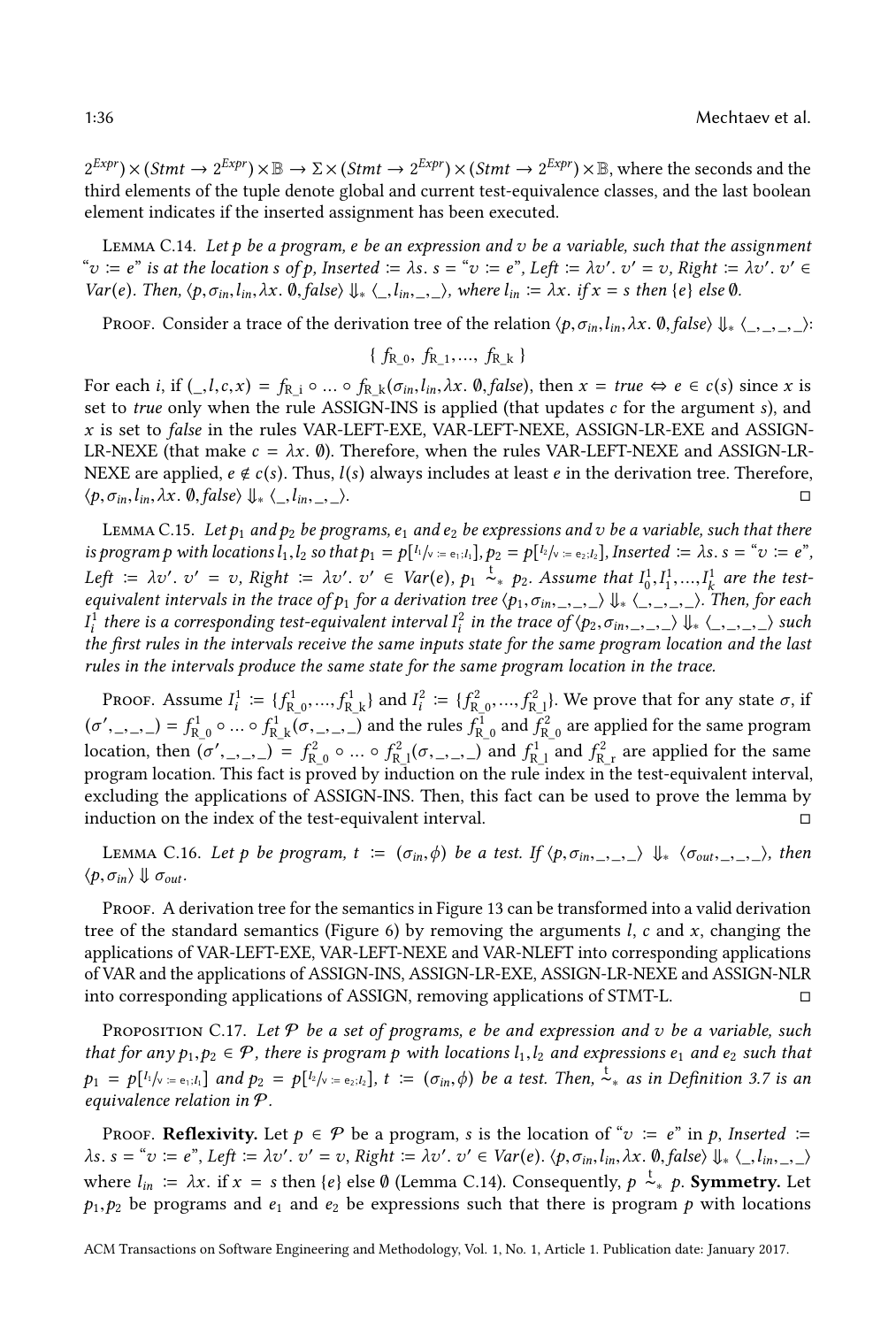$2^{Expr}) \times (Stmt \to 2^{Expr}) \times \mathbb{B} \to \Sigma \times (Stmt \to 2^{Expr}) \times (Stmt \to 2^{Expr}) \times \mathbb{B}$, where the seconds and the third elements of the tuple denote global and current test-equivalence classes, and the last boolean element indicates if the inserted assignment has been executed.

Lemma C.14. *Let $p$ be a program, $e$ be an expression and $v$ be a variable, such that the assignment "$v := e$" is at the location $s$ of $p$, $Inserted := \lambda s.\ s =$ "$v := e$", $Left := \lambda v'.\ v' = v$, $Right := \lambda v'.\ v' \in Var(e)$. Then, $\langle p, \sigma_{in}, l_{in}, \lambda x.\ \emptyset, false\rangle \Downarrow_* \langle \_, l_{in}, \_, \_\rangle$, where $l_{in} := \lambda x.$ if $x = s$ then $\{e\}$ else $\emptyset$.*

Proof. Consider a trace of the derivation tree of the relation $\langle p, \sigma_{in}, l_{in}, \lambda x.\ \emptyset, false\rangle \Downarrow_* \langle \_, \_, \_, \_\rangle$:

$$\{\ f_{\text{R\_0}},\ f_{\text{R\_1}}, \dots,\ f_{\text{R\_k}}\ \}$$

For each $i$, if $(\_, l, c, x) = f_{\text{R\_i}} \circ \dots \circ f_{\text{R\_k}}(\sigma_{in}, l_{in}, \lambda x.\ \emptyset, false)$, then $x = true \Leftrightarrow e \in c(s)$ since $x$ is set to *true* only when the rule ASSIGN-INS is applied (that updates $c$ for the argument $s$), and $x$ is set to *false* in the rules VAR-LEFT-EXE, VAR-LEFT-NEXE, ASSIGN-LR-EXE and ASSIGN-LR-NEXE (that make $c = \lambda x.\ \emptyset$). Therefore, when the rules VAR-LEFT-NEXE and ASSIGN-LR-NEXE are applied, $e \notin c(s)$. Thus, $l(s)$ always includes at least $e$ in the derivation tree. Therefore, $\langle p, \sigma_{in}, l_{in}, \lambda x.\ \emptyset, false\rangle \Downarrow_* \langle \_, l_{in}, \_, \_\rangle$. ◻

Lemma C.15. *Let $p_1$ and $p_2$ be programs, $e_1$ and $e_2$ be expressions and $v$ be a variable, such that there is program $p$ with locations $l_1, l_2$ so that $p_1 = p[{}^{l_1}/_{\text{v := e}_1;l_1}]$, $p_2 = p[{}^{l_2}/_{\text{v := e}_2;l_2}]$, $Inserted := \lambda s.\ s =$ "$v := e$", $Left := \lambda v'.\ v' = v$, $Right := \lambda v'.\ v' \in Var(e)$, $p_1 \overset{t}{\sim}_* p_2$. Assume that $I^1_0, I^1_1, \dots, I^1_k$ are the test-equivalent intervals in the trace of $p_1$ for a derivation tree $\langle p_1, \sigma_{in}, \_, \_, \_\rangle \Downarrow_* \langle \_, \_, \_, \_\rangle$. Then, for each $I^1_i$ there is a corresponding test-equivalent interval $I^2_i$ in the trace of $\langle p_2, \sigma_{in}, \_, \_, \_\rangle \Downarrow_* \langle \_, \_, \_, \_\rangle$ such the first rules in the intervals receive the same inputs state for the same program location and the last rules in the intervals produce the same state for the same program location in the trace.*

Proof. Assume $I^1_i := \{f^1_{\text{R\_0}}, \dots, f^1_{\text{R\_k}}\}$ and $I^2_i := \{f^2_{\text{R\_0}}, \dots, f^2_{\text{R\_l}}\}$. We prove that for any state $\sigma$, if $(\sigma', \_, \_, \_) = f^1_{\text{R\_0}} \circ \dots \circ f^1_{\text{R\_k}}(\sigma, \_, \_, \_)$ and the rules $f^1_{\text{R\_0}}$ and $f^2_{\text{R\_0}}$ are applied for the same program location, then $(\sigma', \_, \_, \_) = f^2_{\text{R\_0}} \circ \dots \circ f^2_{\text{R\_l}}(\sigma, \_, \_, \_)$ and $f^1_{\text{R\_1}}$ and $f^2_{\text{R\_r}}$ are applied for the same program location. This fact is proved by induction on the rule index in the test-equivalent interval, excluding the applications of ASSIGN-INS. Then, this fact can be used to prove the lemma by induction on the index of the test-equivalent interval. ◻

Lemma C.16. *Let $p$ be program, $t := (\sigma_{in}, \phi)$ be a test. If $\langle p, \sigma_{in}, \_, \_, \_\rangle \Downarrow_* \langle \sigma_{out}, \_, \_, \_\rangle$, then $\langle p, \sigma_{in}\rangle \Downarrow \sigma_{out}$.*

Proof. A derivation tree for the semantics in Figure 13 can be transformed into a valid derivation tree of the standard semantics (Figure 6) by removing the arguments $l$, $c$ and $x$, changing the applications of VAR-LEFT-EXE, VAR-LEFT-NEXE and VAR-NLEFT into corresponding applications of VAR and the applications of ASSIGN-INS, ASSIGN-LR-EXE, ASSIGN-LR-NEXE and ASSIGN-NLR into corresponding applications of ASSIGN, removing applications of STMT-L. ◻

Proposition C.17. *Let $\mathcal{P}$ be a set of programs, $e$ be and expression and $v$ be a variable, such that for any $p_1, p_2 \in \mathcal{P}$, there is program $p$ with locations $l_1, l_2$ and expressions $e_1$ and $e_2$ such that $p_1 = p[{}^{l_1}/_{\text{v := e}_1;l_1}]$ and $p_2 = p[{}^{l_2}/_{\text{v := e}_2;l_2}]$, $t := (\sigma_{in}, \phi)$ be a test. Then, $\overset{t}{\sim}_*$ as in Definition 3.7 is an equivalence relation in $\mathcal{P}$.*

Proof. **Reflexivity.** Let $p \in \mathcal{P}$ be a program, $s$ is the location of "$v := e$" in $p$, $Inserted := \lambda s.\ s =$ "$v := e$", $Left := \lambda v'.\ v' = v$, $Right := \lambda v'.\ v' \in Var(e)$. $\langle p, \sigma_{in}, l_{in}, \lambda x.\ \emptyset, false\rangle \Downarrow_* \langle \_, l_{in}, \_, \_\rangle$ where $l_{in} := \lambda x.$ if $x = s$ then $\{e\}$ else $\emptyset$ (Lemma C.14). Consequently, $p \overset{t}{\sim}_* p$. **Symmetry.** Let $p_1, p_2$ be programs and $e_1$ and $e_2$ be expressions such that there is program $p$ with locations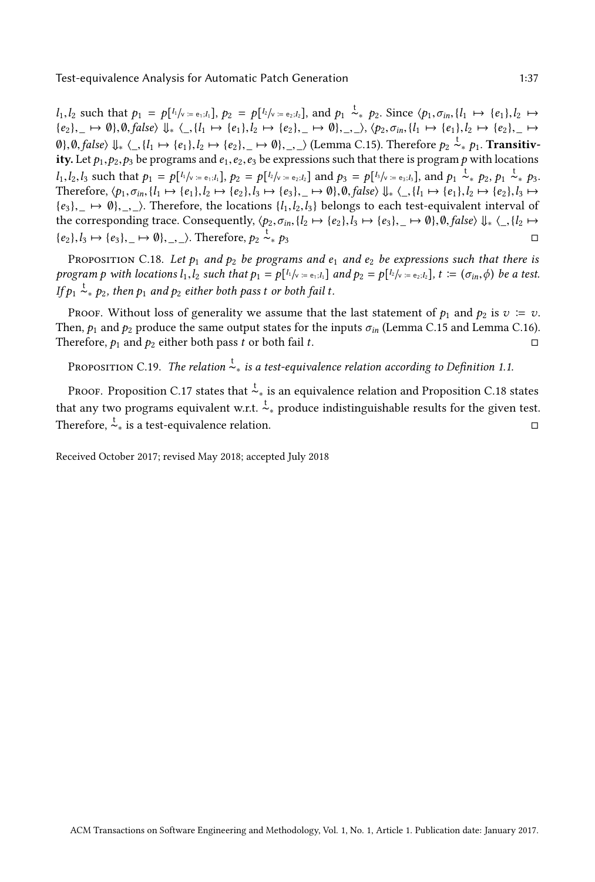$l_1, l_2$ such that $p_1 = p[^{l_1}/_{v \,:=\, e_1; l_1}]$, $p_2 = p[^{l_2}/_{v \,:=\, e_2; l_2}]$, and $p_1 \overset{t}{\sim}_* p_2$. Since $\langle p_1, \sigma_{in}, \{l_1 \mapsto \{e_1\}, l_2 \mapsto \{e_2\}, \_ \mapsto \emptyset\}, \emptyset, false\rangle \Downarrow_* \langle \_, \{l_1 \mapsto \{e_1\}, l_2 \mapsto \{e_2\}, \_ \mapsto \emptyset\}, \_, \_\rangle$, $\langle p_2, \sigma_{in}, \{l_1 \mapsto \{e_1\}, l_2 \mapsto \{e_2\}, \_ \mapsto \emptyset\}, \emptyset, false\rangle \Downarrow_* \langle \_, \{l_1 \mapsto \{e_1\}, l_2 \mapsto \{e_2\}, \_ \mapsto \emptyset\}, \_, \_\rangle$ (Lemma C.15). Therefore $p_2 \overset{t}{\sim}_* p_1$. **Transitivity.** Let $p_1, p_2, p_3$ be programs and $e_1, e_2, e_3$ be expressions such that there is program $p$ with locations $l_1, l_2, l_3$ such that $p_1 = p[^{l_1}/_{v \,:=\, e_1; l_1}]$, $p_2 = p[^{l_2}/_{v \,:=\, e_2; l_2}]$ and $p_3 = p[^{l_3}/_{v \,:=\, e_3; l_3}]$, and $p_1 \overset{t}{\sim}_* p_2$, $p_1 \overset{t}{\sim}_* p_3$. Therefore, $\langle p_1, \sigma_{in}, \{l_1 \mapsto \{e_1\}, l_2 \mapsto \{e_2\}, l_3 \mapsto \{e_3\}, \_ \mapsto \emptyset\}, \emptyset, false\rangle \Downarrow_* \langle \_, \{l_1 \mapsto \{e_1\}, l_2 \mapsto \{e_2\}, l_3 \mapsto \{e_3\}, \_ \mapsto \emptyset\}, \_, \_\rangle$. Therefore, the locations $\{l_1, l_2, l_3\}$ belongs to each test-equivalent interval of the corresponding trace. Consequently, $\langle p_2, \sigma_{in}, \{l_2 \mapsto \{e_2\}, l_3 \mapsto \{e_3\}, \_ \mapsto \emptyset\}, \emptyset, false\rangle \Downarrow_* \langle \_, \{l_2 \mapsto \{e_2\}, l_3 \mapsto \{e_3\}, \_ \mapsto \emptyset\}, \_, \_\rangle$. Therefore, $p_2 \overset{t}{\sim}_* p_3$ ◻

Proposition C.18. *Let $p_1$ and $p_2$ be programs and $e_1$ and $e_2$ be expressions such that there is program $p$ with locations $l_1, l_2$ such that $p_1 = p[^{l_1}/_{v \,:=\, e_1; l_1}]$ and $p_2 = p[^{l_2}/_{v \,:=\, e_2; l_2}]$, $t := (\sigma_{in}, \phi)$ be a test. If $p_1 \overset{t}{\sim}_* p_2$, then $p_1$ and $p_2$ either both pass $t$ or both fail $t$.*

Proof. Without loss of generality we assume that the last statement of $p_1$ and $p_2$ is $v := v$. Then, $p_1$ and $p_2$ produce the same output states for the inputs $\sigma_{in}$ (Lemma C.15 and Lemma C.16). Therefore, $p_1$ and $p_2$ either both pass $t$ or both fail $t$. ◻

Proposition C.19. *The relation $\overset{t}{\sim}_*$ is a test-equivalence relation according to Definition 1.1.*

Proof. Proposition C.17 states that $\overset{t}{\sim}_*$ is an equivalence relation and Proposition C.18 states that any two programs equivalent w.r.t. $\overset{t}{\sim}_*$ produce indistinguishable results for the given test. Therefore, $\overset{t}{\sim}_*$ is a test-equivalence relation. ◻

Received October 2017; revised May 2018; accepted July 2018